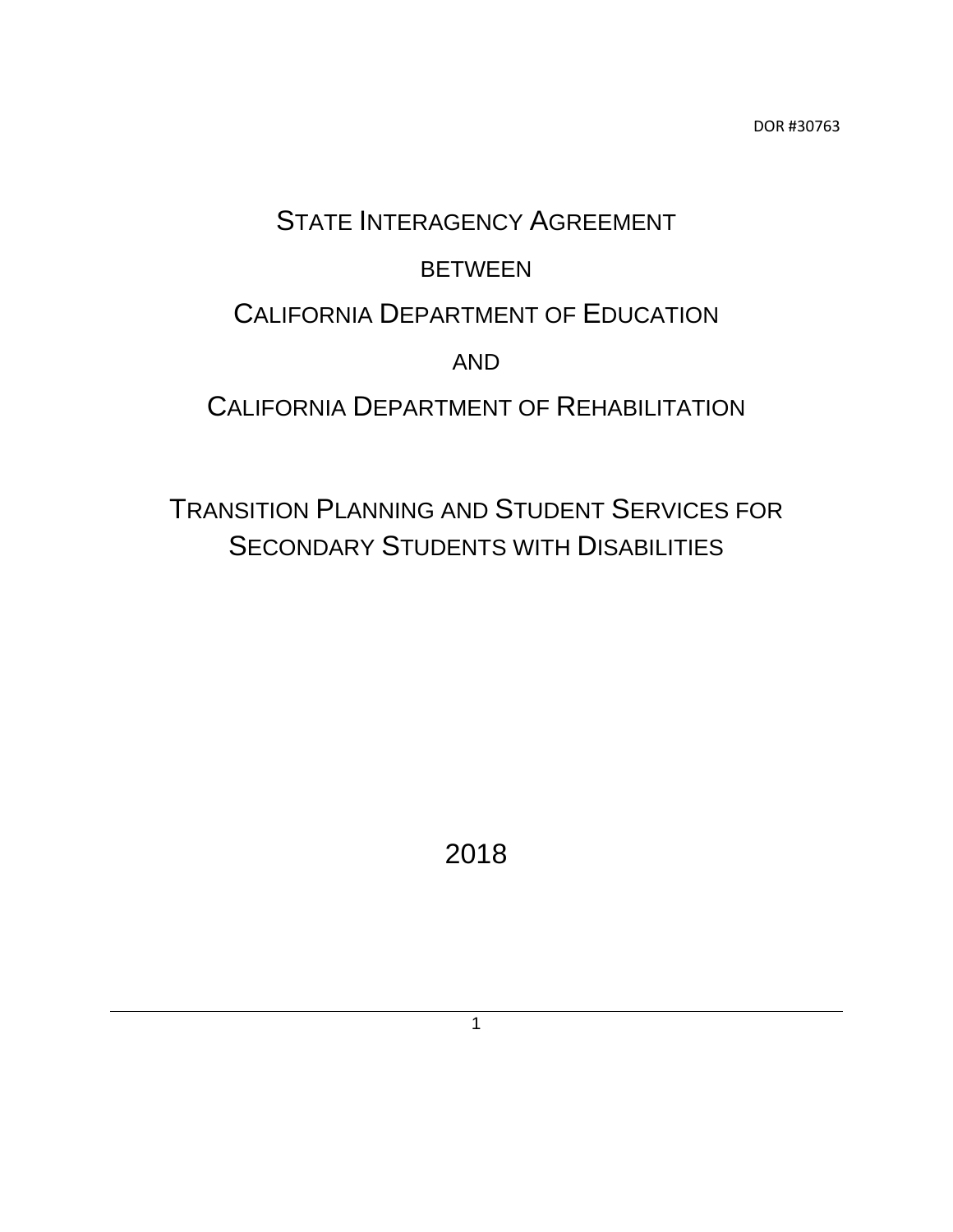DOR #30763

# State Interagency Agreement

between

# California Department of Education

and

# California Department of Rehabilitation

## Transition Planning and Student Services for Secondary Students with Disabilities

2018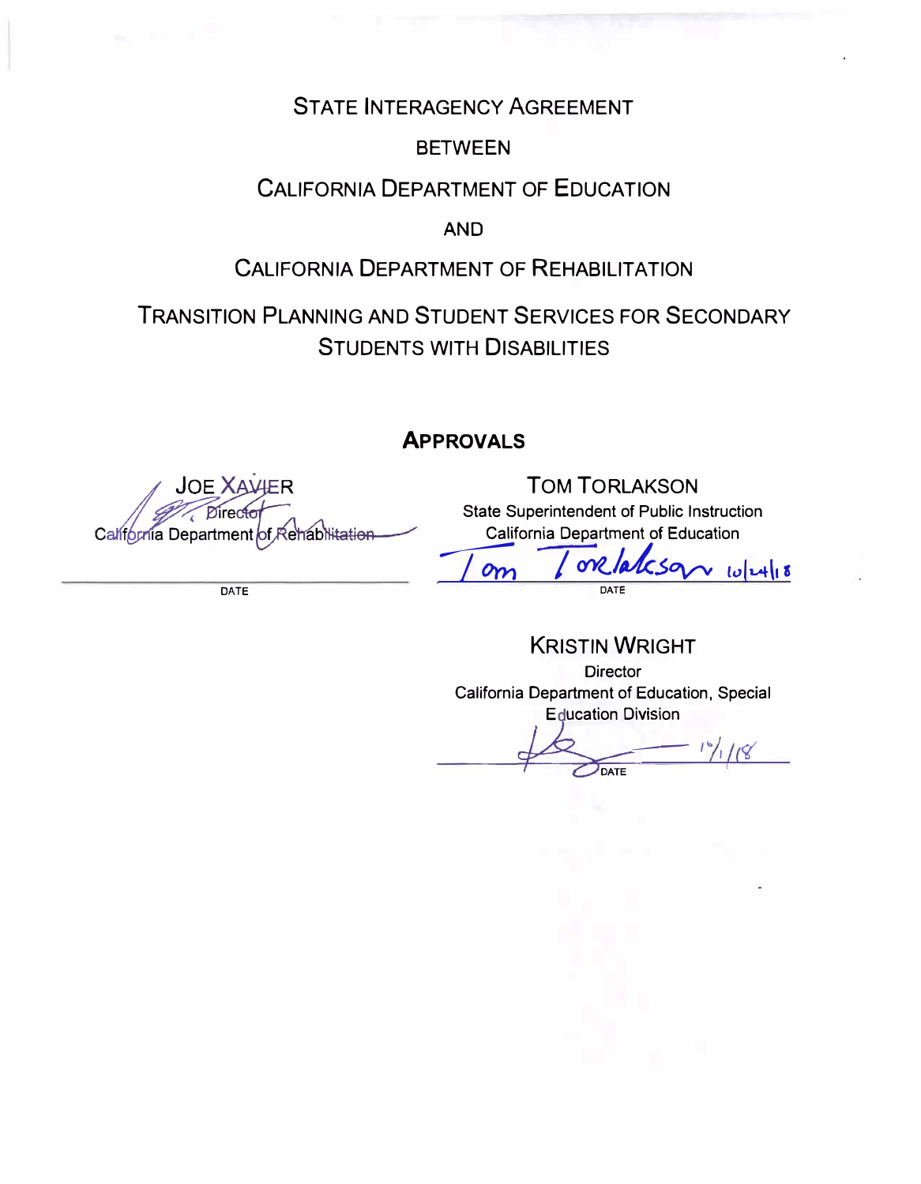# State Interagency Agreement

## Between

## California Department of Education

## And

## California Department of Rehabilitation

## Transition Planning and Student Services for Secondary Students with Disabilities

### Approvals

**Joe Xavier**
Director
California Department of Rehabilitation

DATE

**Tom Torlakson**
State Superintendent of Public Instruction
California Department of Education

Tom Torlakson 10/24/18
DATE

**Kristin Wright**
Director
California Department of Education, Special Education Division

10/1/18
DATE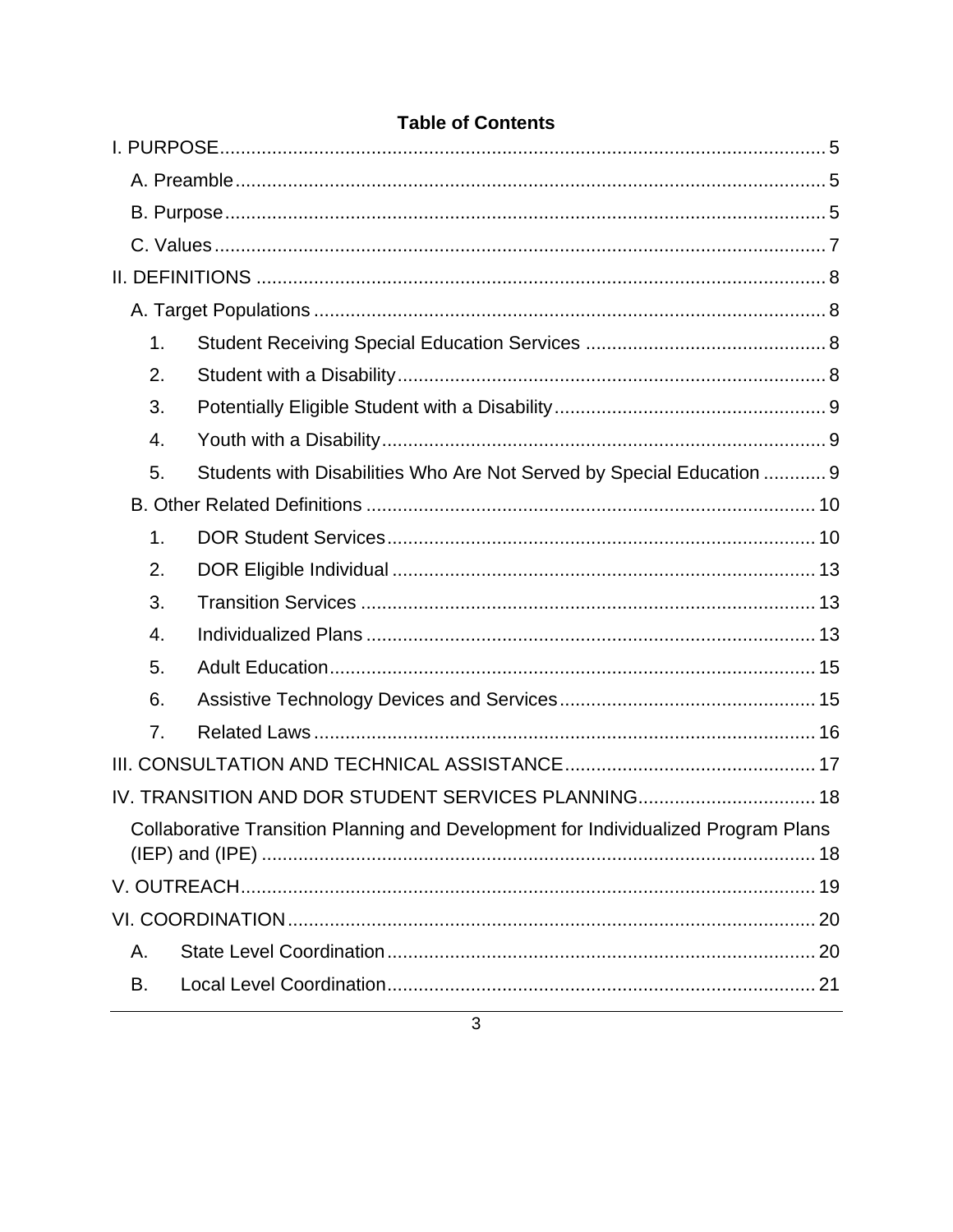# Table of Contents

I. PURPOSE .... 5

- A. Preamble .... 5
- B. Purpose .... 5
- C. Values .... 7

II. DEFINITIONS .... 8

- A. Target Populations .... 8
  1. Student Receiving Special Education Services .... 8
  2. Student with a Disability .... 8
  3. Potentially Eligible Student with a Disability .... 9
  4. Youth with a Disability .... 9
  5. Students with Disabilities Who Are Not Served by Special Education .... 9
- B. Other Related Definitions .... 10
  1. DOR Student Services .... 10
  2. DOR Eligible Individual .... 13
  3. Transition Services .... 13
  4. Individualized Plans .... 13
  5. Adult Education .... 15
  6. Assistive Technology Devices and Services .... 15
  7. Related Laws .... 16

III. CONSULTATION AND TECHNICAL ASSISTANCE .... 17

IV. TRANSITION AND DOR STUDENT SERVICES PLANNING .... 18

- Collaborative Transition Planning and Development for Individualized Program Plans (IEP) and (IPE) .... 18

V. OUTREACH .... 19

VI. COORDINATION .... 20

- A. State Level Coordination .... 20
- B. Local Level Coordination .... 21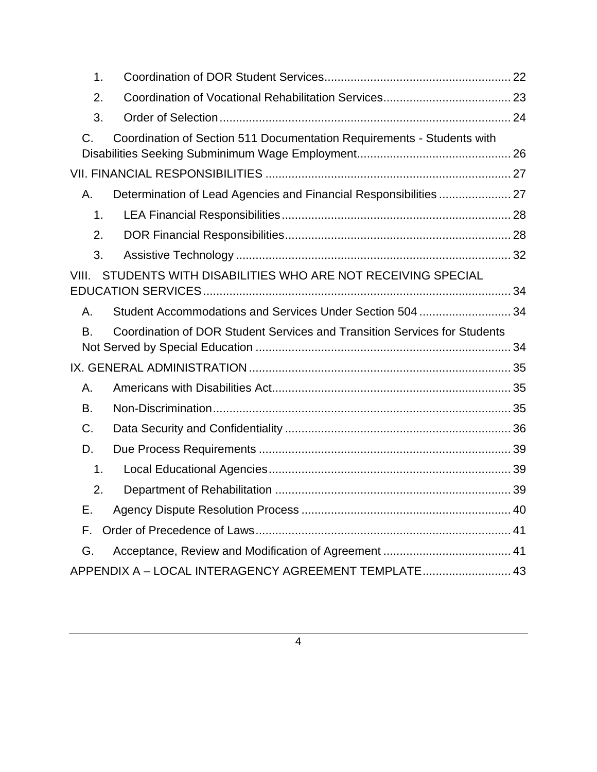1. Coordination of DOR Student Services ........................................................ 22
2. Coordination of Vocational Rehabilitation Services ...................................... 23
3. Order of Selection ........................................................................................ 24

C. Coordination of Section 511 Documentation Requirements - Students with Disabilities Seeking Subminimum Wage Employment .............................................. 26

VII. FINANCIAL RESPONSIBILITIES .......................................................................... 27

A. Determination of Lead Agencies and Financial Responsibilities ...................... 27

1. LEA Financial Responsibilities ..................................................................... 28
2. DOR Financial Responsibilities .................................................................... 28
3. Assistive Technology ................................................................................... 32

VIII. STUDENTS WITH DISABILITIES WHO ARE NOT RECEIVING SPECIAL EDUCATION SERVICES ............................................................................................. 34

A. Student Accommodations and Services Under Section 504 ............................ 34

B. Coordination of DOR Student Services and Transition Services for Students Not Served by Special Education ............................................................................. 34

IX. GENERAL ADMINISTRATION ............................................................................... 35

A. Americans with Disabilities Act ........................................................................ 35

B. Non-Discrimination .......................................................................................... 35

C. Data Security and Confidentiality .................................................................... 36

D. Due Process Requirements ............................................................................ 39

1. Local Educational Agencies ......................................................................... 39
2. Department of Rehabilitation ....................................................................... 39

E. Agency Dispute Resolution Process ............................................................... 40

F. Order of Precedence of Laws ............................................................................. 41

G. Acceptance, Review and Modification of Agreement ....................................... 41

APPENDIX A – LOCAL INTERAGENCY AGREEMENT TEMPLATE ........................... 43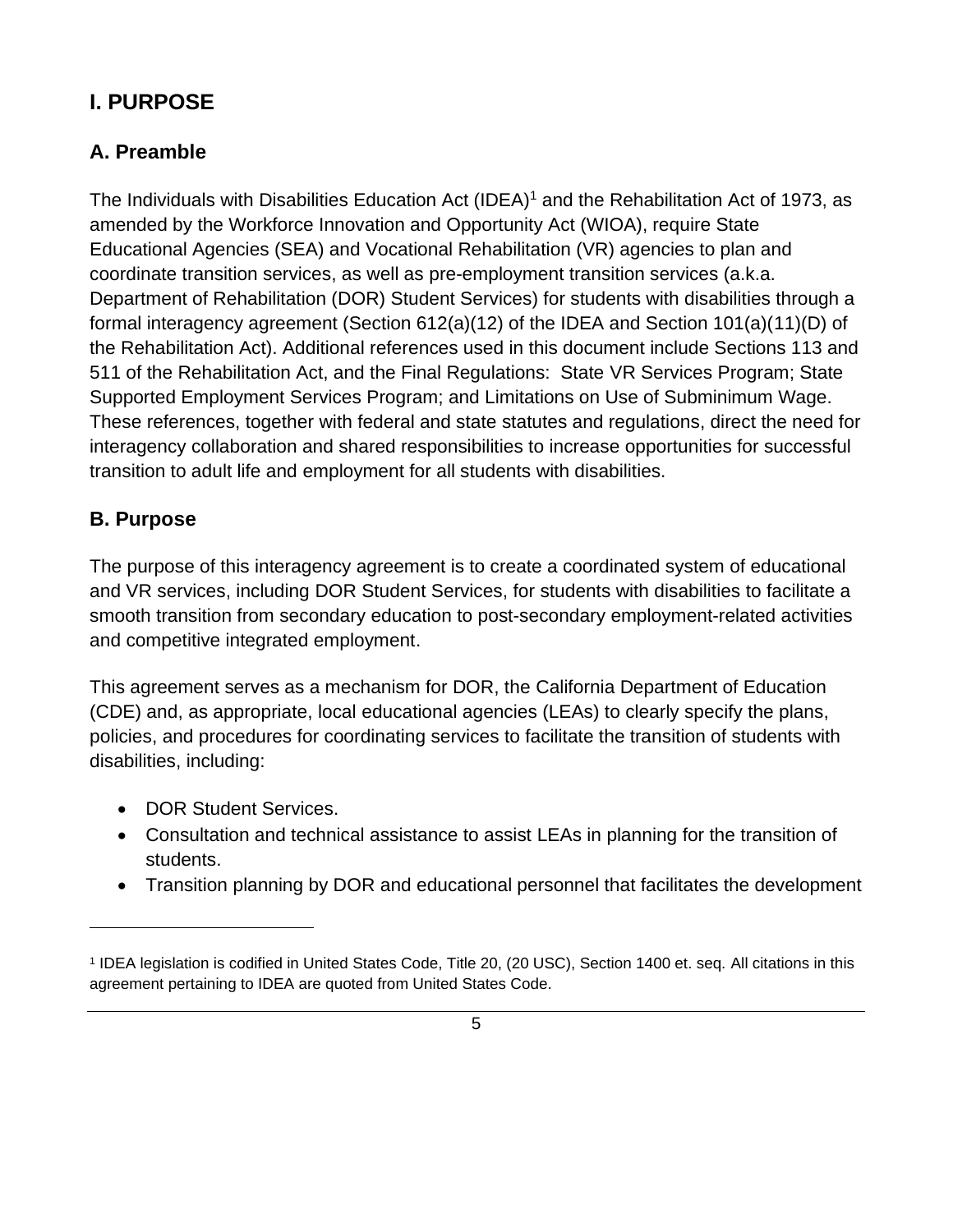## I. PURPOSE

### A. Preamble

The Individuals with Disabilities Education Act (IDEA)[1] and the Rehabilitation Act of 1973, as amended by the Workforce Innovation and Opportunity Act (WIOA), require State Educational Agencies (SEA) and Vocational Rehabilitation (VR) agencies to plan and coordinate transition services, as well as pre-employment transition services (a.k.a. Department of Rehabilitation (DOR) Student Services) for students with disabilities through a formal interagency agreement (Section 612(a)(12) of the IDEA and Section 101(a)(11)(D) of the Rehabilitation Act). Additional references used in this document include Sections 113 and 511 of the Rehabilitation Act, and the Final Regulations: State VR Services Program; State Supported Employment Services Program; and Limitations on Use of Subminimum Wage. These references, together with federal and state statutes and regulations, direct the need for interagency collaboration and shared responsibilities to increase opportunities for successful transition to adult life and employment for all students with disabilities.

### B. Purpose

The purpose of this interagency agreement is to create a coordinated system of educational and VR services, including DOR Student Services, for students with disabilities to facilitate a smooth transition from secondary education to post-secondary employment-related activities and competitive integrated employment.

This agreement serves as a mechanism for DOR, the California Department of Education (CDE) and, as appropriate, local educational agencies (LEAs) to clearly specify the plans, policies, and procedures for coordinating services to facilitate the transition of students with disabilities, including:

- DOR Student Services.
- Consultation and technical assistance to assist LEAs in planning for the transition of students.
- Transition planning by DOR and educational personnel that facilitates the development

[1] IDEA legislation is codified in United States Code, Title 20, (20 USC), Section 1400 et. seq. All citations in this agreement pertaining to IDEA are quoted from United States Code.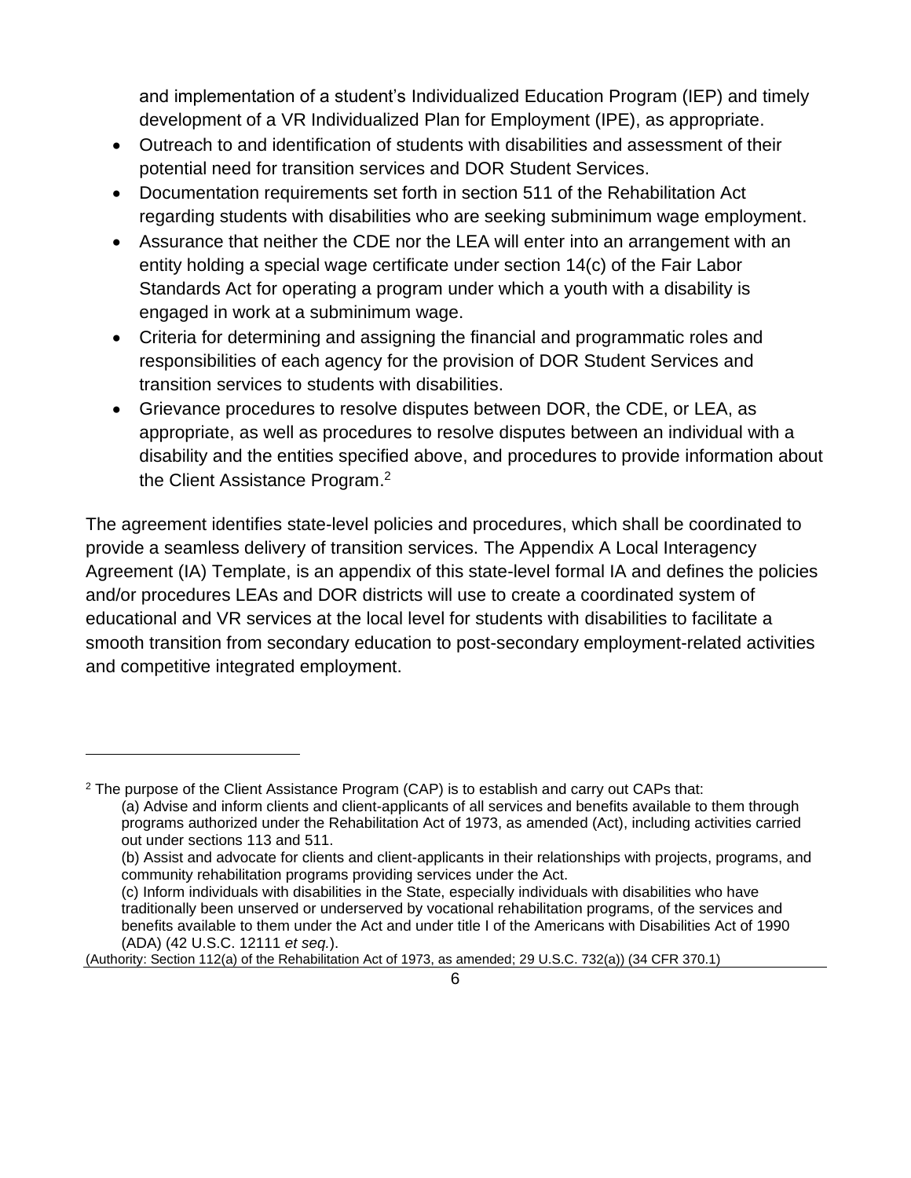and implementation of a student's Individualized Education Program (IEP) and timely development of a VR Individualized Plan for Employment (IPE), as appropriate.

- Outreach to and identification of students with disabilities and assessment of their potential need for transition services and DOR Student Services.
- Documentation requirements set forth in section 511 of the Rehabilitation Act regarding students with disabilities who are seeking subminimum wage employment.
- Assurance that neither the CDE nor the LEA will enter into an arrangement with an entity holding a special wage certificate under section 14(c) of the Fair Labor Standards Act for operating a program under which a youth with a disability is engaged in work at a subminimum wage.
- Criteria for determining and assigning the financial and programmatic roles and responsibilities of each agency for the provision of DOR Student Services and transition services to students with disabilities.
- Grievance procedures to resolve disputes between DOR, the CDE, or LEA, as appropriate, as well as procedures to resolve disputes between an individual with a disability and the entities specified above, and procedures to provide information about the Client Assistance Program.[2]

The agreement identifies state-level policies and procedures, which shall be coordinated to provide a seamless delivery of transition services. The Appendix A Local Interagency Agreement (IA) Template, is an appendix of this state-level formal IA and defines the policies and/or procedures LEAs and DOR districts will use to create a coordinated system of educational and VR services at the local level for students with disabilities to facilitate a smooth transition from secondary education to post-secondary employment-related activities and competitive integrated employment.

---

[2] The purpose of the Client Assistance Program (CAP) is to establish and carry out CAPs that:

(a) Advise and inform clients and client-applicants of all services and benefits available to them through programs authorized under the Rehabilitation Act of 1973, as amended (Act), including activities carried out under sections 113 and 511.

(b) Assist and advocate for clients and client-applicants in their relationships with projects, programs, and community rehabilitation programs providing services under the Act.

(c) Inform individuals with disabilities in the State, especially individuals with disabilities who have traditionally been unserved or underserved by vocational rehabilitation programs, of the services and benefits available to them under the Act and under title I of the Americans with Disabilities Act of 1990 (ADA) (42 U.S.C. 12111 *et seq.*).

(Authority: Section 112(a) of the Rehabilitation Act of 1973, as amended; 29 U.S.C. 732(a)) (34 CFR 370.1)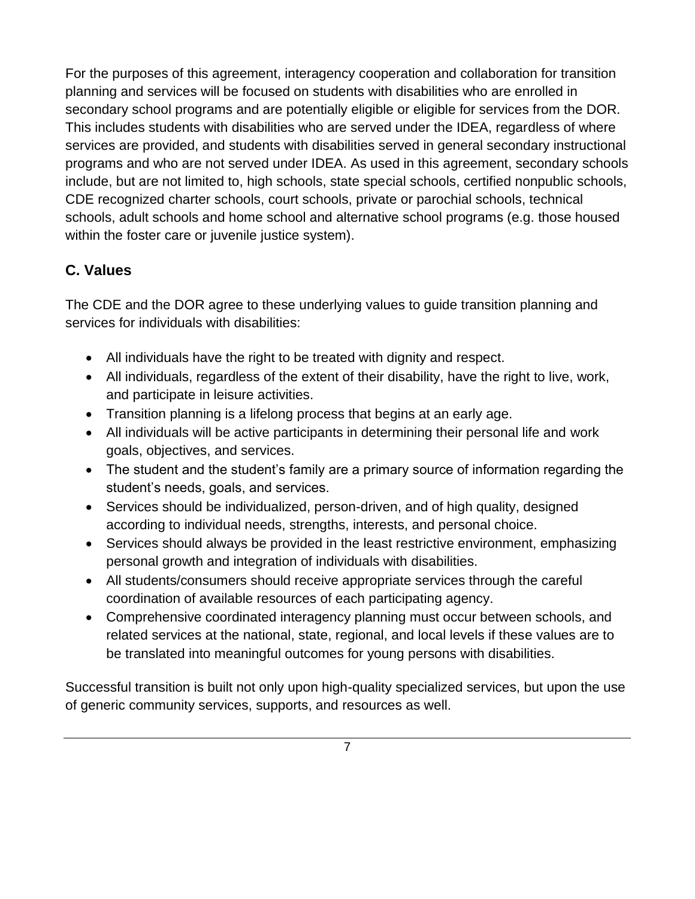For the purposes of this agreement, interagency cooperation and collaboration for transition planning and services will be focused on students with disabilities who are enrolled in secondary school programs and are potentially eligible or eligible for services from the DOR. This includes students with disabilities who are served under the IDEA, regardless of where services are provided, and students with disabilities served in general secondary instructional programs and who are not served under IDEA. As used in this agreement, secondary schools include, but are not limited to, high schools, state special schools, certified nonpublic schools, CDE recognized charter schools, court schools, private or parochial schools, technical schools, adult schools and home school and alternative school programs (e.g. those housed within the foster care or juvenile justice system).

## C. Values

The CDE and the DOR agree to these underlying values to guide transition planning and services for individuals with disabilities:

- All individuals have the right to be treated with dignity and respect.
- All individuals, regardless of the extent of their disability, have the right to live, work, and participate in leisure activities.
- Transition planning is a lifelong process that begins at an early age.
- All individuals will be active participants in determining their personal life and work goals, objectives, and services.
- The student and the student's family are a primary source of information regarding the student's needs, goals, and services.
- Services should be individualized, person-driven, and of high quality, designed according to individual needs, strengths, interests, and personal choice.
- Services should always be provided in the least restrictive environment, emphasizing personal growth and integration of individuals with disabilities.
- All students/consumers should receive appropriate services through the careful coordination of available resources of each participating agency.
- Comprehensive coordinated interagency planning must occur between schools, and related services at the national, state, regional, and local levels if these values are to be translated into meaningful outcomes for young persons with disabilities.

Successful transition is built not only upon high-quality specialized services, but upon the use of generic community services, supports, and resources as well.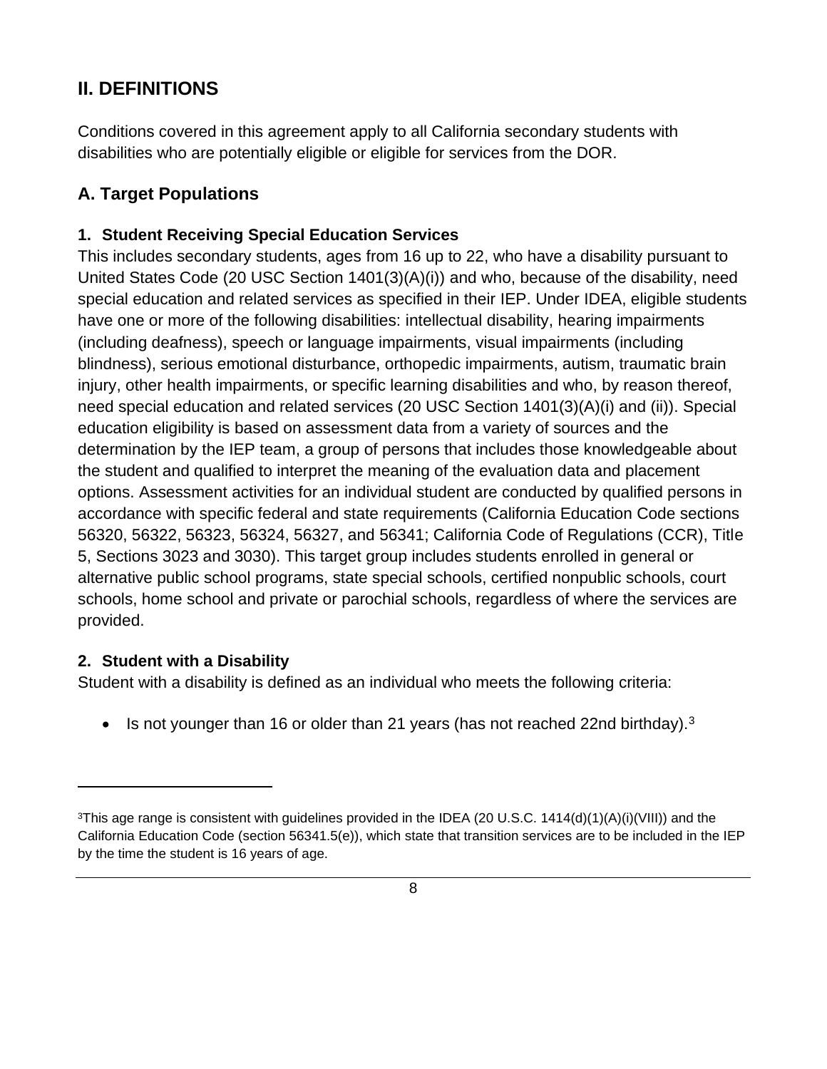## II. DEFINITIONS

Conditions covered in this agreement apply to all California secondary students with disabilities who are potentially eligible or eligible for services from the DOR.

### A. Target Populations

#### 1. Student Receiving Special Education Services

This includes secondary students, ages from 16 up to 22, who have a disability pursuant to United States Code (20 USC Section 1401(3)(A)(i)) and who, because of the disability, need special education and related services as specified in their IEP. Under IDEA, eligible students have one or more of the following disabilities: intellectual disability, hearing impairments (including deafness), speech or language impairments, visual impairments (including blindness), serious emotional disturbance, orthopedic impairments, autism, traumatic brain injury, other health impairments, or specific learning disabilities and who, by reason thereof, need special education and related services (20 USC Section 1401(3)(A)(i) and (ii)). Special education eligibility is based on assessment data from a variety of sources and the determination by the IEP team, a group of persons that includes those knowledgeable about the student and qualified to interpret the meaning of the evaluation data and placement options. Assessment activities for an individual student are conducted by qualified persons in accordance with specific federal and state requirements (California Education Code sections 56320, 56322, 56323, 56324, 56327, and 56341; California Code of Regulations (CCR), Title 5, Sections 3023 and 3030). This target group includes students enrolled in general or alternative public school programs, state special schools, certified nonpublic schools, court schools, home school and private or parochial schools, regardless of where the services are provided.

#### 2. Student with a Disability

Student with a disability is defined as an individual who meets the following criteria:

- Is not younger than 16 or older than 21 years (has not reached 22nd birthday).[3]

---

[3]This age range is consistent with guidelines provided in the IDEA (20 U.S.C. 1414(d)(1)(A)(i)(VIII)) and the California Education Code (section 56341.5(e)), which state that transition services are to be included in the IEP by the time the student is 16 years of age.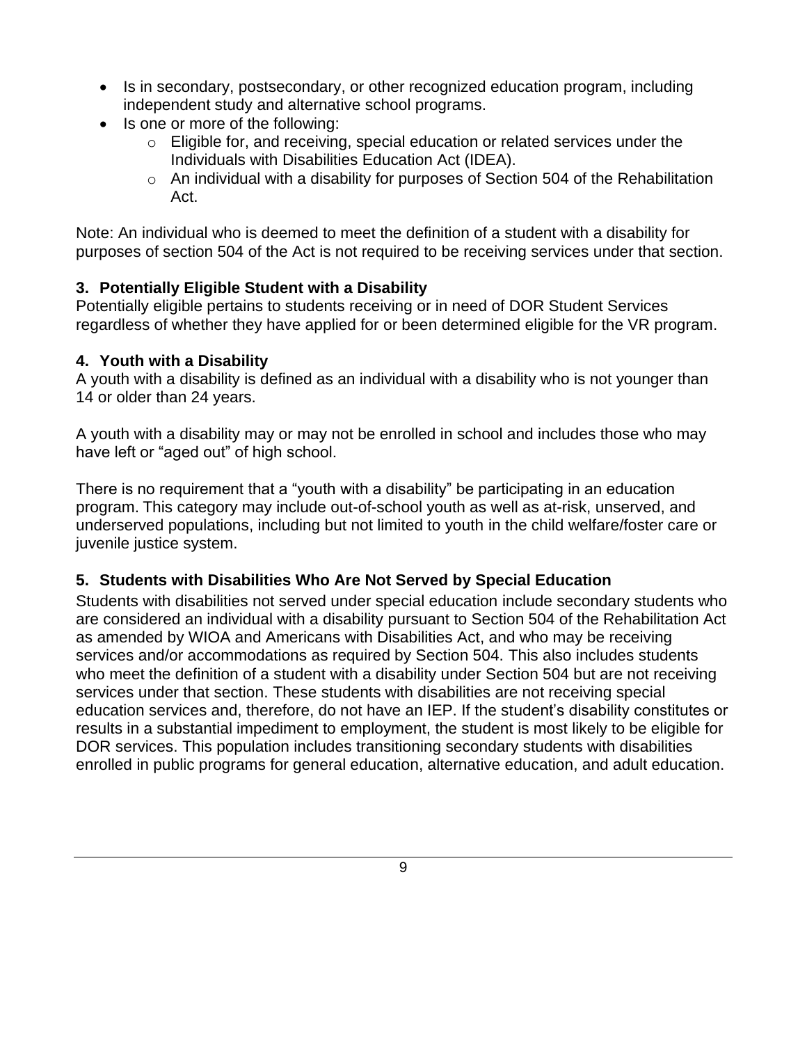- Is in secondary, postsecondary, or other recognized education program, including independent study and alternative school programs.
- Is one or more of the following:
  - Eligible for, and receiving, special education or related services under the Individuals with Disabilities Education Act (IDEA).
  - An individual with a disability for purposes of Section 504 of the Rehabilitation Act.

Note: An individual who is deemed to meet the definition of a student with a disability for purposes of section 504 of the Act is not required to be receiving services under that section.

### 3. Potentially Eligible Student with a Disability

Potentially eligible pertains to students receiving or in need of DOR Student Services regardless of whether they have applied for or been determined eligible for the VR program.

### 4. Youth with a Disability

A youth with a disability is defined as an individual with a disability who is not younger than 14 or older than 24 years.

A youth with a disability may or may not be enrolled in school and includes those who may have left or "aged out" of high school.

There is no requirement that a "youth with a disability" be participating in an education program. This category may include out-of-school youth as well as at-risk, unserved, and underserved populations, including but not limited to youth in the child welfare/foster care or juvenile justice system.

### 5. Students with Disabilities Who Are Not Served by Special Education

Students with disabilities not served under special education include secondary students who are considered an individual with a disability pursuant to Section 504 of the Rehabilitation Act as amended by WIOA and Americans with Disabilities Act, and who may be receiving services and/or accommodations as required by Section 504. This also includes students who meet the definition of a student with a disability under Section 504 but are not receiving services under that section. These students with disabilities are not receiving special education services and, therefore, do not have an IEP. If the student's disability constitutes or results in a substantial impediment to employment, the student is most likely to be eligible for DOR services. This population includes transitioning secondary students with disabilities enrolled in public programs for general education, alternative education, and adult education.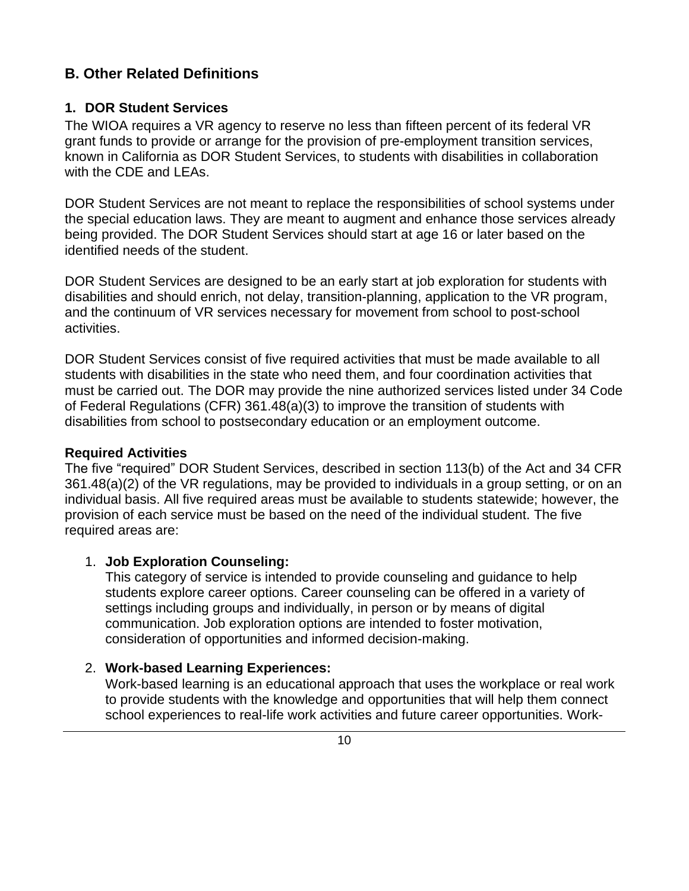## B. Other Related Definitions

### 1. DOR Student Services

The WIOA requires a VR agency to reserve no less than fifteen percent of its federal VR grant funds to provide or arrange for the provision of pre-employment transition services, known in California as DOR Student Services, to students with disabilities in collaboration with the CDE and LEAs.

DOR Student Services are not meant to replace the responsibilities of school systems under the special education laws. They are meant to augment and enhance those services already being provided. The DOR Student Services should start at age 16 or later based on the identified needs of the student.

DOR Student Services are designed to be an early start at job exploration for students with disabilities and should enrich, not delay, transition-planning, application to the VR program, and the continuum of VR services necessary for movement from school to post-school activities.

DOR Student Services consist of five required activities that must be made available to all students with disabilities in the state who need them, and four coordination activities that must be carried out. The DOR may provide the nine authorized services listed under 34 Code of Federal Regulations (CFR) 361.48(a)(3) to improve the transition of students with disabilities from school to postsecondary education or an employment outcome.

**Required Activities**

The five "required" DOR Student Services, described in section 113(b) of the Act and 34 CFR 361.48(a)(2) of the VR regulations, may be provided to individuals in a group setting, or on an individual basis. All five required areas must be available to students statewide; however, the provision of each service must be based on the need of the individual student. The five required areas are:

1. **Job Exploration Counseling:**
   This category of service is intended to provide counseling and guidance to help students explore career options. Career counseling can be offered in a variety of settings including groups and individually, in person or by means of digital communication. Job exploration options are intended to foster motivation, consideration of opportunities and informed decision-making.

2. **Work-based Learning Experiences:**
   Work-based learning is an educational approach that uses the workplace or real work to provide students with the knowledge and opportunities that will help them connect school experiences to real-life work activities and future career opportunities. Work-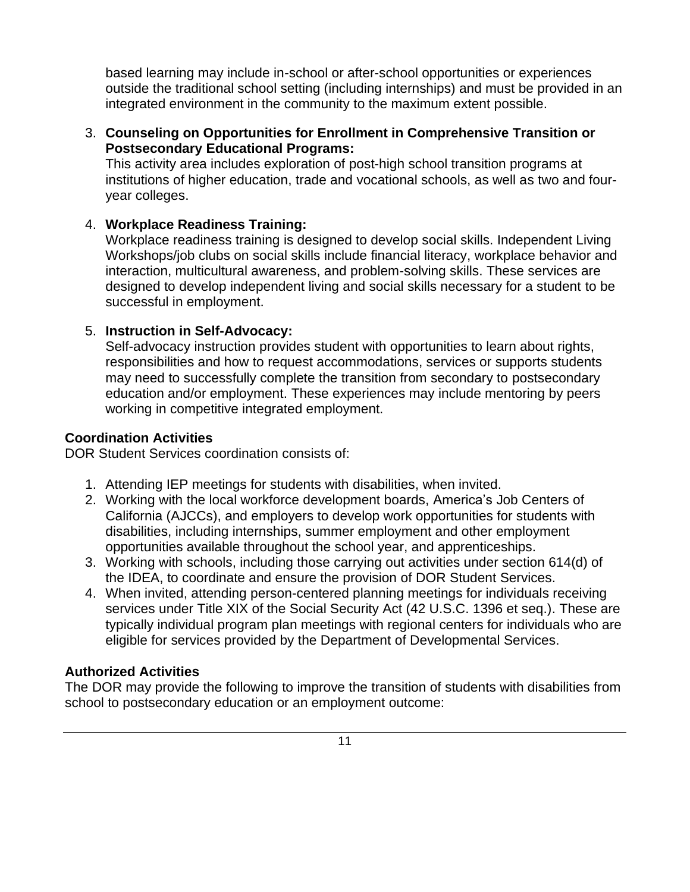based learning may include in-school or after-school opportunities or experiences outside the traditional school setting (including internships) and must be provided in an integrated environment in the community to the maximum extent possible.

3. **Counseling on Opportunities for Enrollment in Comprehensive Transition or Postsecondary Educational Programs:**
   This activity area includes exploration of post-high school transition programs at institutions of higher education, trade and vocational schools, as well as two and four-year colleges.

4. **Workplace Readiness Training:**
   Workplace readiness training is designed to develop social skills. Independent Living Workshops/job clubs on social skills include financial literacy, workplace behavior and interaction, multicultural awareness, and problem-solving skills. These services are designed to develop independent living and social skills necessary for a student to be successful in employment.

5. **Instruction in Self-Advocacy:**
   Self-advocacy instruction provides student with opportunities to learn about rights, responsibilities and how to request accommodations, services or supports students may need to successfully complete the transition from secondary to postsecondary education and/or employment. These experiences may include mentoring by peers working in competitive integrated employment.

**Coordination Activities**

DOR Student Services coordination consists of:

1. Attending IEP meetings for students with disabilities, when invited.
2. Working with the local workforce development boards, America's Job Centers of California (AJCCs), and employers to develop work opportunities for students with disabilities, including internships, summer employment and other employment opportunities available throughout the school year, and apprenticeships.
3. Working with schools, including those carrying out activities under section 614(d) of the IDEA, to coordinate and ensure the provision of DOR Student Services.
4. When invited, attending person-centered planning meetings for individuals receiving services under Title XIX of the Social Security Act (42 U.S.C. 1396 et seq.). These are typically individual program plan meetings with regional centers for individuals who are eligible for services provided by the Department of Developmental Services.

**Authorized Activities**

The DOR may provide the following to improve the transition of students with disabilities from school to postsecondary education or an employment outcome: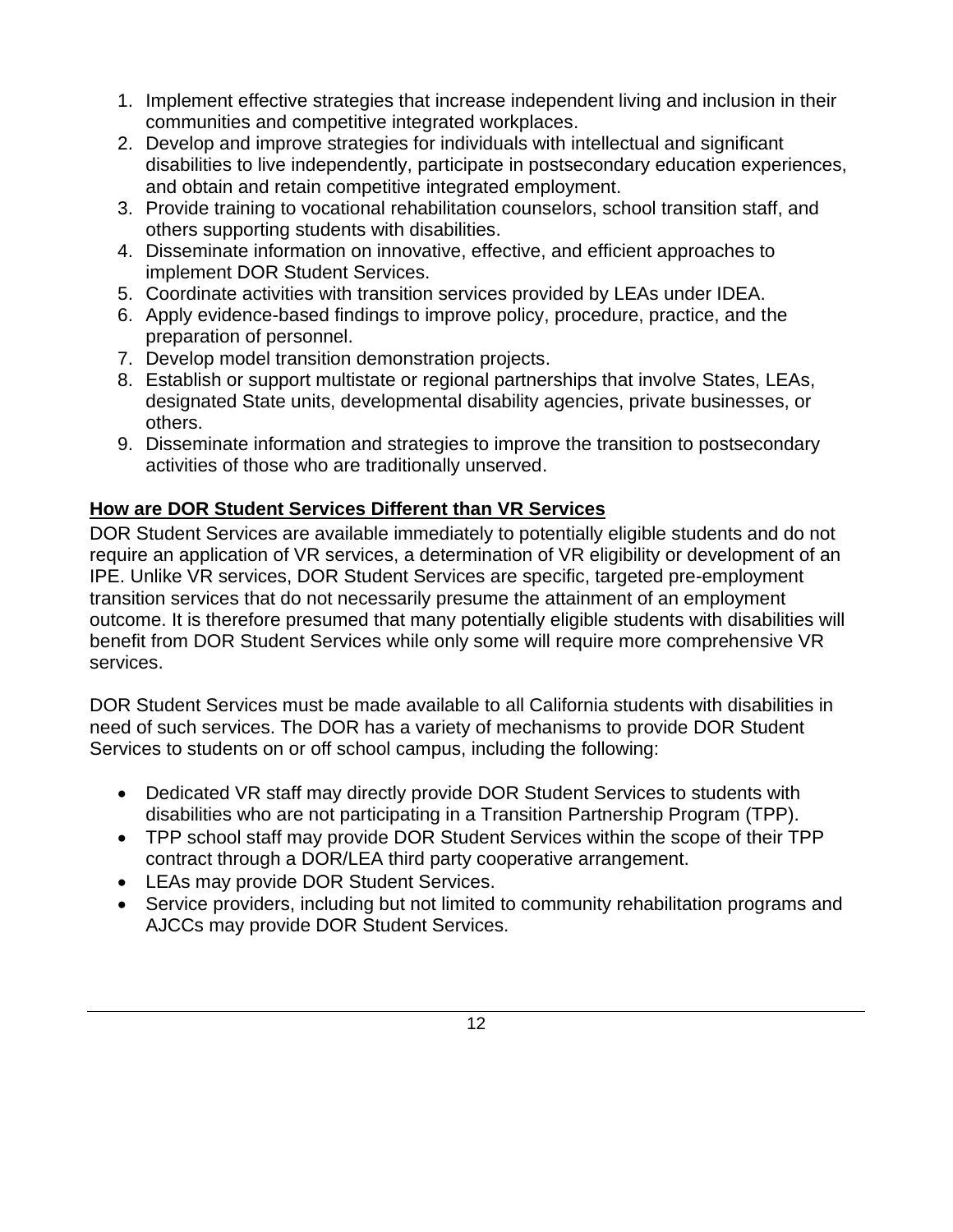1. Implement effective strategies that increase independent living and inclusion in their communities and competitive integrated workplaces.
2. Develop and improve strategies for individuals with intellectual and significant disabilities to live independently, participate in postsecondary education experiences, and obtain and retain competitive integrated employment.
3. Provide training to vocational rehabilitation counselors, school transition staff, and others supporting students with disabilities.
4. Disseminate information on innovative, effective, and efficient approaches to implement DOR Student Services.
5. Coordinate activities with transition services provided by LEAs under IDEA.
6. Apply evidence-based findings to improve policy, procedure, practice, and the preparation of personnel.
7. Develop model transition demonstration projects.
8. Establish or support multistate or regional partnerships that involve States, LEAs, designated State units, developmental disability agencies, private businesses, or others.
9. Disseminate information and strategies to improve the transition to postsecondary activities of those who are traditionally unserved.

## How are DOR Student Services Different than VR Services

DOR Student Services are available immediately to potentially eligible students and do not require an application of VR services, a determination of VR eligibility or development of an IPE. Unlike VR services, DOR Student Services are specific, targeted pre-employment transition services that do not necessarily presume the attainment of an employment outcome. It is therefore presumed that many potentially eligible students with disabilities will benefit from DOR Student Services while only some will require more comprehensive VR services.

DOR Student Services must be made available to all California students with disabilities in need of such services. The DOR has a variety of mechanisms to provide DOR Student Services to students on or off school campus, including the following:

- Dedicated VR staff may directly provide DOR Student Services to students with disabilities who are not participating in a Transition Partnership Program (TPP).
- TPP school staff may provide DOR Student Services within the scope of their TPP contract through a DOR/LEA third party cooperative arrangement.
- LEAs may provide DOR Student Services.
- Service providers, including but not limited to community rehabilitation programs and AJCCs may provide DOR Student Services.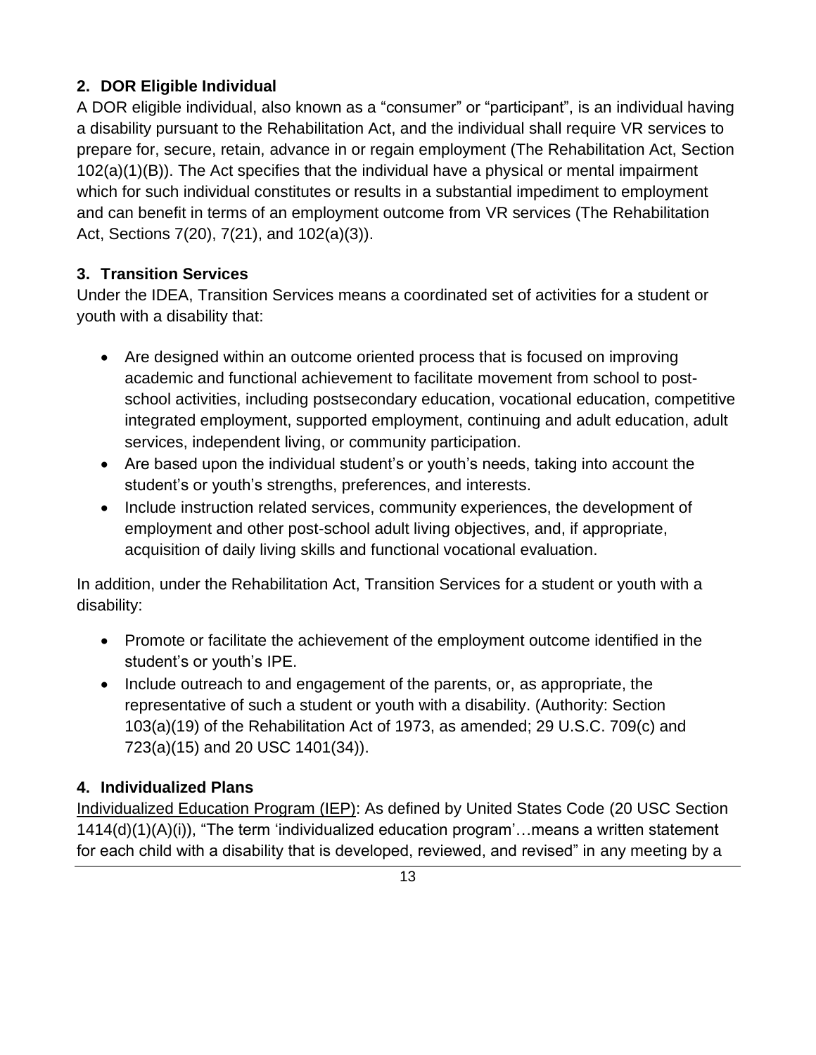### 2. DOR Eligible Individual

A DOR eligible individual, also known as a "consumer" or "participant", is an individual having a disability pursuant to the Rehabilitation Act, and the individual shall require VR services to prepare for, secure, retain, advance in or regain employment (The Rehabilitation Act, Section 102(a)(1)(B)). The Act specifies that the individual have a physical or mental impairment which for such individual constitutes or results in a substantial impediment to employment and can benefit in terms of an employment outcome from VR services (The Rehabilitation Act, Sections 7(20), 7(21), and 102(a)(3)).

### 3. Transition Services

Under the IDEA, Transition Services means a coordinated set of activities for a student or youth with a disability that:

- Are designed within an outcome oriented process that is focused on improving academic and functional achievement to facilitate movement from school to post-school activities, including postsecondary education, vocational education, competitive integrated employment, supported employment, continuing and adult education, adult services, independent living, or community participation.
- Are based upon the individual student's or youth's needs, taking into account the student's or youth's strengths, preferences, and interests.
- Include instruction related services, community experiences, the development of employment and other post-school adult living objectives, and, if appropriate, acquisition of daily living skills and functional vocational evaluation.

In addition, under the Rehabilitation Act, Transition Services for a student or youth with a disability:

- Promote or facilitate the achievement of the employment outcome identified in the student's or youth's IPE.
- Include outreach to and engagement of the parents, or, as appropriate, the representative of such a student or youth with a disability. (Authority: Section 103(a)(19) of the Rehabilitation Act of 1973, as amended; 29 U.S.C. 709(c) and 723(a)(15) and 20 USC 1401(34)).

### 4. Individualized Plans

<u>Individualized Education Program (IEP)</u>: As defined by United States Code (20 USC Section 1414(d)(1)(A)(i)), "The term 'individualized education program'…means a written statement for each child with a disability that is developed, reviewed, and revised" in any meeting by a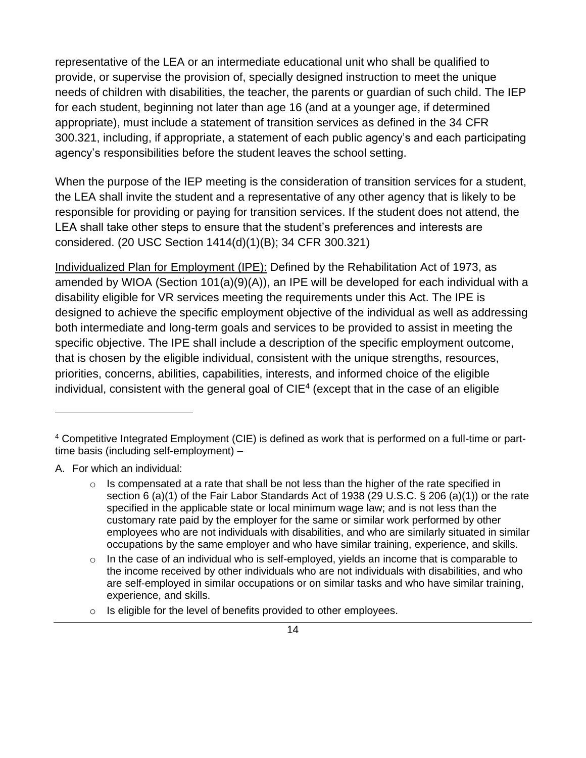representative of the LEA or an intermediate educational unit who shall be qualified to provide, or supervise the provision of, specially designed instruction to meet the unique needs of children with disabilities, the teacher, the parents or guardian of such child. The IEP for each student, beginning not later than age 16 (and at a younger age, if determined appropriate), must include a statement of transition services as defined in the 34 CFR 300.321, including, if appropriate, a statement of each public agency's and each participating agency's responsibilities before the student leaves the school setting.

When the purpose of the IEP meeting is the consideration of transition services for a student, the LEA shall invite the student and a representative of any other agency that is likely to be responsible for providing or paying for transition services. If the student does not attend, the LEA shall take other steps to ensure that the student's preferences and interests are considered. (20 USC Section 1414(d)(1)(B); 34 CFR 300.321)

<u>Individualized Plan for Employment (IPE):</u> Defined by the Rehabilitation Act of 1973, as amended by WIOA (Section 101(a)(9)(A)), an IPE will be developed for each individual with a disability eligible for VR services meeting the requirements under this Act. The IPE is designed to achieve the specific employment objective of the individual as well as addressing both intermediate and long-term goals and services to be provided to assist in meeting the specific objective. The IPE shall include a description of the specific employment outcome, that is chosen by the eligible individual, consistent with the unique strengths, resources, priorities, concerns, abilities, capabilities, interests, and informed choice of the eligible individual, consistent with the general goal of CIE[4] (except that in the case of an eligible

---

[4] Competitive Integrated Employment (CIE) is defined as work that is performed on a full-time or part-time basis (including self-employment) –

A. For which an individual:

   - Is compensated at a rate that shall be not less than the higher of the rate specified in section 6 (a)(1) of the Fair Labor Standards Act of 1938 (29 U.S.C. § 206 (a)(1)) or the rate specified in the applicable state or local minimum wage law; and is not less than the customary rate paid by the employer for the same or similar work performed by other employees who are not individuals with disabilities, and who are similarly situated in similar occupations by the same employer and who have similar training, experience, and skills.
   - In the case of an individual who is self-employed, yields an income that is comparable to the income received by other individuals who are not individuals with disabilities, and who are self-employed in similar occupations or on similar tasks and who have similar training, experience, and skills.
   - Is eligible for the level of benefits provided to other employees.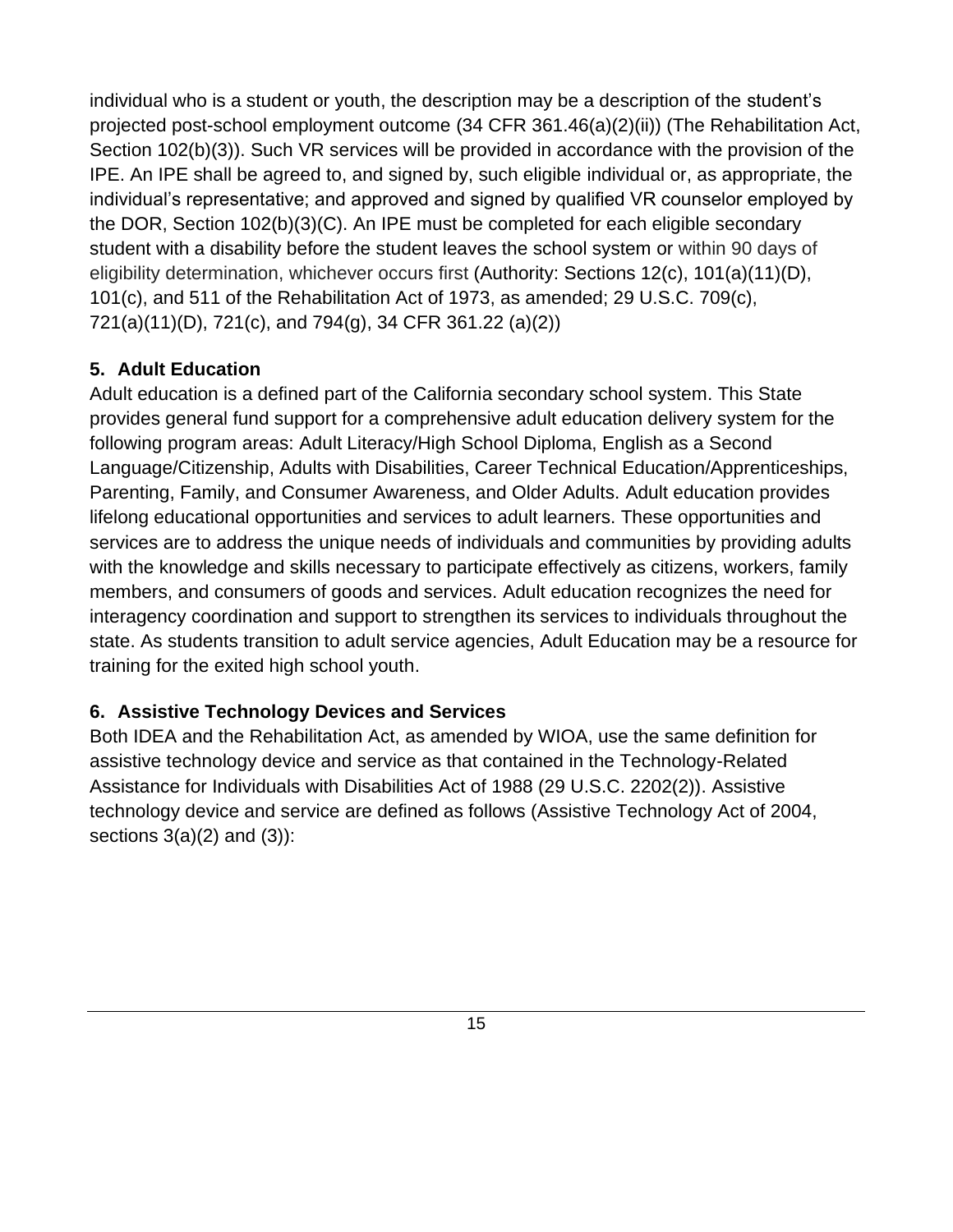individual who is a student or youth, the description may be a description of the student's projected post-school employment outcome (34 CFR 361.46(a)(2)(ii)) (The Rehabilitation Act, Section 102(b)(3)). Such VR services will be provided in accordance with the provision of the IPE. An IPE shall be agreed to, and signed by, such eligible individual or, as appropriate, the individual's representative; and approved and signed by qualified VR counselor employed by the DOR, Section 102(b)(3)(C). An IPE must be completed for each eligible secondary student with a disability before the student leaves the school system or within 90 days of eligibility determination, whichever occurs first (Authority: Sections 12(c), 101(a)(11)(D), 101(c), and 511 of the Rehabilitation Act of 1973, as amended; 29 U.S.C. 709(c), 721(a)(11)(D), 721(c), and 794(g), 34 CFR 361.22 (a)(2))

### 5. Adult Education

Adult education is a defined part of the California secondary school system. This State provides general fund support for a comprehensive adult education delivery system for the following program areas: Adult Literacy/High School Diploma, English as a Second Language/Citizenship, Adults with Disabilities, Career Technical Education/Apprenticeships, Parenting, Family, and Consumer Awareness, and Older Adults. Adult education provides lifelong educational opportunities and services to adult learners. These opportunities and services are to address the unique needs of individuals and communities by providing adults with the knowledge and skills necessary to participate effectively as citizens, workers, family members, and consumers of goods and services. Adult education recognizes the need for interagency coordination and support to strengthen its services to individuals throughout the state. As students transition to adult service agencies, Adult Education may be a resource for training for the exited high school youth.

### 6. Assistive Technology Devices and Services

Both IDEA and the Rehabilitation Act, as amended by WIOA, use the same definition for assistive technology device and service as that contained in the Technology-Related Assistance for Individuals with Disabilities Act of 1988 (29 U.S.C. 2202(2)). Assistive technology device and service are defined as follows (Assistive Technology Act of 2004, sections 3(a)(2) and (3)):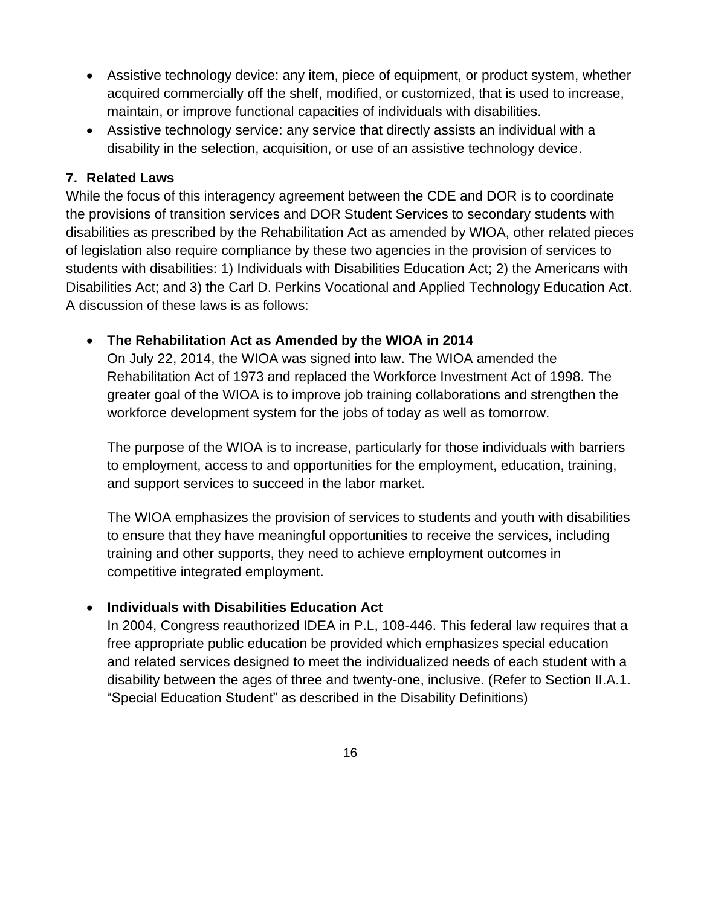- Assistive technology device: any item, piece of equipment, or product system, whether acquired commercially off the shelf, modified, or customized, that is used to increase, maintain, or improve functional capacities of individuals with disabilities.
- Assistive technology service: any service that directly assists an individual with a disability in the selection, acquisition, or use of an assistive technology device.

**7. Related Laws**

While the focus of this interagency agreement between the CDE and DOR is to coordinate the provisions of transition services and DOR Student Services to secondary students with disabilities as prescribed by the Rehabilitation Act as amended by WIOA, other related pieces of legislation also require compliance by these two agencies in the provision of services to students with disabilities: 1) Individuals with Disabilities Education Act; 2) the Americans with Disabilities Act; and 3) the Carl D. Perkins Vocational and Applied Technology Education Act. A discussion of these laws is as follows:

- **The Rehabilitation Act as Amended by the WIOA in 2014**

  On July 22, 2014, the WIOA was signed into law. The WIOA amended the Rehabilitation Act of 1973 and replaced the Workforce Investment Act of 1998. The greater goal of the WIOA is to improve job training collaborations and strengthen the workforce development system for the jobs of today as well as tomorrow.

  The purpose of the WIOA is to increase, particularly for those individuals with barriers to employment, access to and opportunities for the employment, education, training, and support services to succeed in the labor market.

  The WIOA emphasizes the provision of services to students and youth with disabilities to ensure that they have meaningful opportunities to receive the services, including training and other supports, they need to achieve employment outcomes in competitive integrated employment.

- **Individuals with Disabilities Education Act**

  In 2004, Congress reauthorized IDEA in P.L, 108-446. This federal law requires that a free appropriate public education be provided which emphasizes special education and related services designed to meet the individualized needs of each student with a disability between the ages of three and twenty-one, inclusive. (Refer to Section II.A.1. "Special Education Student" as described in the Disability Definitions)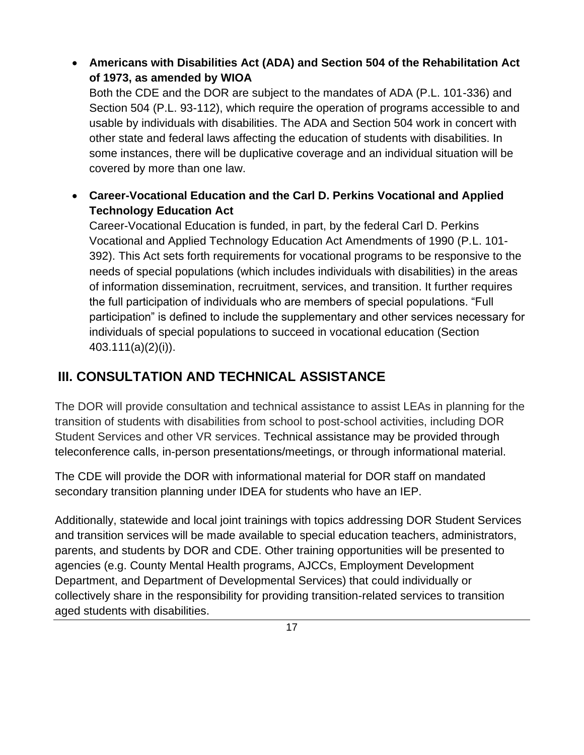- **Americans with Disabilities Act (ADA) and Section 504 of the Rehabilitation Act of 1973, as amended by WIOA**
  Both the CDE and the DOR are subject to the mandates of ADA (P.L. 101-336) and Section 504 (P.L. 93-112), which require the operation of programs accessible to and usable by individuals with disabilities. The ADA and Section 504 work in concert with other state and federal laws affecting the education of students with disabilities. In some instances, there will be duplicative coverage and an individual situation will be covered by more than one law.

- **Career-Vocational Education and the Carl D. Perkins Vocational and Applied Technology Education Act**
  Career-Vocational Education is funded, in part, by the federal Carl D. Perkins Vocational and Applied Technology Education Act Amendments of 1990 (P.L. 101-392). This Act sets forth requirements for vocational programs to be responsive to the needs of special populations (which includes individuals with disabilities) in the areas of information dissemination, recruitment, services, and transition. It further requires the full participation of individuals who are members of special populations. "Full participation" is defined to include the supplementary and other services necessary for individuals of special populations to succeed in vocational education (Section 403.111(a)(2)(i)).

## III. CONSULTATION AND TECHNICAL ASSISTANCE

The DOR will provide consultation and technical assistance to assist LEAs in planning for the transition of students with disabilities from school to post-school activities, including DOR Student Services and other VR services. Technical assistance may be provided through teleconference calls, in-person presentations/meetings, or through informational material.

The CDE will provide the DOR with informational material for DOR staff on mandated secondary transition planning under IDEA for students who have an IEP.

Additionally, statewide and local joint trainings with topics addressing DOR Student Services and transition services will be made available to special education teachers, administrators, parents, and students by DOR and CDE. Other training opportunities will be presented to agencies (e.g. County Mental Health programs, AJCCs, Employment Development Department, and Department of Developmental Services) that could individually or collectively share in the responsibility for providing transition-related services to transition aged students with disabilities.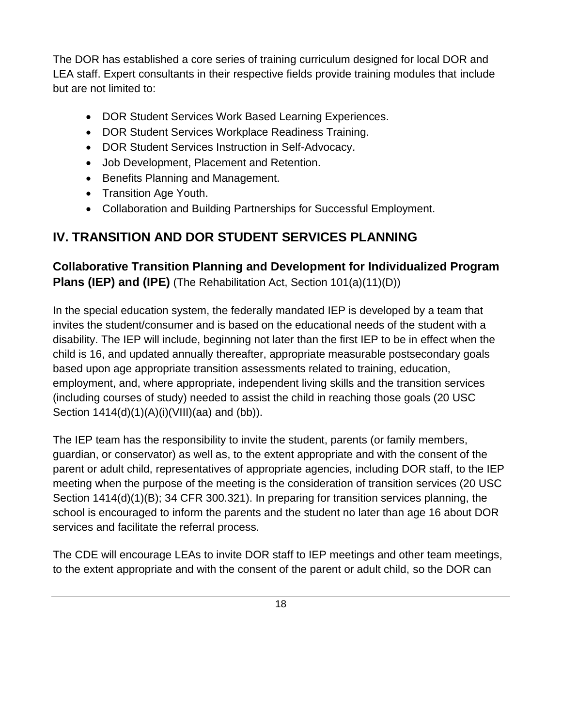The DOR has established a core series of training curriculum designed for local DOR and LEA staff. Expert consultants in their respective fields provide training modules that include but are not limited to:

- DOR Student Services Work Based Learning Experiences.
- DOR Student Services Workplace Readiness Training.
- DOR Student Services Instruction in Self-Advocacy.
- Job Development, Placement and Retention.
- Benefits Planning and Management.
- Transition Age Youth.
- Collaboration and Building Partnerships for Successful Employment.

## IV. TRANSITION AND DOR STUDENT SERVICES PLANNING

### Collaborative Transition Planning and Development for Individualized Program Plans (IEP) and (IPE) (The Rehabilitation Act, Section 101(a)(11)(D))

In the special education system, the federally mandated IEP is developed by a team that invites the student/consumer and is based on the educational needs of the student with a disability. The IEP will include, beginning not later than the first IEP to be in effect when the child is 16, and updated annually thereafter, appropriate measurable postsecondary goals based upon age appropriate transition assessments related to training, education, employment, and, where appropriate, independent living skills and the transition services (including courses of study) needed to assist the child in reaching those goals (20 USC Section 1414(d)(1)(A)(i)(VIII)(aa) and (bb)).

The IEP team has the responsibility to invite the student, parents (or family members, guardian, or conservator) as well as, to the extent appropriate and with the consent of the parent or adult child, representatives of appropriate agencies, including DOR staff, to the IEP meeting when the purpose of the meeting is the consideration of transition services (20 USC Section 1414(d)(1)(B); 34 CFR 300.321). In preparing for transition services planning, the school is encouraged to inform the parents and the student no later than age 16 about DOR services and facilitate the referral process.

The CDE will encourage LEAs to invite DOR staff to IEP meetings and other team meetings, to the extent appropriate and with the consent of the parent or adult child, so the DOR can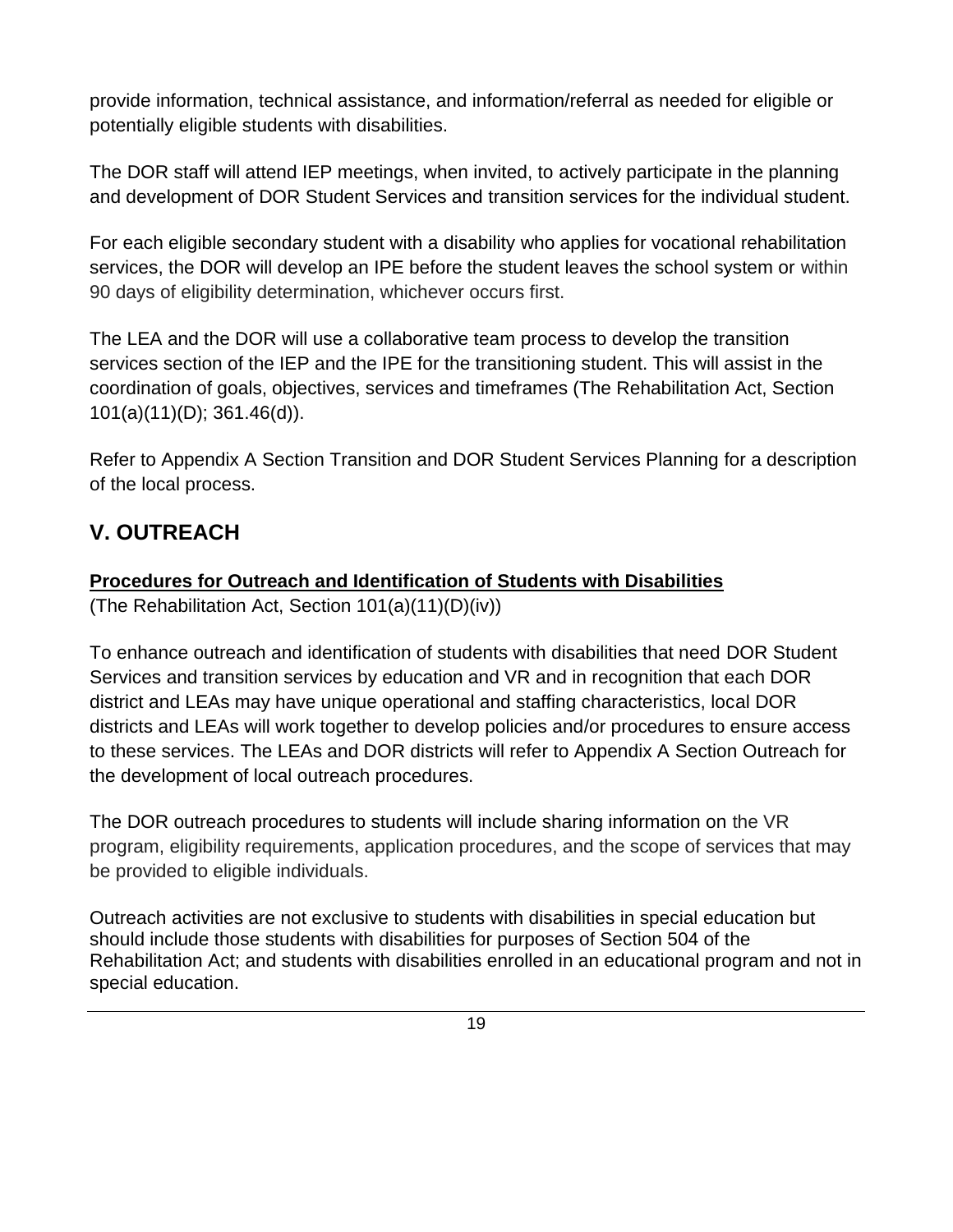provide information, technical assistance, and information/referral as needed for eligible or potentially eligible students with disabilities.

The DOR staff will attend IEP meetings, when invited, to actively participate in the planning and development of DOR Student Services and transition services for the individual student.

For each eligible secondary student with a disability who applies for vocational rehabilitation services, the DOR will develop an IPE before the student leaves the school system or within 90 days of eligibility determination, whichever occurs first.

The LEA and the DOR will use a collaborative team process to develop the transition services section of the IEP and the IPE for the transitioning student. This will assist in the coordination of goals, objectives, services and timeframes (The Rehabilitation Act, Section 101(a)(11)(D); 361.46(d)).

Refer to Appendix A Section Transition and DOR Student Services Planning for a description of the local process.

## V. OUTREACH

**Procedures for Outreach and Identification of Students with Disabilities**
(The Rehabilitation Act, Section 101(a)(11)(D)(iv))

To enhance outreach and identification of students with disabilities that need DOR Student Services and transition services by education and VR and in recognition that each DOR district and LEAs may have unique operational and staffing characteristics, local DOR districts and LEAs will work together to develop policies and/or procedures to ensure access to these services. The LEAs and DOR districts will refer to Appendix A Section Outreach for the development of local outreach procedures.

The DOR outreach procedures to students will include sharing information on the VR program, eligibility requirements, application procedures, and the scope of services that may be provided to eligible individuals.

Outreach activities are not exclusive to students with disabilities in special education but should include those students with disabilities for purposes of Section 504 of the Rehabilitation Act; and students with disabilities enrolled in an educational program and not in special education.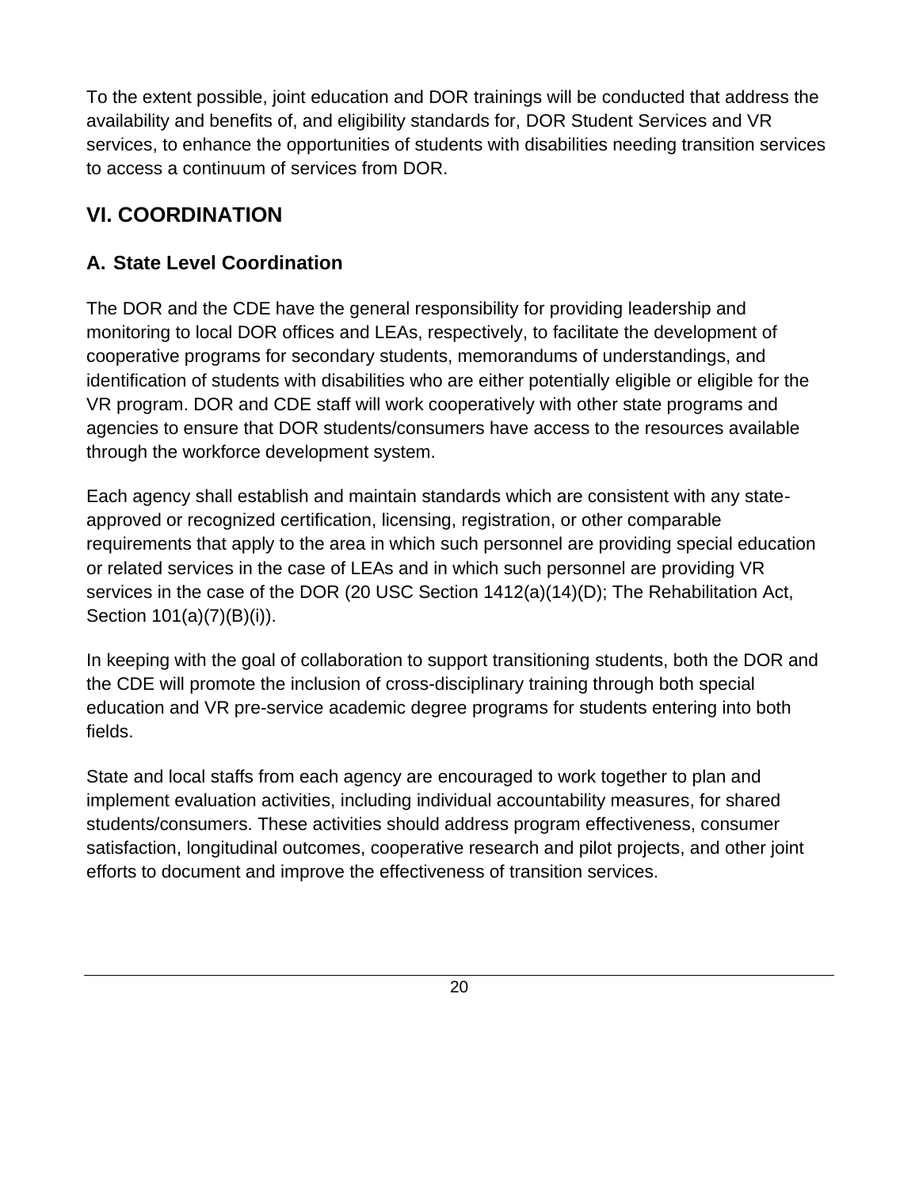To the extent possible, joint education and DOR trainings will be conducted that address the availability and benefits of, and eligibility standards for, DOR Student Services and VR services, to enhance the opportunities of students with disabilities needing transition services to access a continuum of services from DOR.

## VI. COORDINATION

### A. State Level Coordination

The DOR and the CDE have the general responsibility for providing leadership and monitoring to local DOR offices and LEAs, respectively, to facilitate the development of cooperative programs for secondary students, memorandums of understandings, and identification of students with disabilities who are either potentially eligible or eligible for the VR program. DOR and CDE staff will work cooperatively with other state programs and agencies to ensure that DOR students/consumers have access to the resources available through the workforce development system.

Each agency shall establish and maintain standards which are consistent with any state-approved or recognized certification, licensing, registration, or other comparable requirements that apply to the area in which such personnel are providing special education or related services in the case of LEAs and in which such personnel are providing VR services in the case of the DOR (20 USC Section 1412(a)(14)(D); The Rehabilitation Act, Section 101(a)(7)(B)(i)).

In keeping with the goal of collaboration to support transitioning students, both the DOR and the CDE will promote the inclusion of cross-disciplinary training through both special education and VR pre-service academic degree programs for students entering into both fields.

State and local staffs from each agency are encouraged to work together to plan and implement evaluation activities, including individual accountability measures, for shared students/consumers. These activities should address program effectiveness, consumer satisfaction, longitudinal outcomes, cooperative research and pilot projects, and other joint efforts to document and improve the effectiveness of transition services.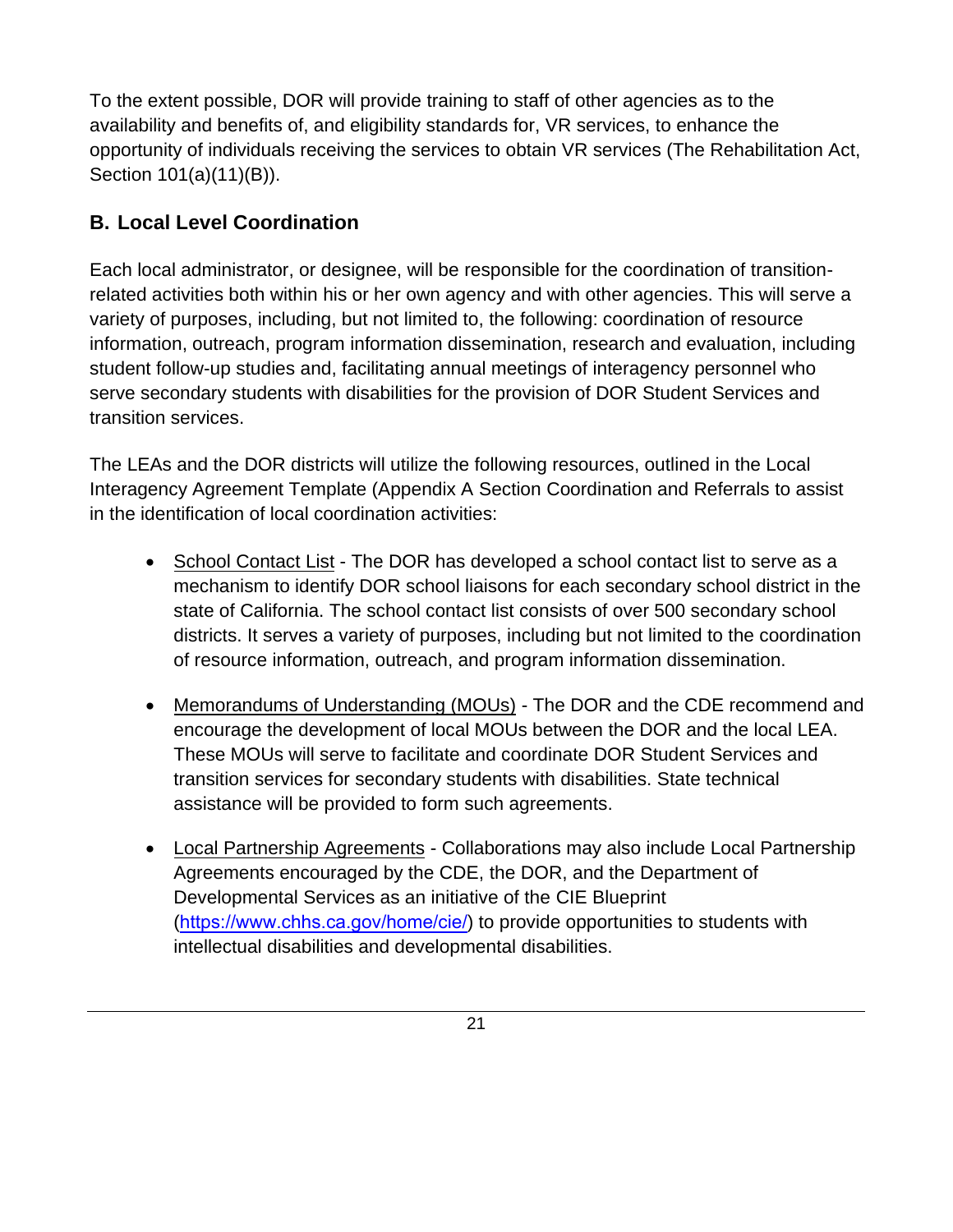To the extent possible, DOR will provide training to staff of other agencies as to the availability and benefits of, and eligibility standards for, VR services, to enhance the opportunity of individuals receiving the services to obtain VR services (The Rehabilitation Act, Section 101(a)(11)(B)).

## B. Local Level Coordination

Each local administrator, or designee, will be responsible for the coordination of transition-related activities both within his or her own agency and with other agencies. This will serve a variety of purposes, including, but not limited to, the following: coordination of resource information, outreach, program information dissemination, research and evaluation, including student follow-up studies and, facilitating annual meetings of interagency personnel who serve secondary students with disabilities for the provision of DOR Student Services and transition services.

The LEAs and the DOR districts will utilize the following resources, outlined in the Local Interagency Agreement Template (Appendix A Section Coordination and Referrals to assist in the identification of local coordination activities:

- School Contact List - The DOR has developed a school contact list to serve as a mechanism to identify DOR school liaisons for each secondary school district in the state of California. The school contact list consists of over 500 secondary school districts. It serves a variety of purposes, including but not limited to the coordination of resource information, outreach, and program information dissemination.

- Memorandums of Understanding (MOUs) - The DOR and the CDE recommend and encourage the development of local MOUs between the DOR and the local LEA. These MOUs will serve to facilitate and coordinate DOR Student Services and transition services for secondary students with disabilities. State technical assistance will be provided to form such agreements.

- Local Partnership Agreements - Collaborations may also include Local Partnership Agreements encouraged by the CDE, the DOR, and the Department of Developmental Services as an initiative of the CIE Blueprint (https://www.chhs.ca.gov/home/cie/) to provide opportunities to students with intellectual disabilities and developmental disabilities.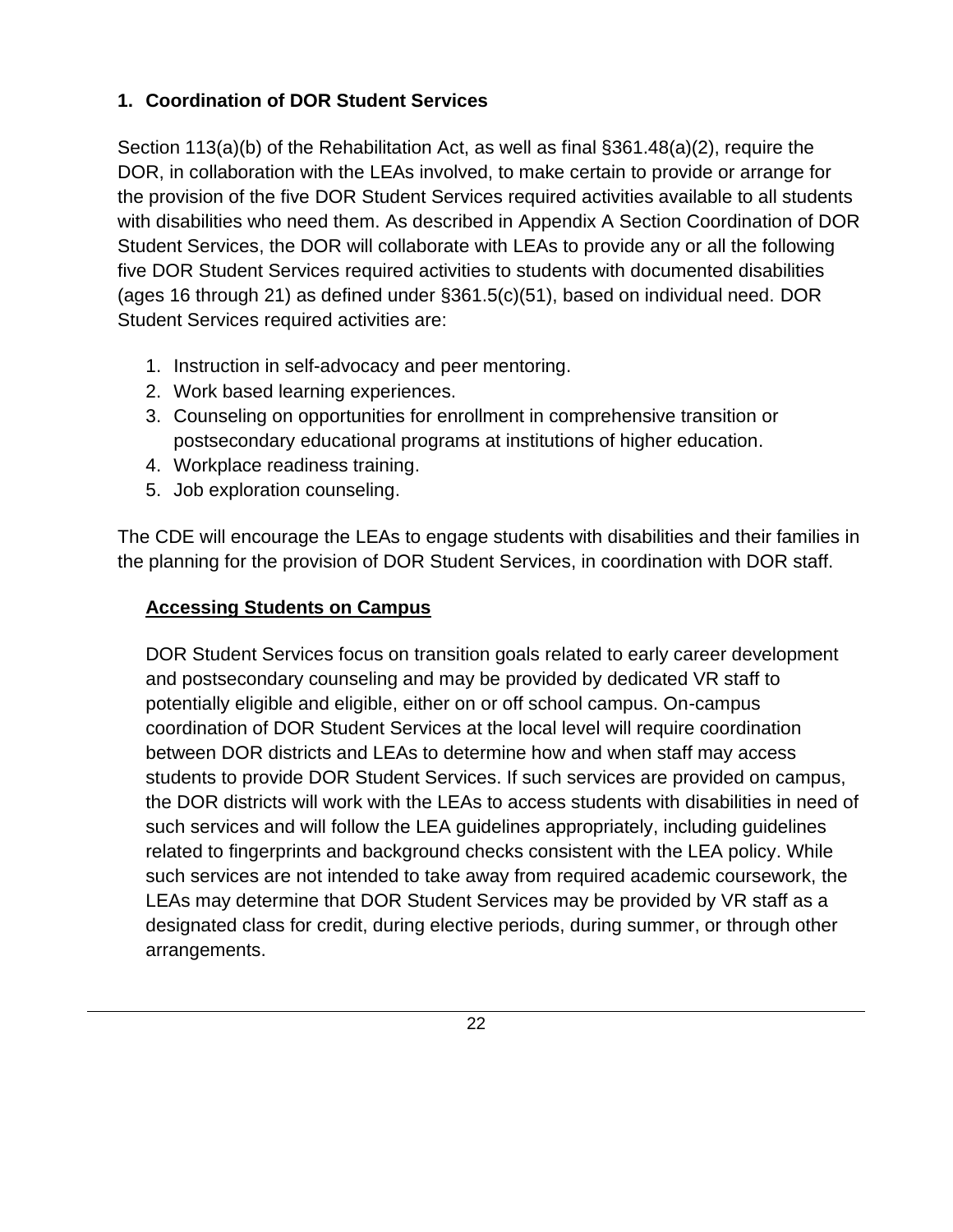## 1. Coordination of DOR Student Services

Section 113(a)(b) of the Rehabilitation Act, as well as final §361.48(a)(2), require the DOR, in collaboration with the LEAs involved, to make certain to provide or arrange for the provision of the five DOR Student Services required activities available to all students with disabilities who need them. As described in Appendix A Section Coordination of DOR Student Services, the DOR will collaborate with LEAs to provide any or all the following five DOR Student Services required activities to students with documented disabilities (ages 16 through 21) as defined under §361.5(c)(51), based on individual need. DOR Student Services required activities are:

1. Instruction in self-advocacy and peer mentoring.
2. Work based learning experiences.
3. Counseling on opportunities for enrollment in comprehensive transition or postsecondary educational programs at institutions of higher education.
4. Workplace readiness training.
5. Job exploration counseling.

The CDE will encourage the LEAs to engage students with disabilities and their families in the planning for the provision of DOR Student Services, in coordination with DOR staff.

### Accessing Students on Campus

DOR Student Services focus on transition goals related to early career development and postsecondary counseling and may be provided by dedicated VR staff to potentially eligible and eligible, either on or off school campus. On-campus coordination of DOR Student Services at the local level will require coordination between DOR districts and LEAs to determine how and when staff may access students to provide DOR Student Services. If such services are provided on campus, the DOR districts will work with the LEAs to access students with disabilities in need of such services and will follow the LEA guidelines appropriately, including guidelines related to fingerprints and background checks consistent with the LEA policy. While such services are not intended to take away from required academic coursework, the LEAs may determine that DOR Student Services may be provided by VR staff as a designated class for credit, during elective periods, during summer, or through other arrangements.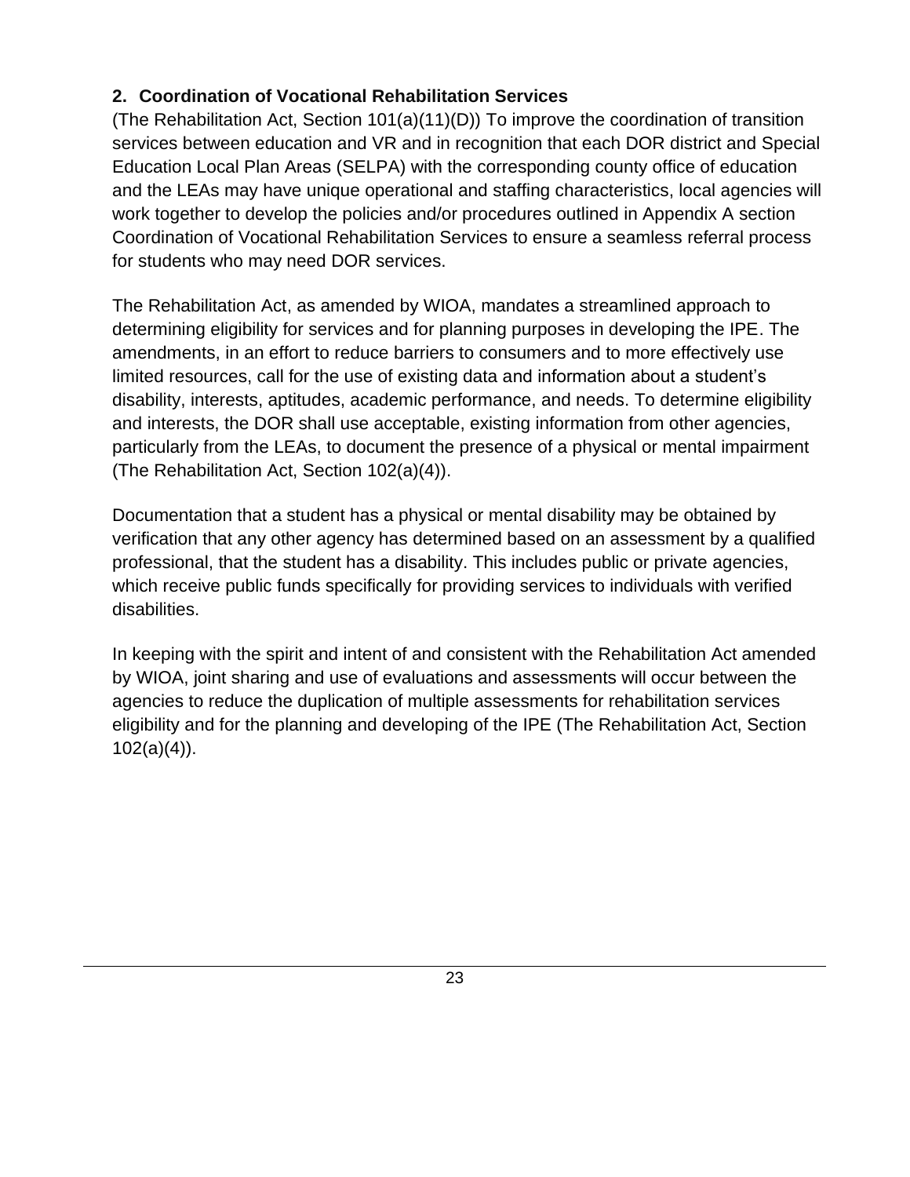## 2. Coordination of Vocational Rehabilitation Services

(The Rehabilitation Act, Section 101(a)(11)(D)) To improve the coordination of transition services between education and VR and in recognition that each DOR district and Special Education Local Plan Areas (SELPA) with the corresponding county office of education and the LEAs may have unique operational and staffing characteristics, local agencies will work together to develop the policies and/or procedures outlined in Appendix A section Coordination of Vocational Rehabilitation Services to ensure a seamless referral process for students who may need DOR services.

The Rehabilitation Act, as amended by WIOA, mandates a streamlined approach to determining eligibility for services and for planning purposes in developing the IPE. The amendments, in an effort to reduce barriers to consumers and to more effectively use limited resources, call for the use of existing data and information about a student's disability, interests, aptitudes, academic performance, and needs. To determine eligibility and interests, the DOR shall use acceptable, existing information from other agencies, particularly from the LEAs, to document the presence of a physical or mental impairment (The Rehabilitation Act, Section 102(a)(4)).

Documentation that a student has a physical or mental disability may be obtained by verification that any other agency has determined based on an assessment by a qualified professional, that the student has a disability. This includes public or private agencies, which receive public funds specifically for providing services to individuals with verified disabilities.

In keeping with the spirit and intent of and consistent with the Rehabilitation Act amended by WIOA, joint sharing and use of evaluations and assessments will occur between the agencies to reduce the duplication of multiple assessments for rehabilitation services eligibility and for the planning and developing of the IPE (The Rehabilitation Act, Section 102(a)(4)).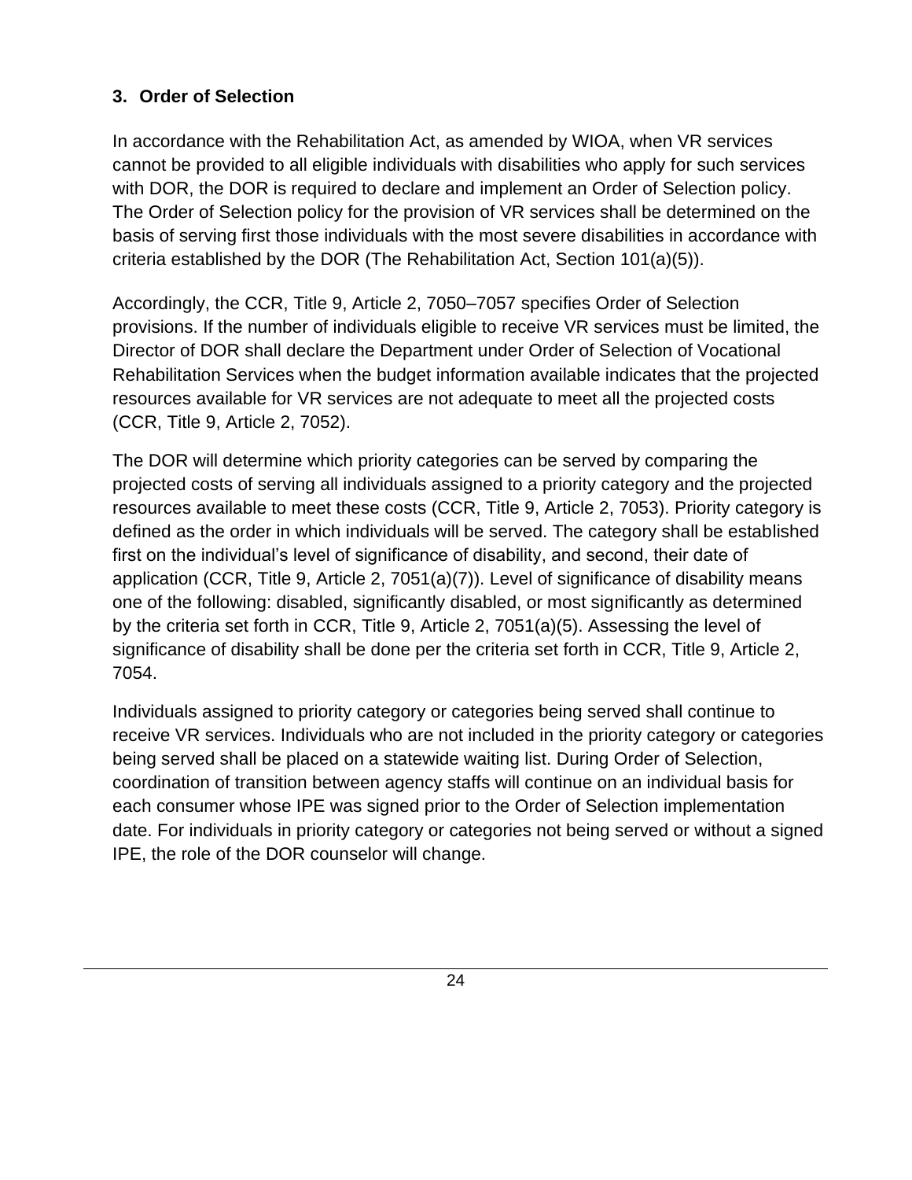### 3. Order of Selection

In accordance with the Rehabilitation Act, as amended by WIOA, when VR services cannot be provided to all eligible individuals with disabilities who apply for such services with DOR, the DOR is required to declare and implement an Order of Selection policy. The Order of Selection policy for the provision of VR services shall be determined on the basis of serving first those individuals with the most severe disabilities in accordance with criteria established by the DOR (The Rehabilitation Act, Section 101(a)(5)).

Accordingly, the CCR, Title 9, Article 2, 7050–7057 specifies Order of Selection provisions. If the number of individuals eligible to receive VR services must be limited, the Director of DOR shall declare the Department under Order of Selection of Vocational Rehabilitation Services when the budget information available indicates that the projected resources available for VR services are not adequate to meet all the projected costs (CCR, Title 9, Article 2, 7052).

The DOR will determine which priority categories can be served by comparing the projected costs of serving all individuals assigned to a priority category and the projected resources available to meet these costs (CCR, Title 9, Article 2, 7053). Priority category is defined as the order in which individuals will be served. The category shall be established first on the individual's level of significance of disability, and second, their date of application (CCR, Title 9, Article 2, 7051(a)(7)). Level of significance of disability means one of the following: disabled, significantly disabled, or most significantly as determined by the criteria set forth in CCR, Title 9, Article 2, 7051(a)(5). Assessing the level of significance of disability shall be done per the criteria set forth in CCR, Title 9, Article 2, 7054.

Individuals assigned to priority category or categories being served shall continue to receive VR services. Individuals who are not included in the priority category or categories being served shall be placed on a statewide waiting list. During Order of Selection, coordination of transition between agency staffs will continue on an individual basis for each consumer whose IPE was signed prior to the Order of Selection implementation date. For individuals in priority category or categories not being served or without a signed IPE, the role of the DOR counselor will change.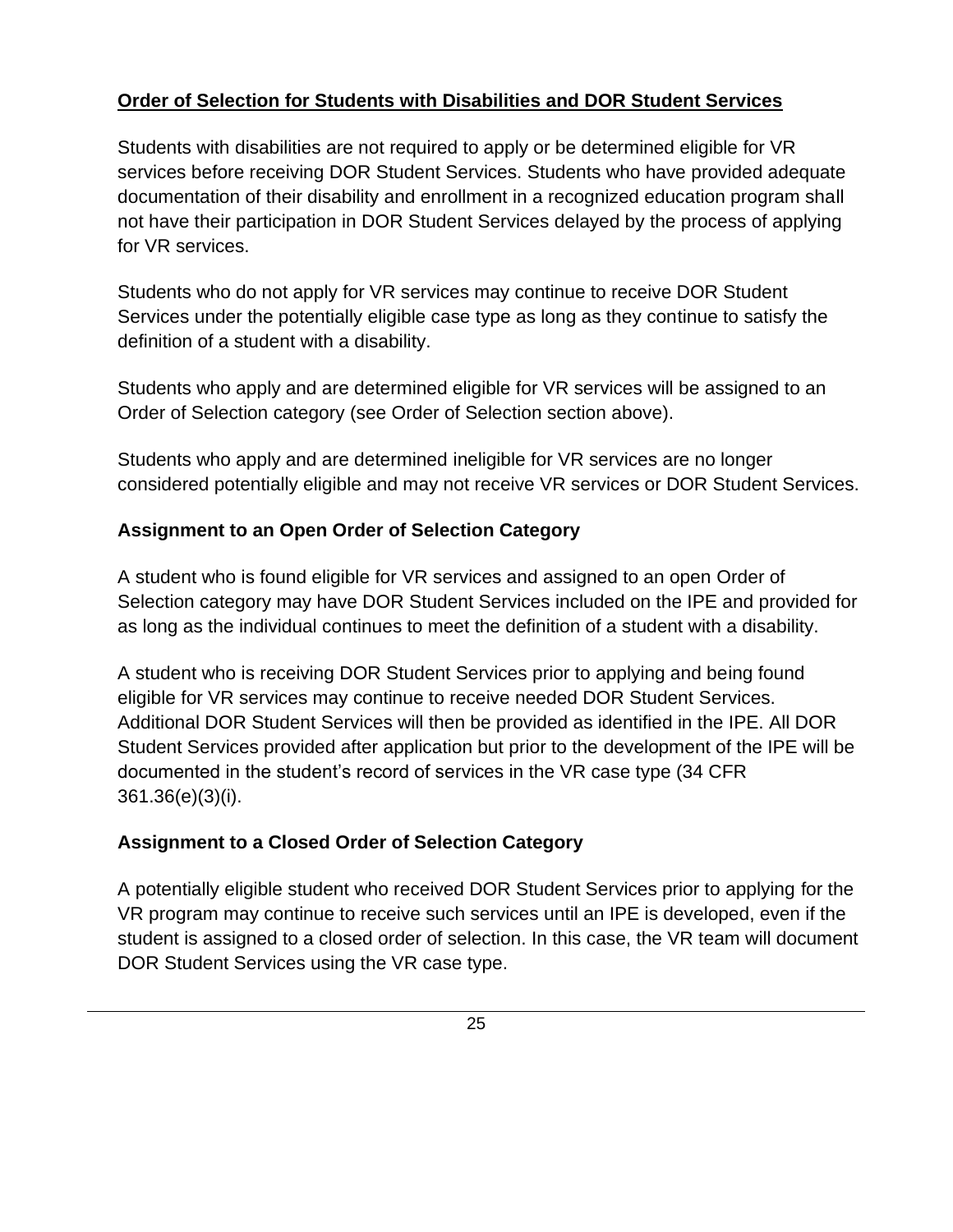## **Order of Selection for Students with Disabilities and DOR Student Services**

Students with disabilities are not required to apply or be determined eligible for VR services before receiving DOR Student Services. Students who have provided adequate documentation of their disability and enrollment in a recognized education program shall not have their participation in DOR Student Services delayed by the process of applying for VR services.

Students who do not apply for VR services may continue to receive DOR Student Services under the potentially eligible case type as long as they continue to satisfy the definition of a student with a disability.

Students who apply and are determined eligible for VR services will be assigned to an Order of Selection category (see Order of Selection section above).

Students who apply and are determined ineligible for VR services are no longer considered potentially eligible and may not receive VR services or DOR Student Services.

### Assignment to an Open Order of Selection Category

A student who is found eligible for VR services and assigned to an open Order of Selection category may have DOR Student Services included on the IPE and provided for as long as the individual continues to meet the definition of a student with a disability.

A student who is receiving DOR Student Services prior to applying and being found eligible for VR services may continue to receive needed DOR Student Services. Additional DOR Student Services will then be provided as identified in the IPE. All DOR Student Services provided after application but prior to the development of the IPE will be documented in the student's record of services in the VR case type (34 CFR 361.36(e)(3)(i).

### Assignment to a Closed Order of Selection Category

A potentially eligible student who received DOR Student Services prior to applying for the VR program may continue to receive such services until an IPE is developed, even if the student is assigned to a closed order of selection. In this case, the VR team will document DOR Student Services using the VR case type.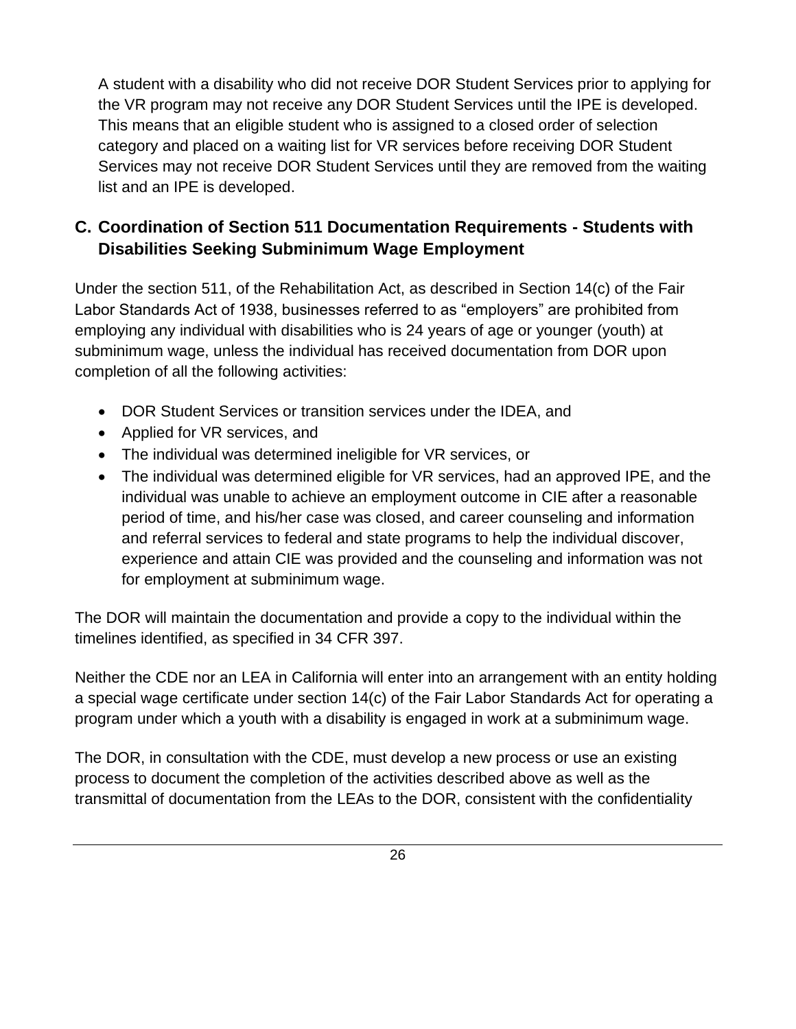A student with a disability who did not receive DOR Student Services prior to applying for the VR program may not receive any DOR Student Services until the IPE is developed. This means that an eligible student who is assigned to a closed order of selection category and placed on a waiting list for VR services before receiving DOR Student Services may not receive DOR Student Services until they are removed from the waiting list and an IPE is developed.

### C. Coordination of Section 511 Documentation Requirements - Students with Disabilities Seeking Subminimum Wage Employment

Under the section 511, of the Rehabilitation Act, as described in Section 14(c) of the Fair Labor Standards Act of 1938, businesses referred to as "employers" are prohibited from employing any individual with disabilities who is 24 years of age or younger (youth) at subminimum wage, unless the individual has received documentation from DOR upon completion of all the following activities:

- DOR Student Services or transition services under the IDEA, and
- Applied for VR services, and
- The individual was determined ineligible for VR services, or
- The individual was determined eligible for VR services, had an approved IPE, and the individual was unable to achieve an employment outcome in CIE after a reasonable period of time, and his/her case was closed, and career counseling and information and referral services to federal and state programs to help the individual discover, experience and attain CIE was provided and the counseling and information was not for employment at subminimum wage.

The DOR will maintain the documentation and provide a copy to the individual within the timelines identified, as specified in 34 CFR 397.

Neither the CDE nor an LEA in California will enter into an arrangement with an entity holding a special wage certificate under section 14(c) of the Fair Labor Standards Act for operating a program under which a youth with a disability is engaged in work at a subminimum wage.

The DOR, in consultation with the CDE, must develop a new process or use an existing process to document the completion of the activities described above as well as the transmittal of documentation from the LEAs to the DOR, consistent with the confidentiality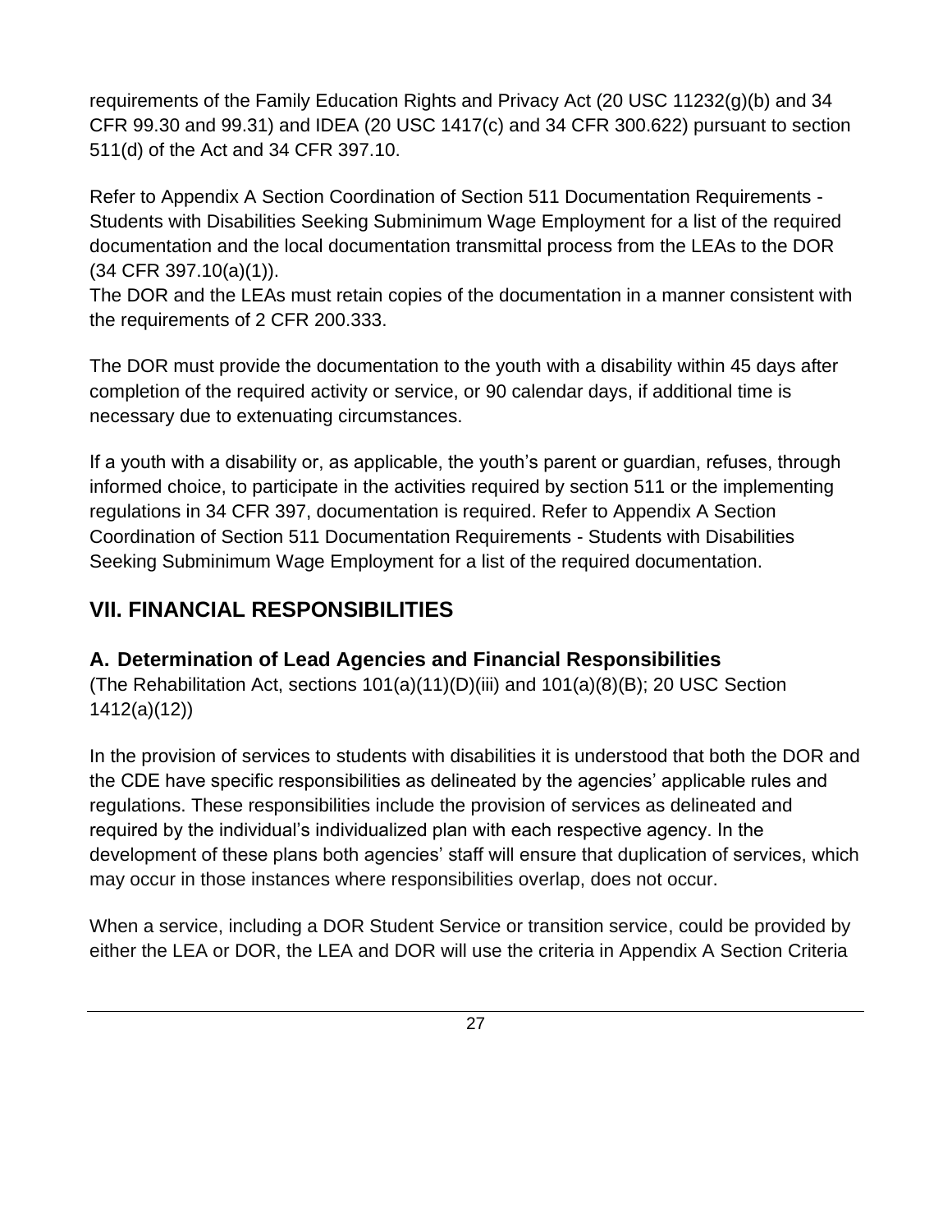requirements of the Family Education Rights and Privacy Act (20 USC 11232(g)(b) and 34 CFR 99.30 and 99.31) and IDEA (20 USC 1417(c) and 34 CFR 300.622) pursuant to section 511(d) of the Act and 34 CFR 397.10.

Refer to Appendix A Section Coordination of Section 511 Documentation Requirements - Students with Disabilities Seeking Subminimum Wage Employment for a list of the required documentation and the local documentation transmittal process from the LEAs to the DOR (34 CFR 397.10(a)(1)).
The DOR and the LEAs must retain copies of the documentation in a manner consistent with the requirements of 2 CFR 200.333.

The DOR must provide the documentation to the youth with a disability within 45 days after completion of the required activity or service, or 90 calendar days, if additional time is necessary due to extenuating circumstances.

If a youth with a disability or, as applicable, the youth's parent or guardian, refuses, through informed choice, to participate in the activities required by section 511 or the implementing regulations in 34 CFR 397, documentation is required. Refer to Appendix A Section Coordination of Section 511 Documentation Requirements - Students with Disabilities Seeking Subminimum Wage Employment for a list of the required documentation.

## VII. FINANCIAL RESPONSIBILITIES

### A. Determination of Lead Agencies and Financial Responsibilities

(The Rehabilitation Act, sections 101(a)(11)(D)(iii) and 101(a)(8)(B); 20 USC Section 1412(a)(12))

In the provision of services to students with disabilities it is understood that both the DOR and the CDE have specific responsibilities as delineated by the agencies' applicable rules and regulations. These responsibilities include the provision of services as delineated and required by the individual's individualized plan with each respective agency. In the development of these plans both agencies' staff will ensure that duplication of services, which may occur in those instances where responsibilities overlap, does not occur.

When a service, including a DOR Student Service or transition service, could be provided by either the LEA or DOR, the LEA and DOR will use the criteria in Appendix A Section Criteria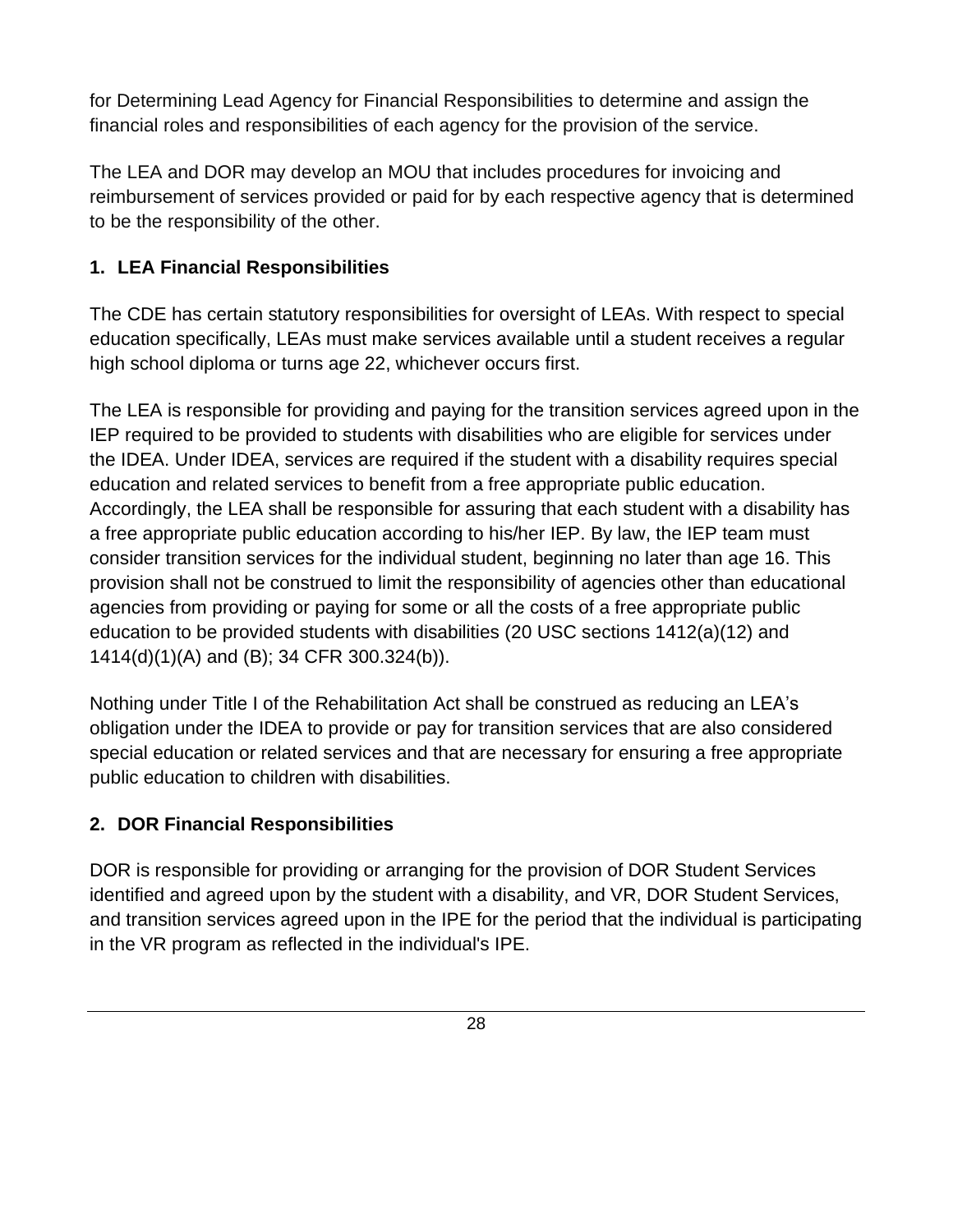for Determining Lead Agency for Financial Responsibilities to determine and assign the financial roles and responsibilities of each agency for the provision of the service.

The LEA and DOR may develop an MOU that includes procedures for invoicing and reimbursement of services provided or paid for by each respective agency that is determined to be the responsibility of the other.

### 1. LEA Financial Responsibilities

The CDE has certain statutory responsibilities for oversight of LEAs. With respect to special education specifically, LEAs must make services available until a student receives a regular high school diploma or turns age 22, whichever occurs first.

The LEA is responsible for providing and paying for the transition services agreed upon in the IEP required to be provided to students with disabilities who are eligible for services under the IDEA. Under IDEA, services are required if the student with a disability requires special education and related services to benefit from a free appropriate public education. Accordingly, the LEA shall be responsible for assuring that each student with a disability has a free appropriate public education according to his/her IEP. By law, the IEP team must consider transition services for the individual student, beginning no later than age 16. This provision shall not be construed to limit the responsibility of agencies other than educational agencies from providing or paying for some or all the costs of a free appropriate public education to be provided students with disabilities (20 USC sections 1412(a)(12) and 1414(d)(1)(A) and (B); 34 CFR 300.324(b)).

Nothing under Title I of the Rehabilitation Act shall be construed as reducing an LEA's obligation under the IDEA to provide or pay for transition services that are also considered special education or related services and that are necessary for ensuring a free appropriate public education to children with disabilities.

### 2. DOR Financial Responsibilities

DOR is responsible for providing or arranging for the provision of DOR Student Services identified and agreed upon by the student with a disability, and VR, DOR Student Services, and transition services agreed upon in the IPE for the period that the individual is participating in the VR program as reflected in the individual's IPE.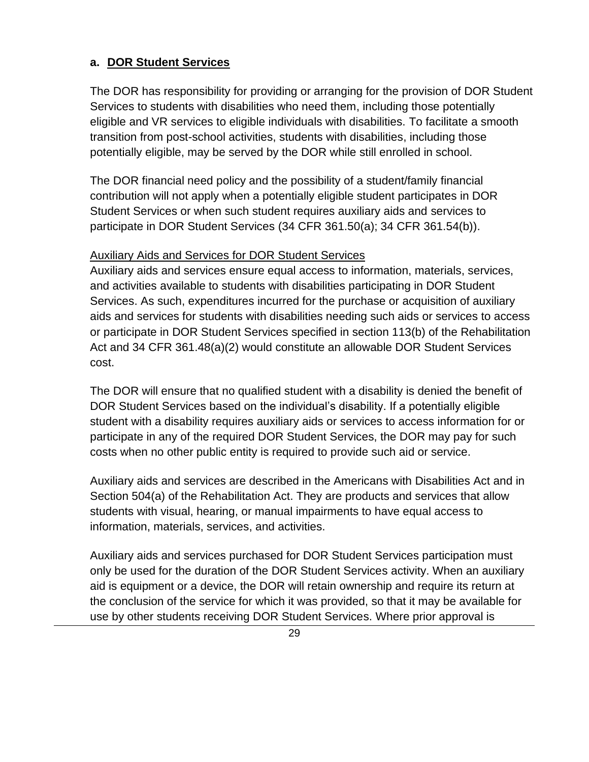### a. <u>DOR Student Services</u>

The DOR has responsibility for providing or arranging for the provision of DOR Student Services to students with disabilities who need them, including those potentially eligible and VR services to eligible individuals with disabilities. To facilitate a smooth transition from post-school activities, students with disabilities, including those potentially eligible, may be served by the DOR while still enrolled in school.

The DOR financial need policy and the possibility of a student/family financial contribution will not apply when a potentially eligible student participates in DOR Student Services or when such student requires auxiliary aids and services to participate in DOR Student Services (34 CFR 361.50(a); 34 CFR 361.54(b)).

<u>Auxiliary Aids and Services for DOR Student Services</u>
Auxiliary aids and services ensure equal access to information, materials, services, and activities available to students with disabilities participating in DOR Student Services. As such, expenditures incurred for the purchase or acquisition of auxiliary aids and services for students with disabilities needing such aids or services to access or participate in DOR Student Services specified in section 113(b) of the Rehabilitation Act and 34 CFR 361.48(a)(2) would constitute an allowable DOR Student Services cost.

The DOR will ensure that no qualified student with a disability is denied the benefit of DOR Student Services based on the individual's disability. If a potentially eligible student with a disability requires auxiliary aids or services to access information for or participate in any of the required DOR Student Services, the DOR may pay for such costs when no other public entity is required to provide such aid or service.

Auxiliary aids and services are described in the Americans with Disabilities Act and in Section 504(a) of the Rehabilitation Act. They are products and services that allow students with visual, hearing, or manual impairments to have equal access to information, materials, services, and activities.

Auxiliary aids and services purchased for DOR Student Services participation must only be used for the duration of the DOR Student Services activity. When an auxiliary aid is equipment or a device, the DOR will retain ownership and require its return at the conclusion of the service for which it was provided, so that it may be available for use by other students receiving DOR Student Services. Where prior approval is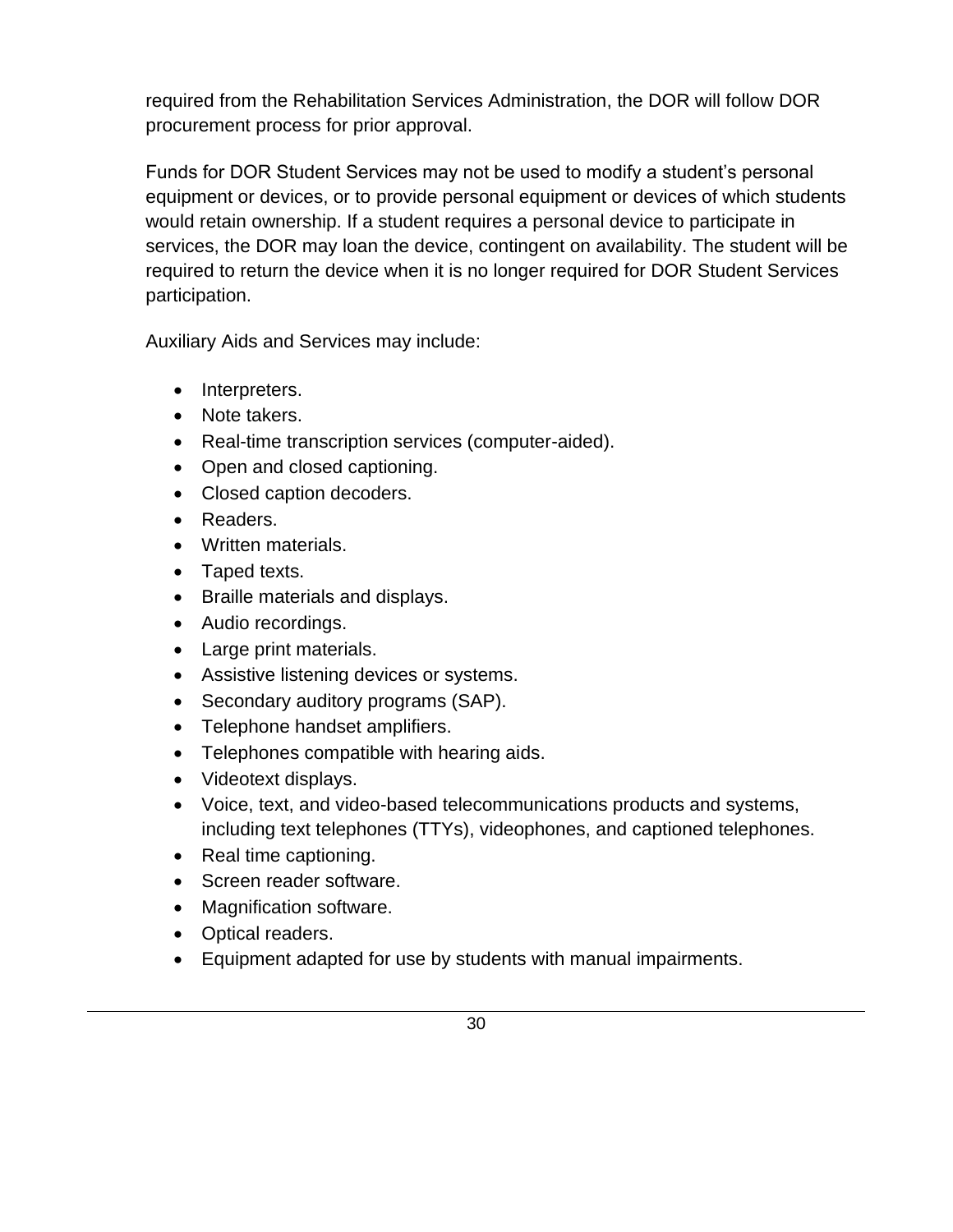required from the Rehabilitation Services Administration, the DOR will follow DOR procurement process for prior approval.

Funds for DOR Student Services may not be used to modify a student's personal equipment or devices, or to provide personal equipment or devices of which students would retain ownership. If a student requires a personal device to participate in services, the DOR may loan the device, contingent on availability. The student will be required to return the device when it is no longer required for DOR Student Services participation.

Auxiliary Aids and Services may include:

- Interpreters.
- Note takers.
- Real-time transcription services (computer-aided).
- Open and closed captioning.
- Closed caption decoders.
- Readers.
- Written materials.
- Taped texts.
- Braille materials and displays.
- Audio recordings.
- Large print materials.
- Assistive listening devices or systems.
- Secondary auditory programs (SAP).
- Telephone handset amplifiers.
- Telephones compatible with hearing aids.
- Videotext displays.
- Voice, text, and video-based telecommunications products and systems, including text telephones (TTYs), videophones, and captioned telephones.
- Real time captioning.
- Screen reader software.
- Magnification software.
- Optical readers.
- Equipment adapted for use by students with manual impairments.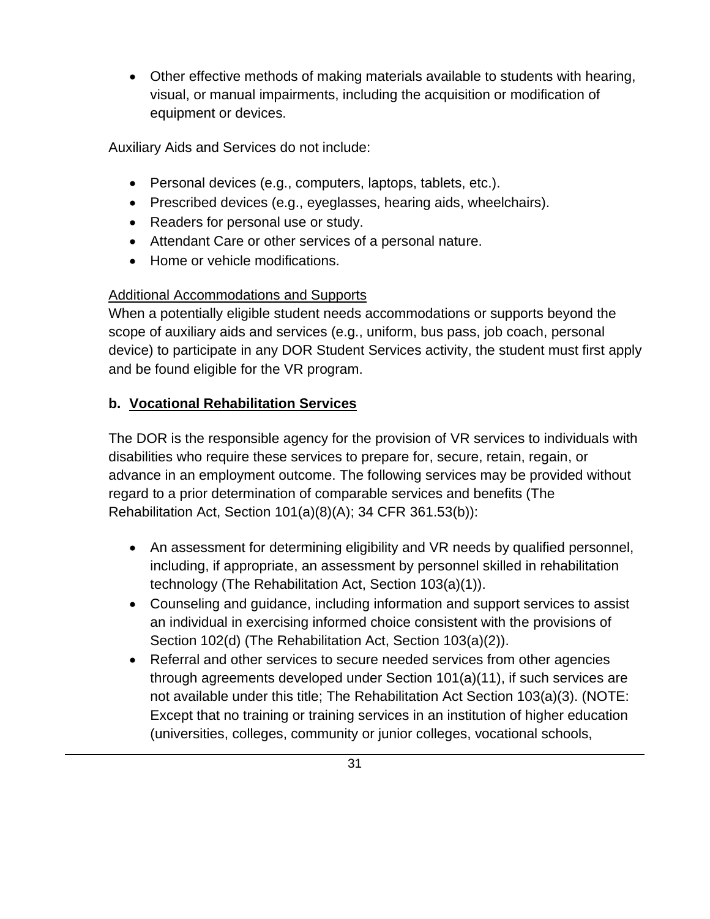- Other effective methods of making materials available to students with hearing, visual, or manual impairments, including the acquisition or modification of equipment or devices.

Auxiliary Aids and Services do not include:

- Personal devices (e.g., computers, laptops, tablets, etc.).
- Prescribed devices (e.g., eyeglasses, hearing aids, wheelchairs).
- Readers for personal use or study.
- Attendant Care or other services of a personal nature.
- Home or vehicle modifications.

<u>Additional Accommodations and Supports</u>
When a potentially eligible student needs accommodations or supports beyond the scope of auxiliary aids and services (e.g., uniform, bus pass, job coach, personal device) to participate in any DOR Student Services activity, the student must first apply and be found eligible for the VR program.

### b. <u>Vocational Rehabilitation Services</u>

The DOR is the responsible agency for the provision of VR services to individuals with disabilities who require these services to prepare for, secure, retain, regain, or advance in an employment outcome. The following services may be provided without regard to a prior determination of comparable services and benefits (The Rehabilitation Act, Section 101(a)(8)(A); 34 CFR 361.53(b)):

- An assessment for determining eligibility and VR needs by qualified personnel, including, if appropriate, an assessment by personnel skilled in rehabilitation technology (The Rehabilitation Act, Section 103(a)(1)).
- Counseling and guidance, including information and support services to assist an individual in exercising informed choice consistent with the provisions of Section 102(d) (The Rehabilitation Act, Section 103(a)(2)).
- Referral and other services to secure needed services from other agencies through agreements developed under Section 101(a)(11), if such services are not available under this title; The Rehabilitation Act Section 103(a)(3). (NOTE: Except that no training or training services in an institution of higher education (universities, colleges, community or junior colleges, vocational schools,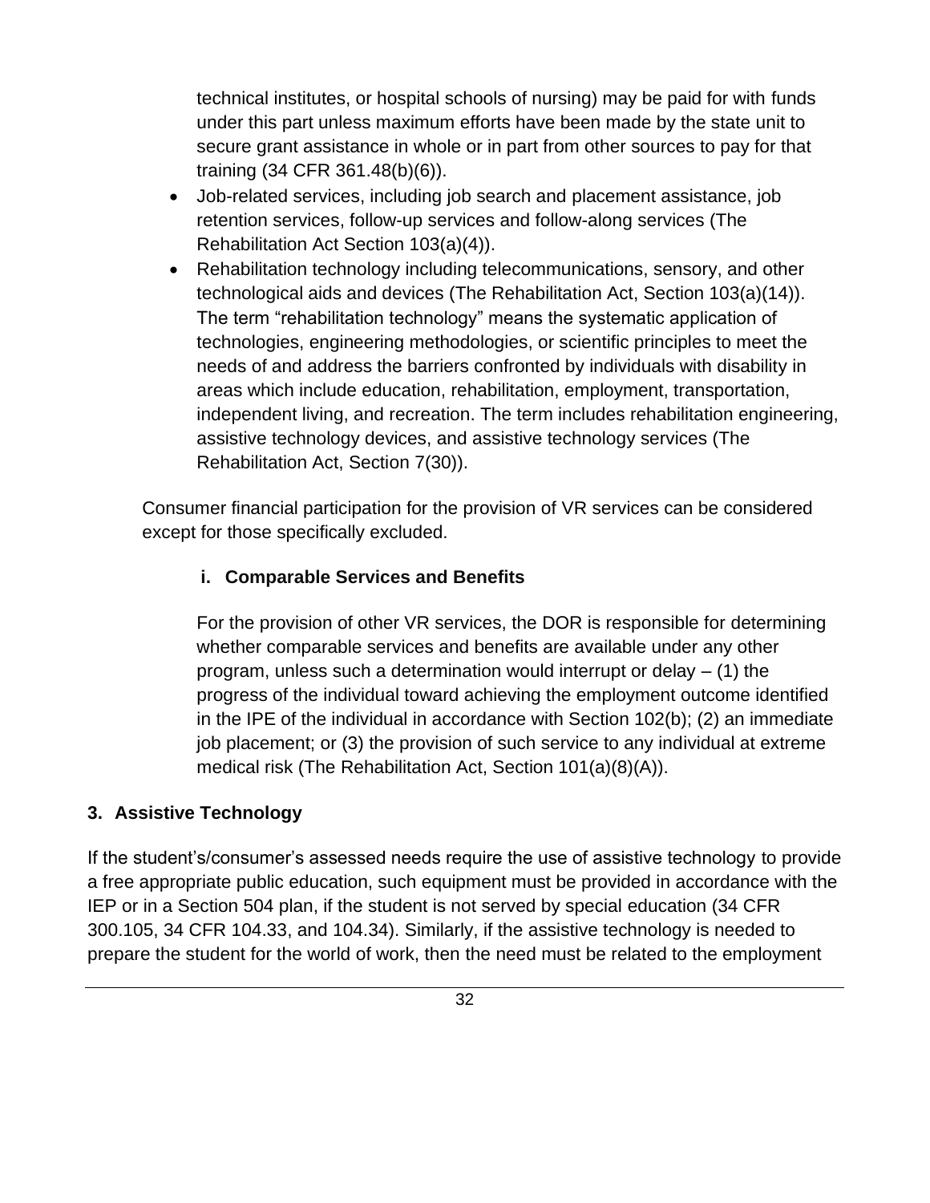technical institutes, or hospital schools of nursing) may be paid for with funds under this part unless maximum efforts have been made by the state unit to secure grant assistance in whole or in part from other sources to pay for that training (34 CFR 361.48(b)(6)).

- Job-related services, including job search and placement assistance, job retention services, follow-up services and follow-along services (The Rehabilitation Act Section 103(a)(4)).
- Rehabilitation technology including telecommunications, sensory, and other technological aids and devices (The Rehabilitation Act, Section 103(a)(14)). The term "rehabilitation technology" means the systematic application of technologies, engineering methodologies, or scientific principles to meet the needs of and address the barriers confronted by individuals with disability in areas which include education, rehabilitation, employment, transportation, independent living, and recreation. The term includes rehabilitation engineering, assistive technology devices, and assistive technology services (The Rehabilitation Act, Section 7(30)).

Consumer financial participation for the provision of VR services can be considered except for those specifically excluded.

#### i. Comparable Services and Benefits

For the provision of other VR services, the DOR is responsible for determining whether comparable services and benefits are available under any other program, unless such a determination would interrupt or delay – (1) the progress of the individual toward achieving the employment outcome identified in the IPE of the individual in accordance with Section 102(b); (2) an immediate job placement; or (3) the provision of such service to any individual at extreme medical risk (The Rehabilitation Act, Section 101(a)(8)(A)).

### 3. Assistive Technology

If the student's/consumer's assessed needs require the use of assistive technology to provide a free appropriate public education, such equipment must be provided in accordance with the IEP or in a Section 504 plan, if the student is not served by special education (34 CFR 300.105, 34 CFR 104.33, and 104.34). Similarly, if the assistive technology is needed to prepare the student for the world of work, then the need must be related to the employment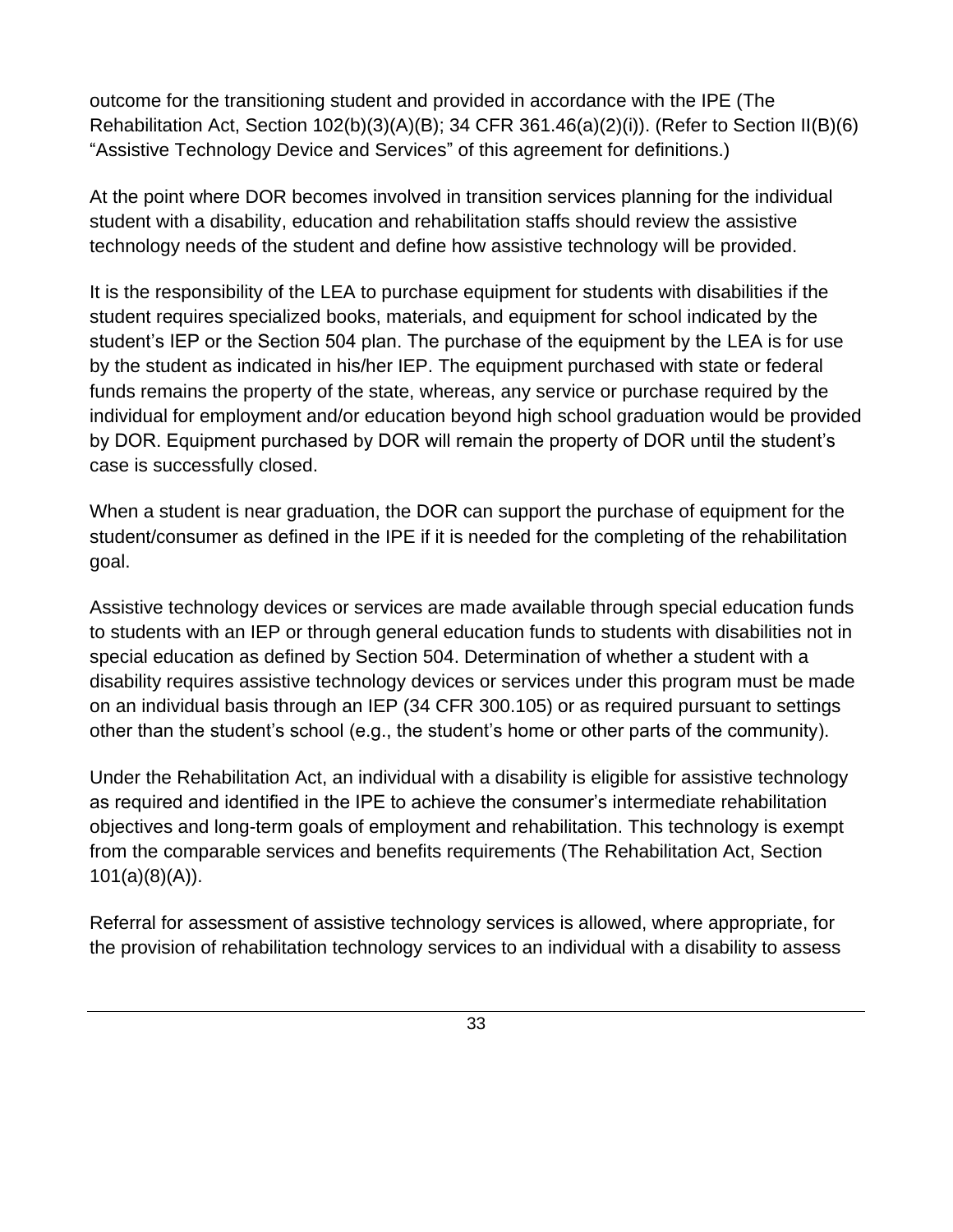outcome for the transitioning student and provided in accordance with the IPE (The Rehabilitation Act, Section 102(b)(3)(A)(B); 34 CFR 361.46(a)(2)(i)). (Refer to Section II(B)(6) "Assistive Technology Device and Services" of this agreement for definitions.)

At the point where DOR becomes involved in transition services planning for the individual student with a disability, education and rehabilitation staffs should review the assistive technology needs of the student and define how assistive technology will be provided.

It is the responsibility of the LEA to purchase equipment for students with disabilities if the student requires specialized books, materials, and equipment for school indicated by the student's IEP or the Section 504 plan. The purchase of the equipment by the LEA is for use by the student as indicated in his/her IEP. The equipment purchased with state or federal funds remains the property of the state, whereas, any service or purchase required by the individual for employment and/or education beyond high school graduation would be provided by DOR. Equipment purchased by DOR will remain the property of DOR until the student's case is successfully closed.

When a student is near graduation, the DOR can support the purchase of equipment for the student/consumer as defined in the IPE if it is needed for the completing of the rehabilitation goal.

Assistive technology devices or services are made available through special education funds to students with an IEP or through general education funds to students with disabilities not in special education as defined by Section 504. Determination of whether a student with a disability requires assistive technology devices or services under this program must be made on an individual basis through an IEP (34 CFR 300.105) or as required pursuant to settings other than the student's school (e.g., the student's home or other parts of the community).

Under the Rehabilitation Act, an individual with a disability is eligible for assistive technology as required and identified in the IPE to achieve the consumer's intermediate rehabilitation objectives and long-term goals of employment and rehabilitation. This technology is exempt from the comparable services and benefits requirements (The Rehabilitation Act, Section 101(a)(8)(A)).

Referral for assessment of assistive technology services is allowed, where appropriate, for the provision of rehabilitation technology services to an individual with a disability to assess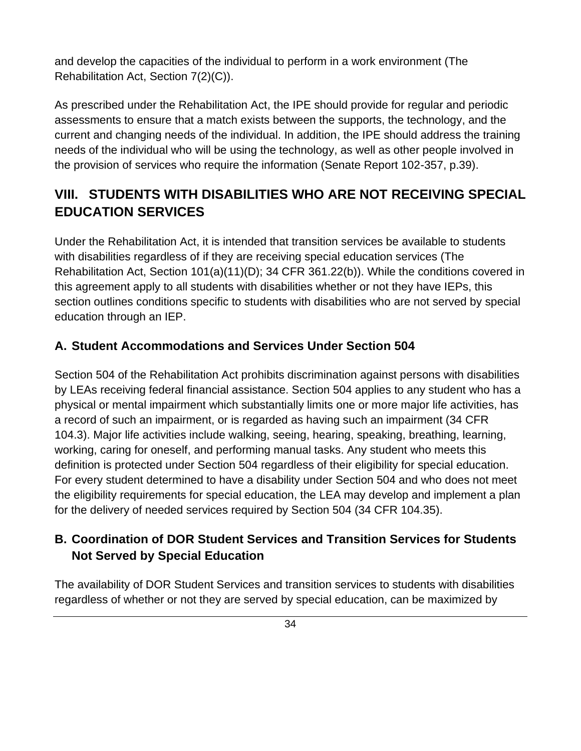and develop the capacities of the individual to perform in a work environment (The Rehabilitation Act, Section 7(2)(C)).

As prescribed under the Rehabilitation Act, the IPE should provide for regular and periodic assessments to ensure that a match exists between the supports, the technology, and the current and changing needs of the individual. In addition, the IPE should address the training needs of the individual who will be using the technology, as well as other people involved in the provision of services who require the information (Senate Report 102-357, p.39).

## VIII. STUDENTS WITH DISABILITIES WHO ARE NOT RECEIVING SPECIAL EDUCATION SERVICES

Under the Rehabilitation Act, it is intended that transition services be available to students with disabilities regardless of if they are receiving special education services (The Rehabilitation Act, Section 101(a)(11)(D); 34 CFR 361.22(b)). While the conditions covered in this agreement apply to all students with disabilities whether or not they have IEPs, this section outlines conditions specific to students with disabilities who are not served by special education through an IEP.

### A. Student Accommodations and Services Under Section 504

Section 504 of the Rehabilitation Act prohibits discrimination against persons with disabilities by LEAs receiving federal financial assistance. Section 504 applies to any student who has a physical or mental impairment which substantially limits one or more major life activities, has a record of such an impairment, or is regarded as having such an impairment (34 CFR 104.3). Major life activities include walking, seeing, hearing, speaking, breathing, learning, working, caring for oneself, and performing manual tasks. Any student who meets this definition is protected under Section 504 regardless of their eligibility for special education. For every student determined to have a disability under Section 504 and who does not meet the eligibility requirements for special education, the LEA may develop and implement a plan for the delivery of needed services required by Section 504 (34 CFR 104.35).

### B. Coordination of DOR Student Services and Transition Services for Students Not Served by Special Education

The availability of DOR Student Services and transition services to students with disabilities regardless of whether or not they are served by special education, can be maximized by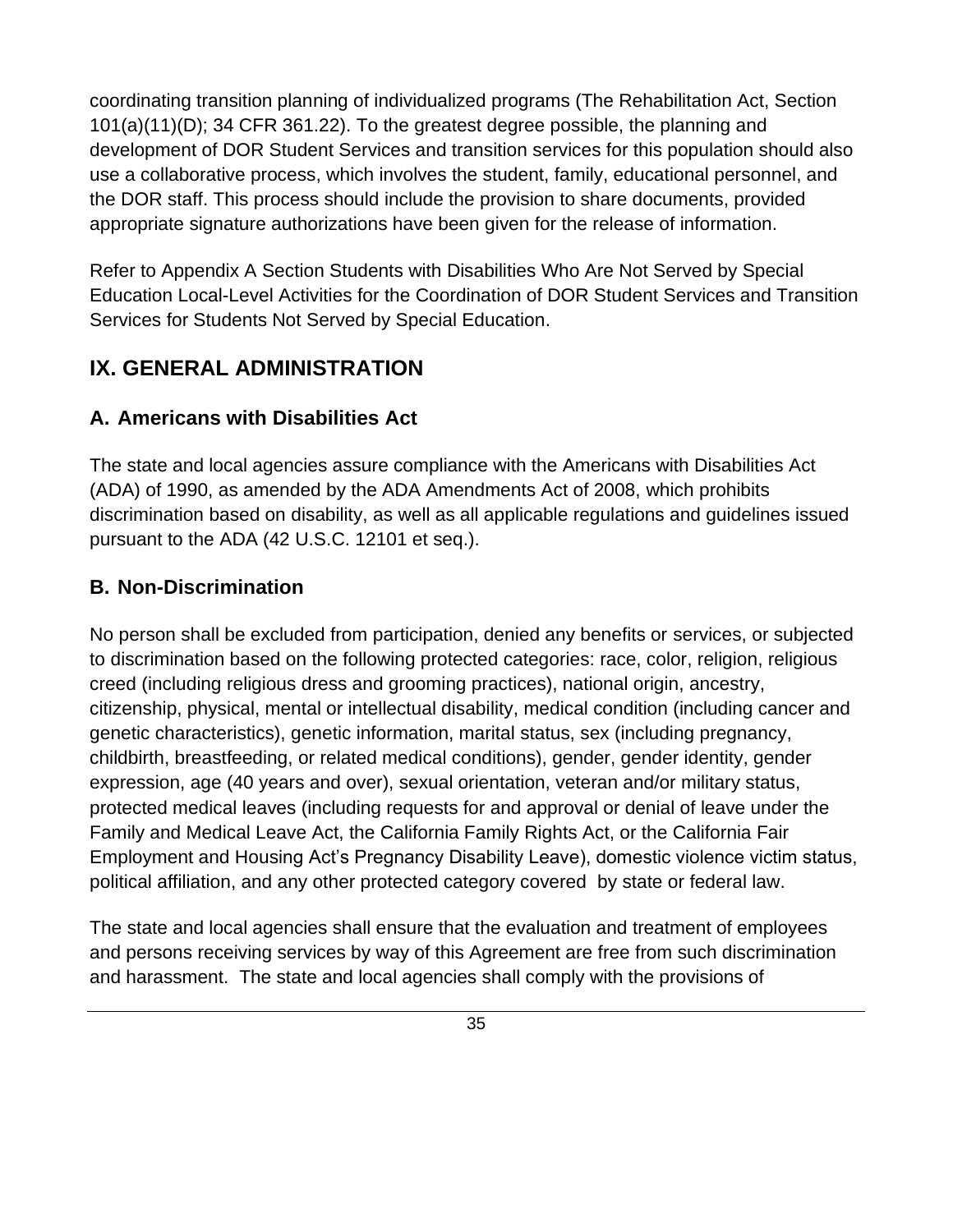coordinating transition planning of individualized programs (The Rehabilitation Act, Section 101(a)(11)(D); 34 CFR 361.22). To the greatest degree possible, the planning and development of DOR Student Services and transition services for this population should also use a collaborative process, which involves the student, family, educational personnel, and the DOR staff. This process should include the provision to share documents, provided appropriate signature authorizations have been given for the release of information.

Refer to Appendix A Section Students with Disabilities Who Are Not Served by Special Education Local-Level Activities for the Coordination of DOR Student Services and Transition Services for Students Not Served by Special Education.

## IX. GENERAL ADMINISTRATION

### A. Americans with Disabilities Act

The state and local agencies assure compliance with the Americans with Disabilities Act (ADA) of 1990, as amended by the ADA Amendments Act of 2008, which prohibits discrimination based on disability, as well as all applicable regulations and guidelines issued pursuant to the ADA (42 U.S.C. 12101 et seq.).

### B. Non-Discrimination

No person shall be excluded from participation, denied any benefits or services, or subjected to discrimination based on the following protected categories: race, color, religion, religious creed (including religious dress and grooming practices), national origin, ancestry, citizenship, physical, mental or intellectual disability, medical condition (including cancer and genetic characteristics), genetic information, marital status, sex (including pregnancy, childbirth, breastfeeding, or related medical conditions), gender, gender identity, gender expression, age (40 years and over), sexual orientation, veteran and/or military status, protected medical leaves (including requests for and approval or denial of leave under the Family and Medical Leave Act, the California Family Rights Act, or the California Fair Employment and Housing Act's Pregnancy Disability Leave), domestic violence victim status, political affiliation, and any other protected category covered by state or federal law.

The state and local agencies shall ensure that the evaluation and treatment of employees and persons receiving services by way of this Agreement are free from such discrimination and harassment. The state and local agencies shall comply with the provisions of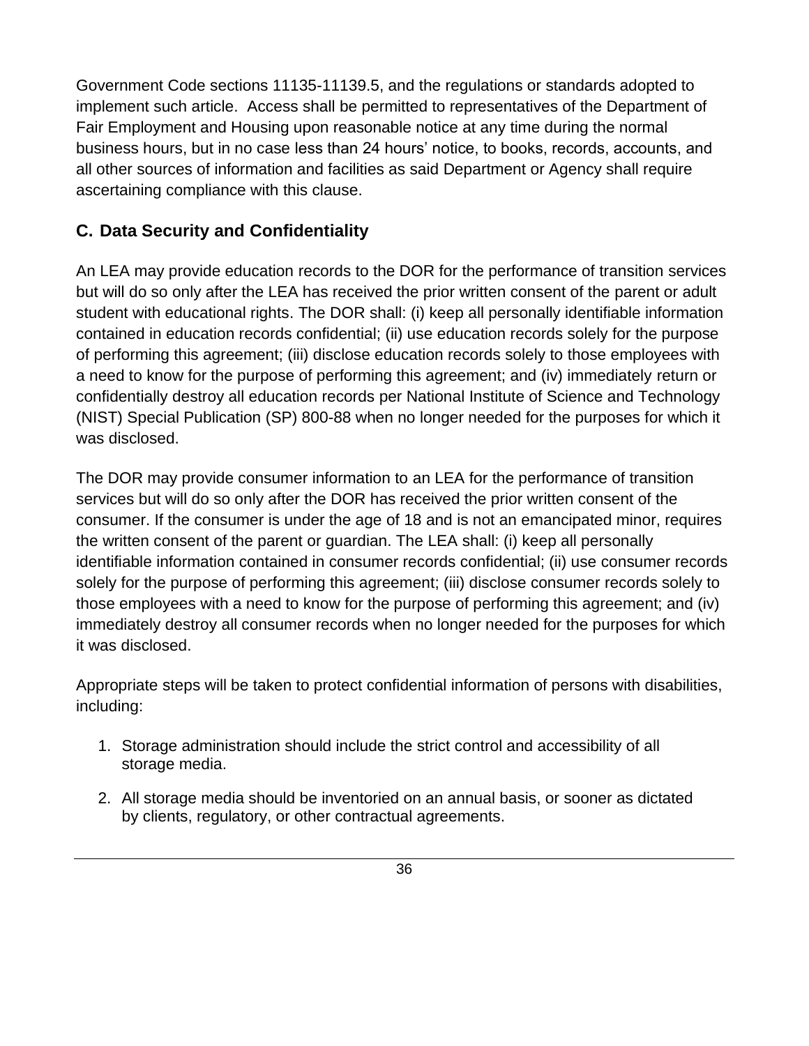Government Code sections 11135-11139.5, and the regulations or standards adopted to implement such article. Access shall be permitted to representatives of the Department of Fair Employment and Housing upon reasonable notice at any time during the normal business hours, but in no case less than 24 hours' notice, to books, records, accounts, and all other sources of information and facilities as said Department or Agency shall require ascertaining compliance with this clause.

## C. Data Security and Confidentiality

An LEA may provide education records to the DOR for the performance of transition services but will do so only after the LEA has received the prior written consent of the parent or adult student with educational rights. The DOR shall: (i) keep all personally identifiable information contained in education records confidential; (ii) use education records solely for the purpose of performing this agreement; (iii) disclose education records solely to those employees with a need to know for the purpose of performing this agreement; and (iv) immediately return or confidentially destroy all education records per National Institute of Science and Technology (NIST) Special Publication (SP) 800-88 when no longer needed for the purposes for which it was disclosed.

The DOR may provide consumer information to an LEA for the performance of transition services but will do so only after the DOR has received the prior written consent of the consumer. If the consumer is under the age of 18 and is not an emancipated minor, requires the written consent of the parent or guardian. The LEA shall: (i) keep all personally identifiable information contained in consumer records confidential; (ii) use consumer records solely for the purpose of performing this agreement; (iii) disclose consumer records solely to those employees with a need to know for the purpose of performing this agreement; and (iv) immediately destroy all consumer records when no longer needed for the purposes for which it was disclosed.

Appropriate steps will be taken to protect confidential information of persons with disabilities, including:

1. Storage administration should include the strict control and accessibility of all storage media.
2. All storage media should be inventoried on an annual basis, or sooner as dictated by clients, regulatory, or other contractual agreements.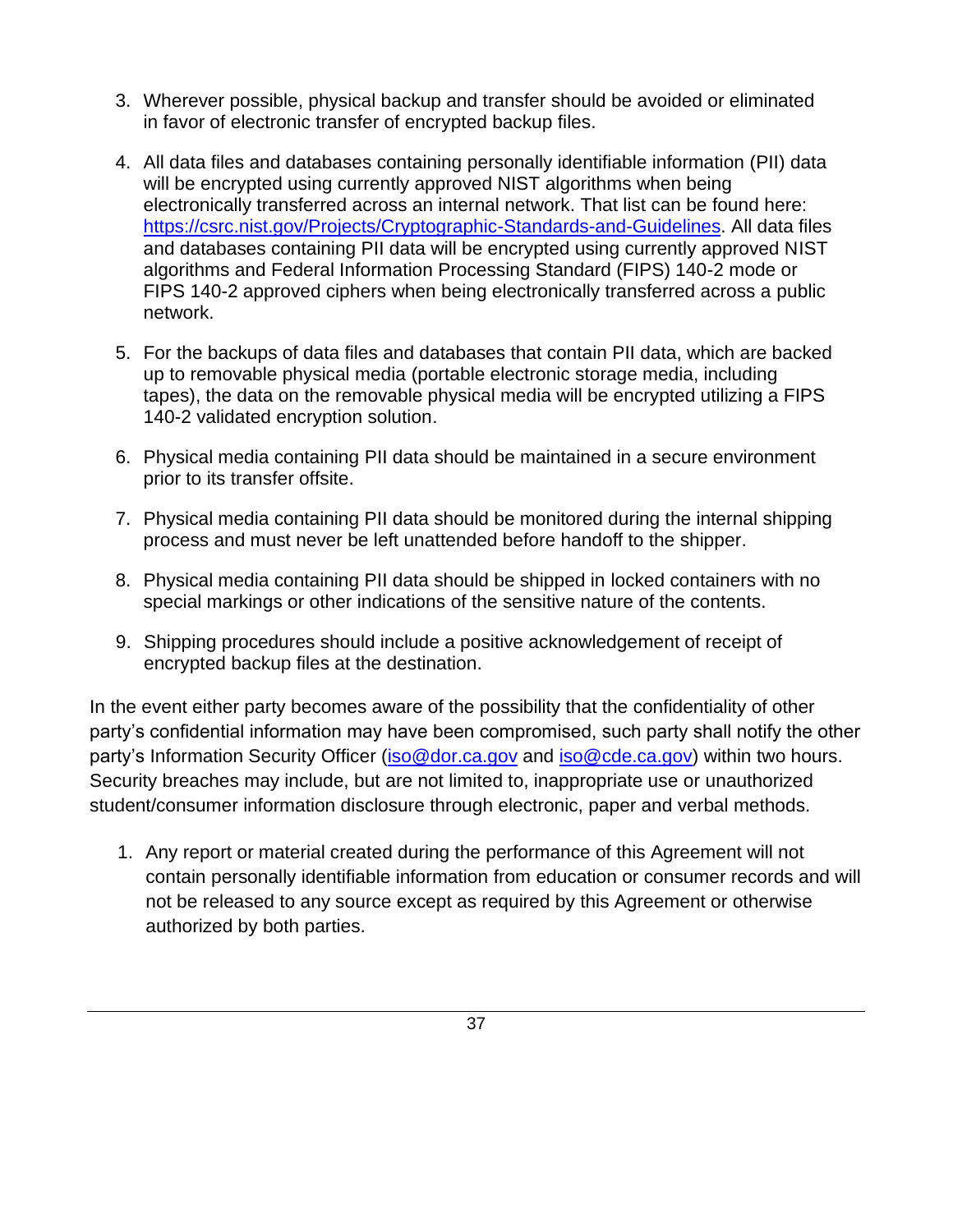3. Wherever possible, physical backup and transfer should be avoided or eliminated in favor of electronic transfer of encrypted backup files.

4. All data files and databases containing personally identifiable information (PII) data will be encrypted using currently approved NIST algorithms when being electronically transferred across an internal network. That list can be found here: [https://csrc.nist.gov/Projects/Cryptographic-Standards-and-Guidelines](https://csrc.nist.gov/Projects/Cryptographic-Standards-and-Guidelines). All data files and databases containing PII data will be encrypted using currently approved NIST algorithms and Federal Information Processing Standard (FIPS) 140-2 mode or FIPS 140-2 approved ciphers when being electronically transferred across a public network.

5. For the backups of data files and databases that contain PII data, which are backed up to removable physical media (portable electronic storage media, including tapes), the data on the removable physical media will be encrypted utilizing a FIPS 140-2 validated encryption solution.

6. Physical media containing PII data should be maintained in a secure environment prior to its transfer offsite.

7. Physical media containing PII data should be monitored during the internal shipping process and must never be left unattended before handoff to the shipper.

8. Physical media containing PII data should be shipped in locked containers with no special markings or other indications of the sensitive nature of the contents.

9. Shipping procedures should include a positive acknowledgement of receipt of encrypted backup files at the destination.

In the event either party becomes aware of the possibility that the confidentiality of other party's confidential information may have been compromised, such party shall notify the other party's Information Security Officer ([iso@dor.ca.gov](mailto:iso@dor.ca.gov) and [iso@cde.ca.gov](mailto:iso@cde.ca.gov)) within two hours. Security breaches may include, but are not limited to, inappropriate use or unauthorized student/consumer information disclosure through electronic, paper and verbal methods.

1. Any report or material created during the performance of this Agreement will not contain personally identifiable information from education or consumer records and will not be released to any source except as required by this Agreement or otherwise authorized by both parties.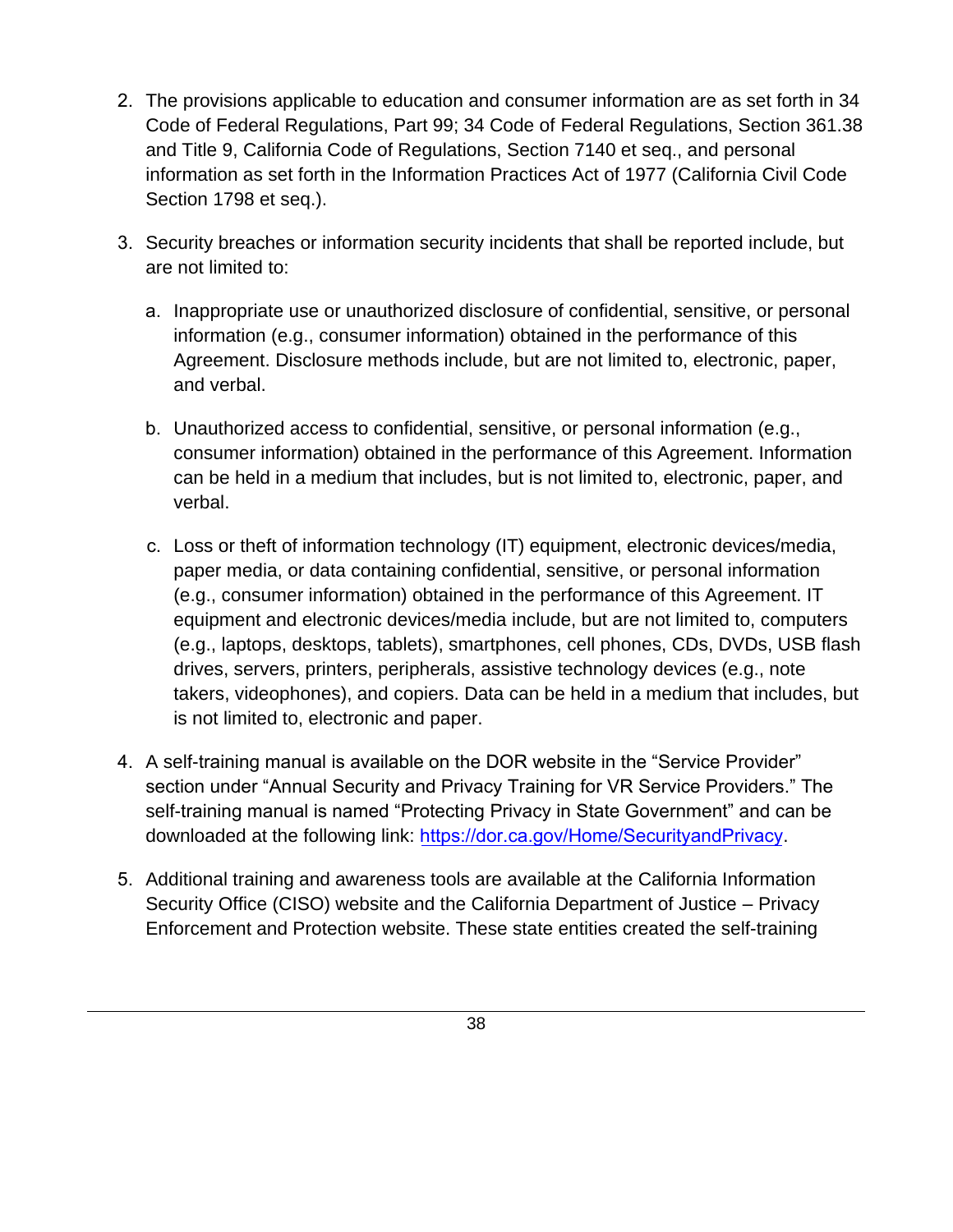2. The provisions applicable to education and consumer information are as set forth in 34 Code of Federal Regulations, Part 99; 34 Code of Federal Regulations, Section 361.38 and Title 9, California Code of Regulations, Section 7140 et seq., and personal information as set forth in the Information Practices Act of 1977 (California Civil Code Section 1798 et seq.).

3. Security breaches or information security incidents that shall be reported include, but are not limited to:

   a. Inappropriate use or unauthorized disclosure of confidential, sensitive, or personal information (e.g., consumer information) obtained in the performance of this Agreement. Disclosure methods include, but are not limited to, electronic, paper, and verbal.

   b. Unauthorized access to confidential, sensitive, or personal information (e.g., consumer information) obtained in the performance of this Agreement. Information can be held in a medium that includes, but is not limited to, electronic, paper, and verbal.

   c. Loss or theft of information technology (IT) equipment, electronic devices/media, paper media, or data containing confidential, sensitive, or personal information (e.g., consumer information) obtained in the performance of this Agreement. IT equipment and electronic devices/media include, but are not limited to, computers (e.g., laptops, desktops, tablets), smartphones, cell phones, CDs, DVDs, USB flash drives, servers, printers, peripherals, assistive technology devices (e.g., note takers, videophones), and copiers. Data can be held in a medium that includes, but is not limited to, electronic and paper.

4. A self-training manual is available on the DOR website in the "Service Provider" section under "Annual Security and Privacy Training for VR Service Providers." The self-training manual is named "Protecting Privacy in State Government" and can be downloaded at the following link: [https://dor.ca.gov/Home/SecurityandPrivacy](https://dor.ca.gov/Home/SecurityandPrivacy).

5. Additional training and awareness tools are available at the California Information Security Office (CISO) website and the California Department of Justice – Privacy Enforcement and Protection website. These state entities created the self-training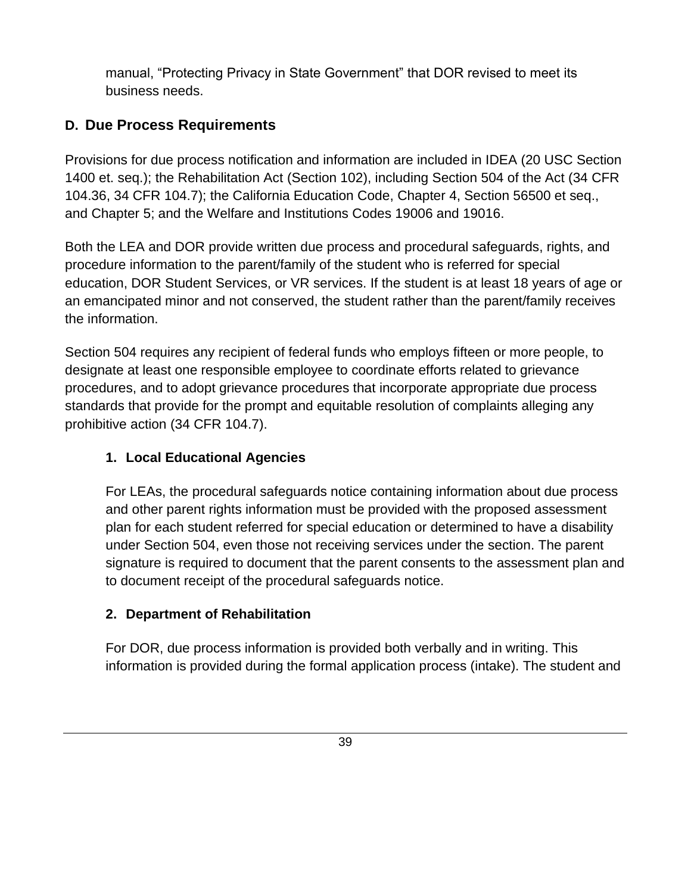manual, “Protecting Privacy in State Government” that DOR revised to meet its business needs.

## D. Due Process Requirements

Provisions for due process notification and information are included in IDEA (20 USC Section 1400 et. seq.); the Rehabilitation Act (Section 102), including Section 504 of the Act (34 CFR 104.36, 34 CFR 104.7); the California Education Code, Chapter 4, Section 56500 et seq., and Chapter 5; and the Welfare and Institutions Codes 19006 and 19016.

Both the LEA and DOR provide written due process and procedural safeguards, rights, and procedure information to the parent/family of the student who is referred for special education, DOR Student Services, or VR services. If the student is at least 18 years of age or an emancipated minor and not conserved, the student rather than the parent/family receives the information.

Section 504 requires any recipient of federal funds who employs fifteen or more people, to designate at least one responsible employee to coordinate efforts related to grievance procedures, and to adopt grievance procedures that incorporate appropriate due process standards that provide for the prompt and equitable resolution of complaints alleging any prohibitive action (34 CFR 104.7).

### 1. Local Educational Agencies

For LEAs, the procedural safeguards notice containing information about due process and other parent rights information must be provided with the proposed assessment plan for each student referred for special education or determined to have a disability under Section 504, even those not receiving services under the section. The parent signature is required to document that the parent consents to the assessment plan and to document receipt of the procedural safeguards notice.

### 2. Department of Rehabilitation

For DOR, due process information is provided both verbally and in writing. This information is provided during the formal application process (intake). The student and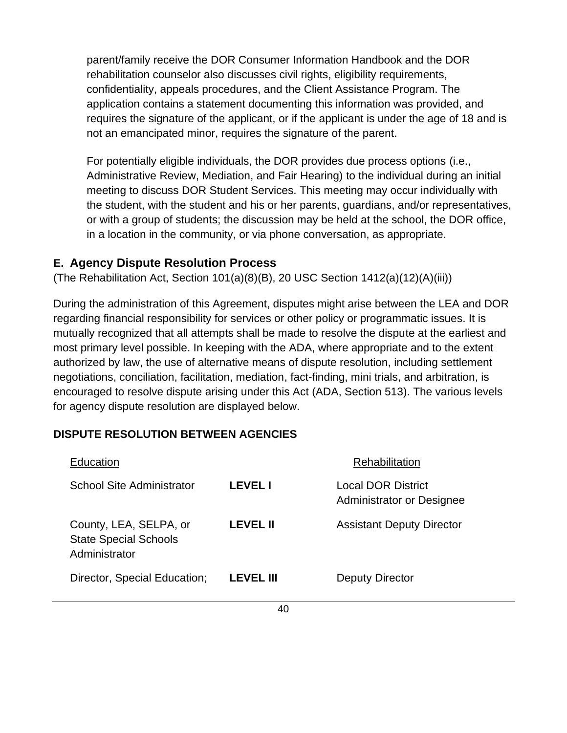parent/family receive the DOR Consumer Information Handbook and the DOR rehabilitation counselor also discusses civil rights, eligibility requirements, confidentiality, appeals procedures, and the Client Assistance Program. The application contains a statement documenting this information was provided, and requires the signature of the applicant, or if the applicant is under the age of 18 and is not an emancipated minor, requires the signature of the parent.

For potentially eligible individuals, the DOR provides due process options (i.e., Administrative Review, Mediation, and Fair Hearing) to the individual during an initial meeting to discuss DOR Student Services. This meeting may occur individually with the student, with the student and his or her parents, guardians, and/or representatives, or with a group of students; the discussion may be held at the school, the DOR office, in a location in the community, or via phone conversation, as appropriate.

### E. Agency Dispute Resolution Process

(The Rehabilitation Act, Section 101(a)(8)(B), 20 USC Section 1412(a)(12)(A)(iii))

During the administration of this Agreement, disputes might arise between the LEA and DOR regarding financial responsibility for services or other policy or programmatic issues. It is mutually recognized that all attempts shall be made to resolve the dispute at the earliest and most primary level possible. In keeping with the ADA, where appropriate and to the extent authorized by law, the use of alternative means of dispute resolution, including settlement negotiations, conciliation, facilitation, mediation, fact-finding, mini trials, and arbitration, is encouraged to resolve dispute arising under this Act (ADA, Section 513). The various levels for agency dispute resolution are displayed below.

**DISPUTE RESOLUTION BETWEEN AGENCIES**

| Education | | Rehabilitation |
|---|---|---|
| School Site Administrator | **LEVEL I** | Local DOR District Administrator or Designee |
| County, LEA, SELPA, or State Special Schools Administrator | **LEVEL II** | Assistant Deputy Director |
| Director, Special Education; | **LEVEL III** | Deputy Director |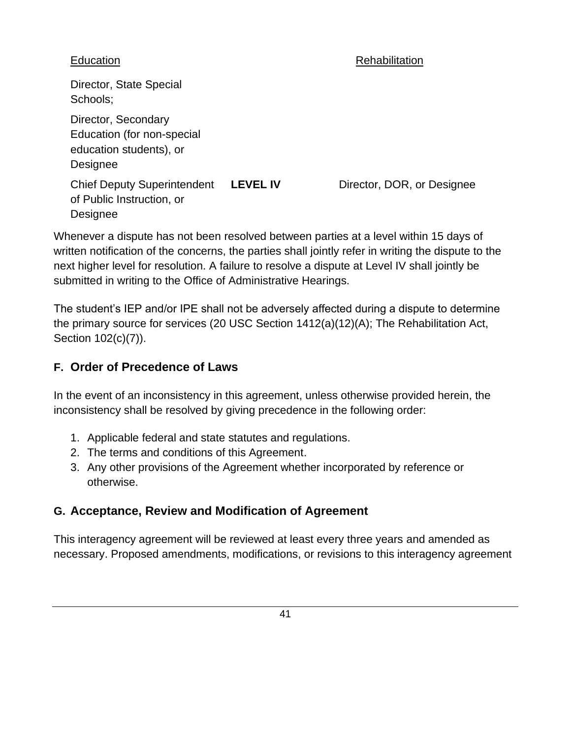| Education | | Rehabilitation |
|---|---|---|
| Director, State Special Schools; | | |
| Director, Secondary Education (for non-special education students), or Designee | | |
| Chief Deputy Superintendent of Public Instruction, or Designee | **LEVEL IV** | Director, DOR, or Designee |

Whenever a dispute has not been resolved between parties at a level within 15 days of written notification of the concerns, the parties shall jointly refer in writing the dispute to the next higher level for resolution. A failure to resolve a dispute at Level IV shall jointly be submitted in writing to the Office of Administrative Hearings.

The student's IEP and/or IPE shall not be adversely affected during a dispute to determine the primary source for services (20 USC Section 1412(a)(12)(A); The Rehabilitation Act, Section 102(c)(7)).

## F. Order of Precedence of Laws

In the event of an inconsistency in this agreement, unless otherwise provided herein, the inconsistency shall be resolved by giving precedence in the following order:

1. Applicable federal and state statutes and regulations.
2. The terms and conditions of this Agreement.
3. Any other provisions of the Agreement whether incorporated by reference or otherwise.

## G. Acceptance, Review and Modification of Agreement

This interagency agreement will be reviewed at least every three years and amended as necessary. Proposed amendments, modifications, or revisions to this interagency agreement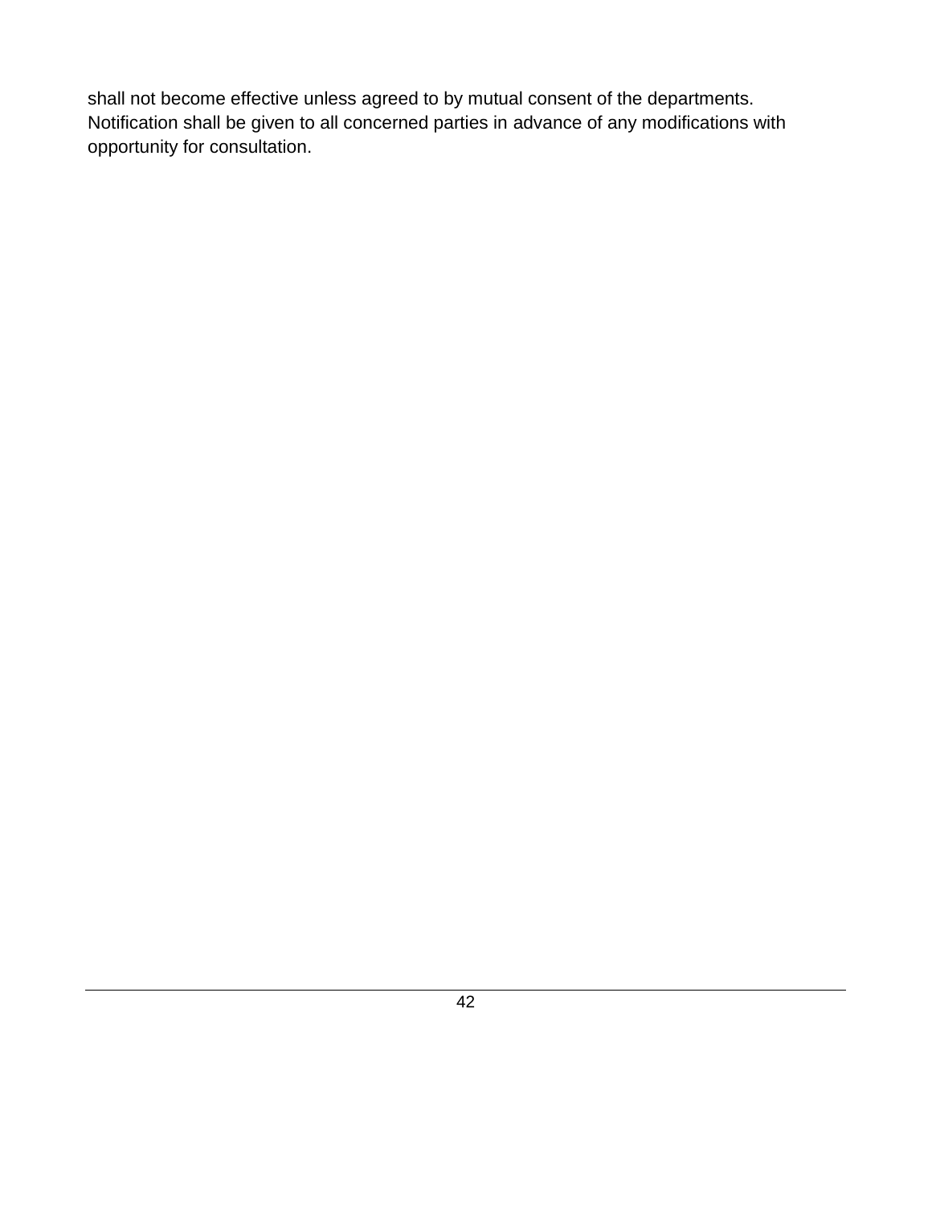shall not become effective unless agreed to by mutual consent of the departments. Notification shall be given to all concerned parties in advance of any modifications with opportunity for consultation.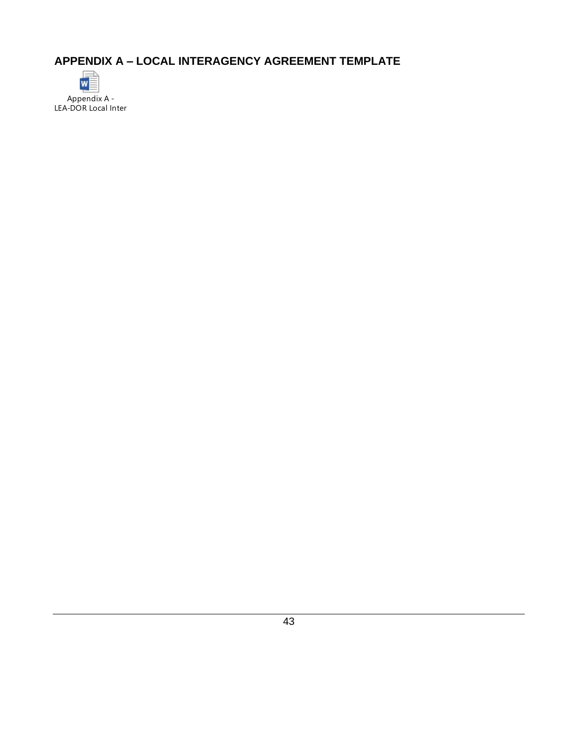## APPENDIX A – LOCAL INTERAGENCY AGREEMENT TEMPLATE

Appendix A - LEA-DOR Local Inter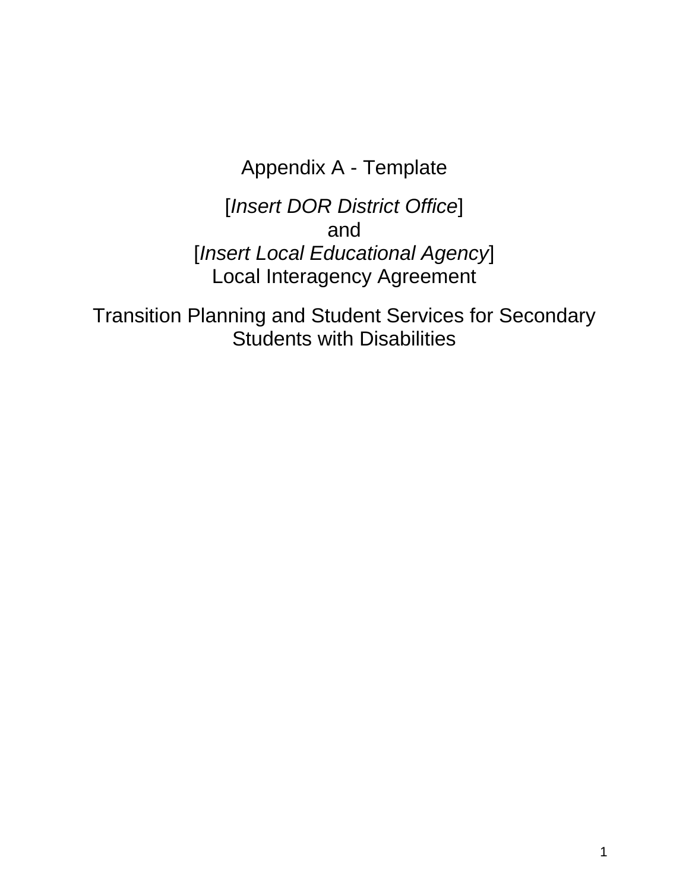# Appendix A - Template

[*Insert DOR District Office*]
and
[*Insert Local Educational Agency*]
Local Interagency Agreement

Transition Planning and Student Services for Secondary Students with Disabilities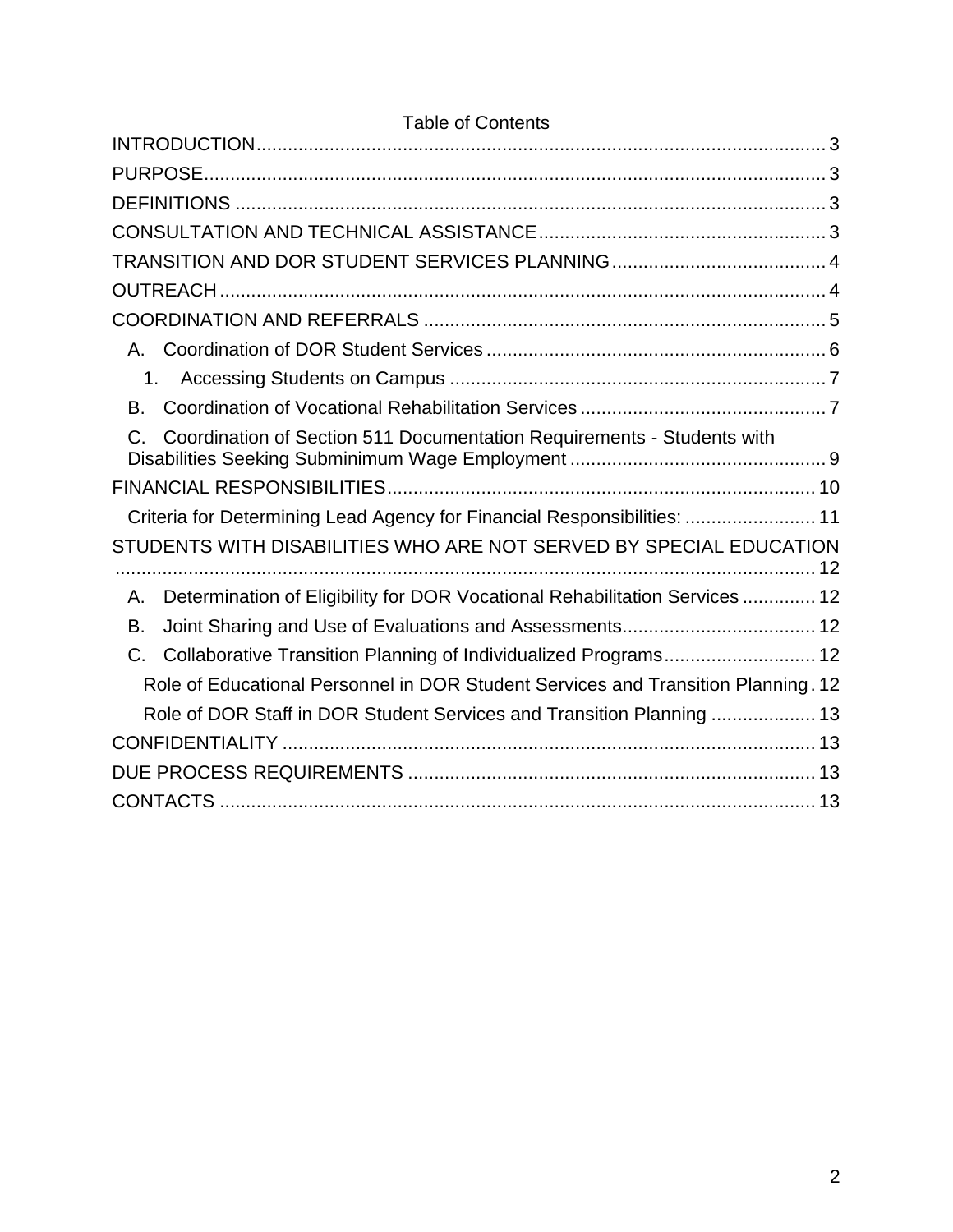# Table of Contents

INTRODUCTION ..... 3

PURPOSE ..... 3

DEFINITIONS ..... 3

CONSULTATION AND TECHNICAL ASSISTANCE ..... 3

TRANSITION AND DOR STUDENT SERVICES PLANNING ..... 4

OUTREACH ..... 4

COORDINATION AND REFERRALS ..... 5

- A. Coordination of DOR Student Services ..... 6
  - 1. Accessing Students on Campus ..... 7
- B. Coordination of Vocational Rehabilitation Services ..... 7
- C. Coordination of Section 511 Documentation Requirements - Students with Disabilities Seeking Subminimum Wage Employment ..... 9

FINANCIAL RESPONSIBILITIES ..... 10

- Criteria for Determining Lead Agency for Financial Responsibilities: ..... 11

STUDENTS WITH DISABILITIES WHO ARE NOT SERVED BY SPECIAL EDUCATION ..... 12

- A. Determination of Eligibility for DOR Vocational Rehabilitation Services ..... 12
- B. Joint Sharing and Use of Evaluations and Assessments ..... 12
- C. Collaborative Transition Planning of Individualized Programs ..... 12
  - Role of Educational Personnel in DOR Student Services and Transition Planning ..... 12
  - Role of DOR Staff in DOR Student Services and Transition Planning ..... 13

CONFIDENTIALITY ..... 13

DUE PROCESS REQUIREMENTS ..... 13

CONTACTS ..... 13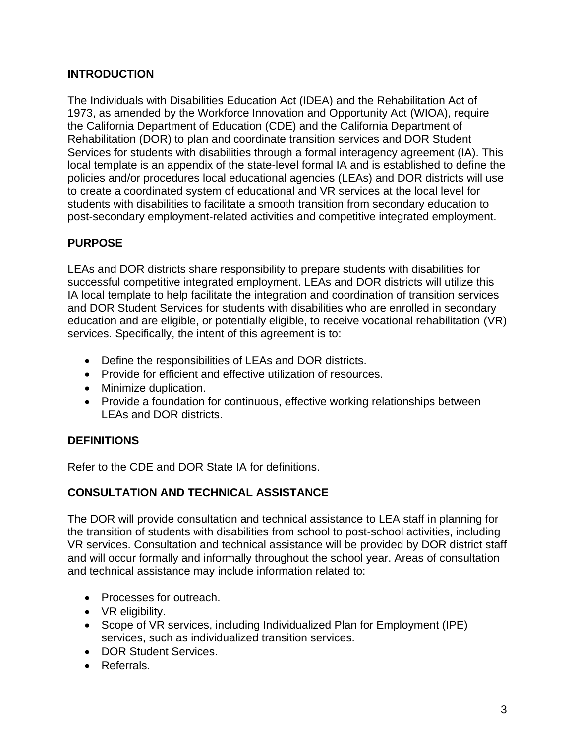## INTRODUCTION

The Individuals with Disabilities Education Act (IDEA) and the Rehabilitation Act of 1973, as amended by the Workforce Innovation and Opportunity Act (WIOA), require the California Department of Education (CDE) and the California Department of Rehabilitation (DOR) to plan and coordinate transition services and DOR Student Services for students with disabilities through a formal interagency agreement (IA). This local template is an appendix of the state-level formal IA and is established to define the policies and/or procedures local educational agencies (LEAs) and DOR districts will use to create a coordinated system of educational and VR services at the local level for students with disabilities to facilitate a smooth transition from secondary education to post-secondary employment-related activities and competitive integrated employment.

## PURPOSE

LEAs and DOR districts share responsibility to prepare students with disabilities for successful competitive integrated employment. LEAs and DOR districts will utilize this IA local template to help facilitate the integration and coordination of transition services and DOR Student Services for students with disabilities who are enrolled in secondary education and are eligible, or potentially eligible, to receive vocational rehabilitation (VR) services. Specifically, the intent of this agreement is to:

- Define the responsibilities of LEAs and DOR districts.
- Provide for efficient and effective utilization of resources.
- Minimize duplication.
- Provide a foundation for continuous, effective working relationships between LEAs and DOR districts.

## DEFINITIONS

Refer to the CDE and DOR State IA for definitions.

## CONSULTATION AND TECHNICAL ASSISTANCE

The DOR will provide consultation and technical assistance to LEA staff in planning for the transition of students with disabilities from school to post-school activities, including VR services. Consultation and technical assistance will be provided by DOR district staff and will occur formally and informally throughout the school year. Areas of consultation and technical assistance may include information related to:

- Processes for outreach.
- VR eligibility.
- Scope of VR services, including Individualized Plan for Employment (IPE) services, such as individualized transition services.
- DOR Student Services.
- Referrals.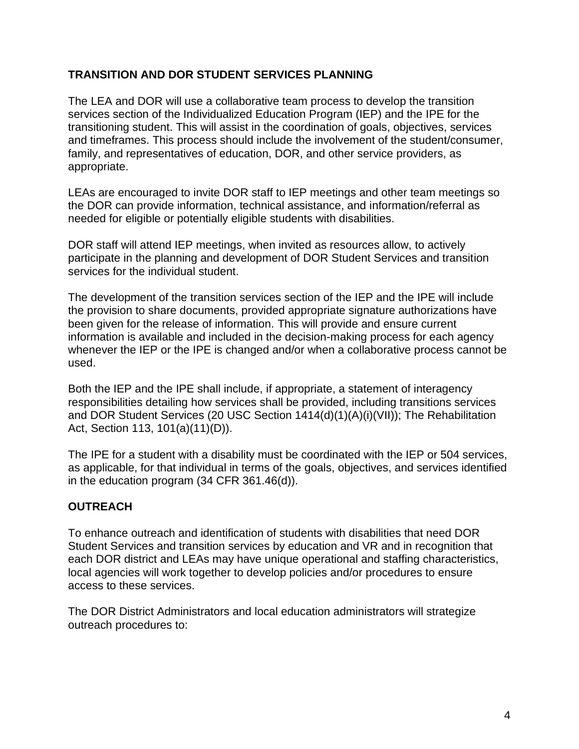## TRANSITION AND DOR STUDENT SERVICES PLANNING

The LEA and DOR will use a collaborative team process to develop the transition services section of the Individualized Education Program (IEP) and the IPE for the transitioning student. This will assist in the coordination of goals, objectives, services and timeframes. This process should include the involvement of the student/consumer, family, and representatives of education, DOR, and other service providers, as appropriate.

LEAs are encouraged to invite DOR staff to IEP meetings and other team meetings so the DOR can provide information, technical assistance, and information/referral as needed for eligible or potentially eligible students with disabilities.

DOR staff will attend IEP meetings, when invited as resources allow, to actively participate in the planning and development of DOR Student Services and transition services for the individual student.

The development of the transition services section of the IEP and the IPE will include the provision to share documents, provided appropriate signature authorizations have been given for the release of information. This will provide and ensure current information is available and included in the decision-making process for each agency whenever the IEP or the IPE is changed and/or when a collaborative process cannot be used.

Both the IEP and the IPE shall include, if appropriate, a statement of interagency responsibilities detailing how services shall be provided, including transitions services and DOR Student Services (20 USC Section 1414(d)(1)(A)(i)(VII)); The Rehabilitation Act, Section 113, 101(a)(11)(D)).

The IPE for a student with a disability must be coordinated with the IEP or 504 services, as applicable, for that individual in terms of the goals, objectives, and services identified in the education program (34 CFR 361.46(d)).

## OUTREACH

To enhance outreach and identification of students with disabilities that need DOR Student Services and transition services by education and VR and in recognition that each DOR district and LEAs may have unique operational and staffing characteristics, local agencies will work together to develop policies and/or procedures to ensure access to these services.

The DOR District Administrators and local education administrators will strategize outreach procedures to: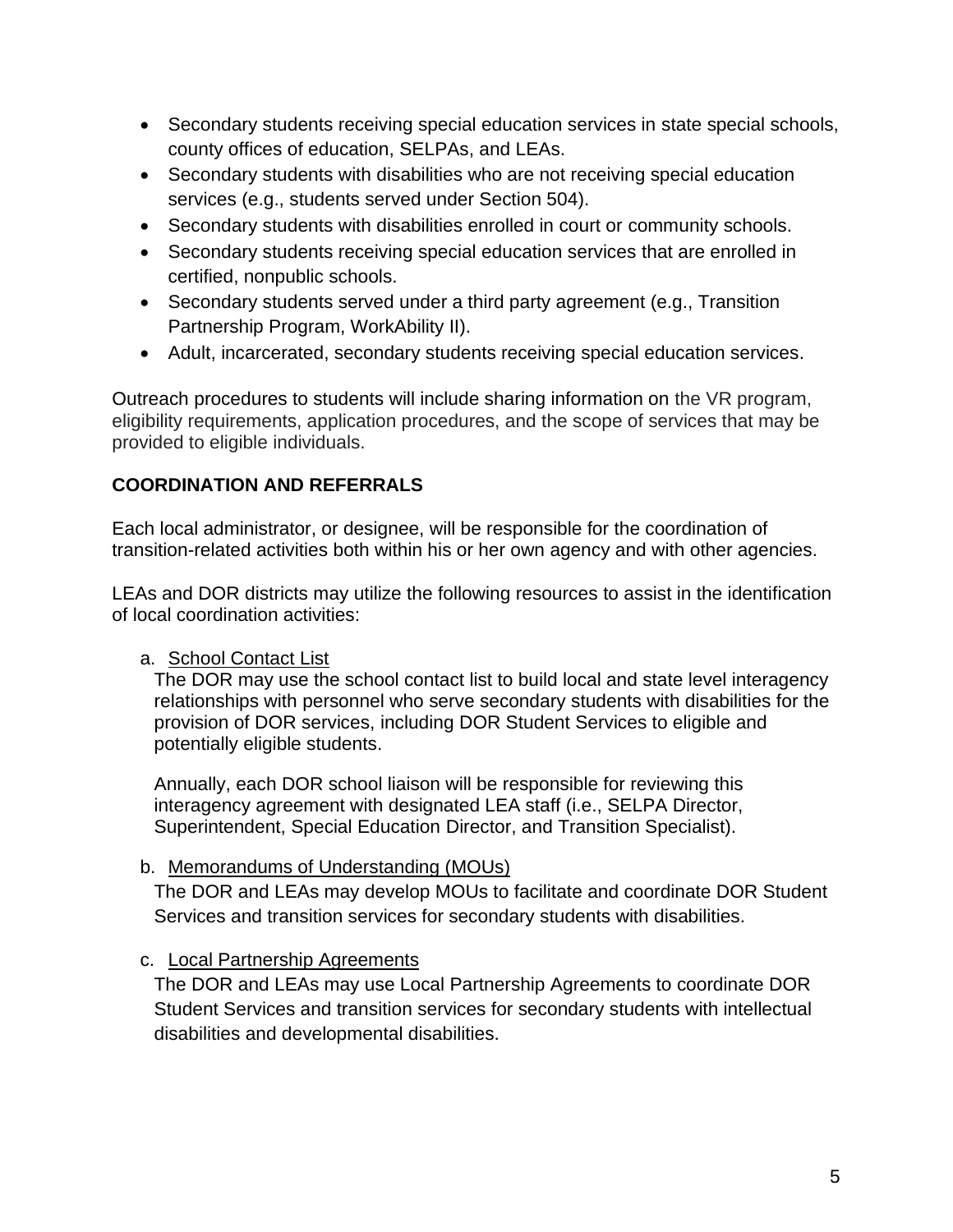- Secondary students receiving special education services in state special schools, county offices of education, SELPAs, and LEAs.
- Secondary students with disabilities who are not receiving special education services (e.g., students served under Section 504).
- Secondary students with disabilities enrolled in court or community schools.
- Secondary students receiving special education services that are enrolled in certified, nonpublic schools.
- Secondary students served under a third party agreement (e.g., Transition Partnership Program, WorkAbility II).
- Adult, incarcerated, secondary students receiving special education services.

Outreach procedures to students will include sharing information on the VR program, eligibility requirements, application procedures, and the scope of services that may be provided to eligible individuals.

**COORDINATION AND REFERRALS**

Each local administrator, or designee, will be responsible for the coordination of transition-related activities both within his or her own agency and with other agencies.

LEAs and DOR districts may utilize the following resources to assist in the identification of local coordination activities:

a. School Contact List

The DOR may use the school contact list to build local and state level interagency relationships with personnel who serve secondary students with disabilities for the provision of DOR services, including DOR Student Services to eligible and potentially eligible students.

Annually, each DOR school liaison will be responsible for reviewing this interagency agreement with designated LEA staff (i.e., SELPA Director, Superintendent, Special Education Director, and Transition Specialist).

b. Memorandums of Understanding (MOUs)

The DOR and LEAs may develop MOUs to facilitate and coordinate DOR Student Services and transition services for secondary students with disabilities.

c. Local Partnership Agreements

The DOR and LEAs may use Local Partnership Agreements to coordinate DOR Student Services and transition services for secondary students with intellectual disabilities and developmental disabilities.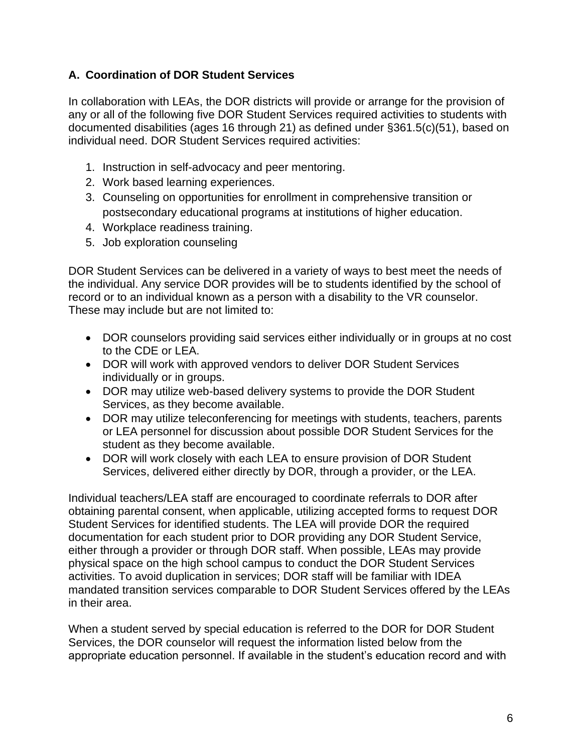### A. Coordination of DOR Student Services

In collaboration with LEAs, the DOR districts will provide or arrange for the provision of any or all of the following five DOR Student Services required activities to students with documented disabilities (ages 16 through 21) as defined under §361.5(c)(51), based on individual need. DOR Student Services required activities:

1. Instruction in self-advocacy and peer mentoring.
2. Work based learning experiences.
3. Counseling on opportunities for enrollment in comprehensive transition or postsecondary educational programs at institutions of higher education.
4. Workplace readiness training.
5. Job exploration counseling

DOR Student Services can be delivered in a variety of ways to best meet the needs of the individual. Any service DOR provides will be to students identified by the school of record or to an individual known as a person with a disability to the VR counselor. These may include but are not limited to:

- DOR counselors providing said services either individually or in groups at no cost to the CDE or LEA.
- DOR will work with approved vendors to deliver DOR Student Services individually or in groups.
- DOR may utilize web-based delivery systems to provide the DOR Student Services, as they become available.
- DOR may utilize teleconferencing for meetings with students, teachers, parents or LEA personnel for discussion about possible DOR Student Services for the student as they become available.
- DOR will work closely with each LEA to ensure provision of DOR Student Services, delivered either directly by DOR, through a provider, or the LEA.

Individual teachers/LEA staff are encouraged to coordinate referrals to DOR after obtaining parental consent, when applicable, utilizing accepted forms to request DOR Student Services for identified students. The LEA will provide DOR the required documentation for each student prior to DOR providing any DOR Student Service, either through a provider or through DOR staff. When possible, LEAs may provide physical space on the high school campus to conduct the DOR Student Services activities. To avoid duplication in services; DOR staff will be familiar with IDEA mandated transition services comparable to DOR Student Services offered by the LEAs in their area.

When a student served by special education is referred to the DOR for DOR Student Services, the DOR counselor will request the information listed below from the appropriate education personnel. If available in the student's education record and with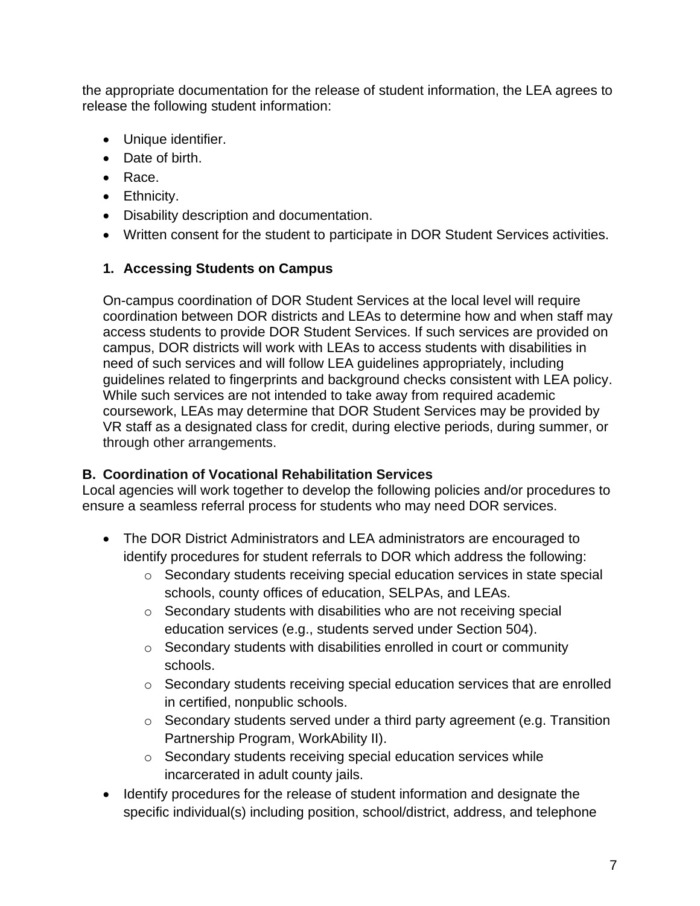the appropriate documentation for the release of student information, the LEA agrees to release the following student information:

- Unique identifier.
- Date of birth.
- Race.
- Ethnicity.
- Disability description and documentation.
- Written consent for the student to participate in DOR Student Services activities.

### 1. Accessing Students on Campus

On-campus coordination of DOR Student Services at the local level will require coordination between DOR districts and LEAs to determine how and when staff may access students to provide DOR Student Services. If such services are provided on campus, DOR districts will work with LEAs to access students with disabilities in need of such services and will follow LEA guidelines appropriately, including guidelines related to fingerprints and background checks consistent with LEA policy. While such services are not intended to take away from required academic coursework, LEAs may determine that DOR Student Services may be provided by VR staff as a designated class for credit, during elective periods, during summer, or through other arrangements.

### B. Coordination of Vocational Rehabilitation Services

Local agencies will work together to develop the following policies and/or procedures to ensure a seamless referral process for students who may need DOR services.

- The DOR District Administrators and LEA administrators are encouraged to identify procedures for student referrals to DOR which address the following:
    - Secondary students receiving special education services in state special schools, county offices of education, SELPAs, and LEAs.
    - Secondary students with disabilities who are not receiving special education services (e.g., students served under Section 504).
    - Secondary students with disabilities enrolled in court or community schools.
    - Secondary students receiving special education services that are enrolled in certified, nonpublic schools.
    - Secondary students served under a third party agreement (e.g. Transition Partnership Program, WorkAbility II).
    - Secondary students receiving special education services while incarcerated in adult county jails.
- Identify procedures for the release of student information and designate the specific individual(s) including position, school/district, address, and telephone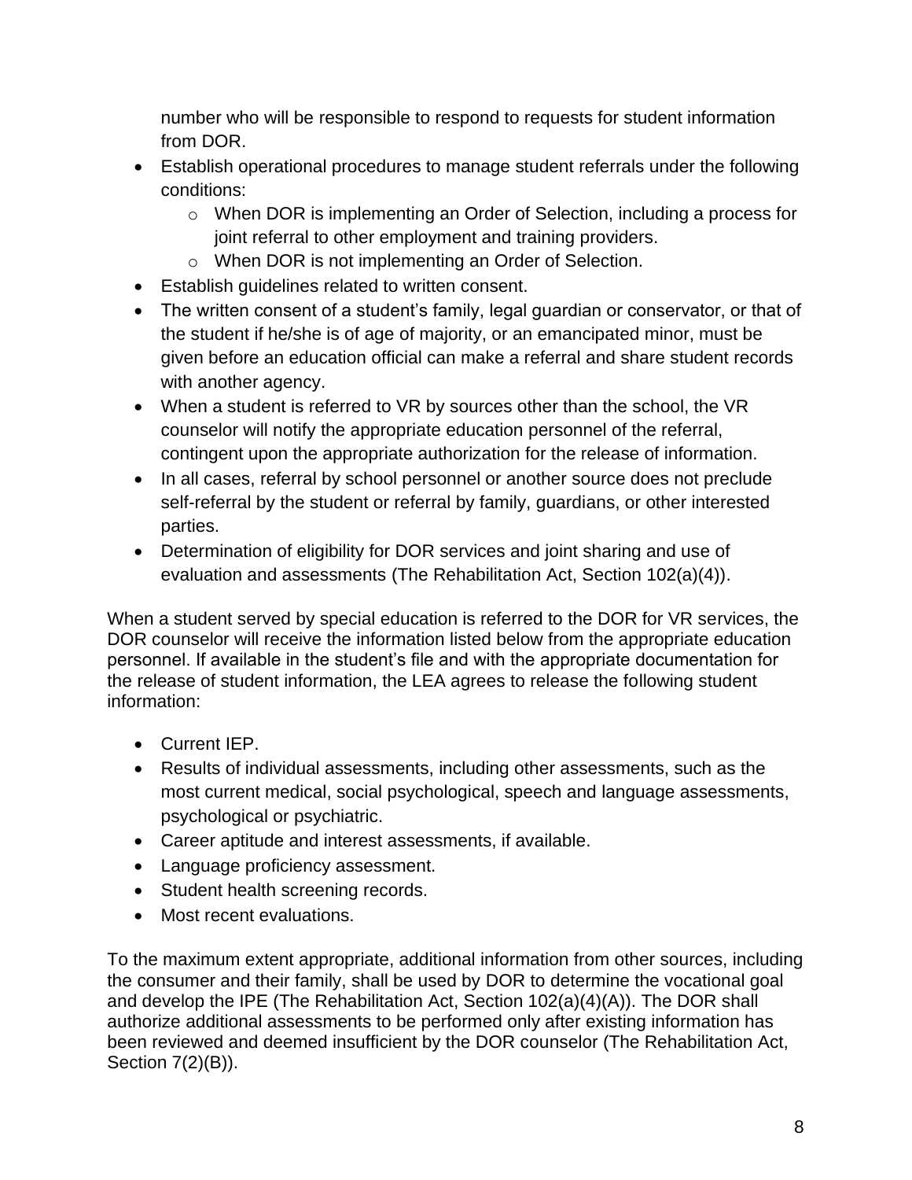number who will be responsible to respond to requests for student information from DOR.

- Establish operational procedures to manage student referrals under the following conditions:
  - When DOR is implementing an Order of Selection, including a process for joint referral to other employment and training providers.
  - When DOR is not implementing an Order of Selection.
- Establish guidelines related to written consent.
- The written consent of a student's family, legal guardian or conservator, or that of the student if he/she is of age of majority, or an emancipated minor, must be given before an education official can make a referral and share student records with another agency.
- When a student is referred to VR by sources other than the school, the VR counselor will notify the appropriate education personnel of the referral, contingent upon the appropriate authorization for the release of information.
- In all cases, referral by school personnel or another source does not preclude self-referral by the student or referral by family, guardians, or other interested parties.
- Determination of eligibility for DOR services and joint sharing and use of evaluation and assessments (The Rehabilitation Act, Section 102(a)(4)).

When a student served by special education is referred to the DOR for VR services, the DOR counselor will receive the information listed below from the appropriate education personnel. If available in the student's file and with the appropriate documentation for the release of student information, the LEA agrees to release the following student information:

- Current IEP.
- Results of individual assessments, including other assessments, such as the most current medical, social psychological, speech and language assessments, psychological or psychiatric.
- Career aptitude and interest assessments, if available.
- Language proficiency assessment.
- Student health screening records.
- Most recent evaluations.

To the maximum extent appropriate, additional information from other sources, including the consumer and their family, shall be used by DOR to determine the vocational goal and develop the IPE (The Rehabilitation Act, Section 102(a)(4)(A)). The DOR shall authorize additional assessments to be performed only after existing information has been reviewed and deemed insufficient by the DOR counselor (The Rehabilitation Act, Section 7(2)(B)).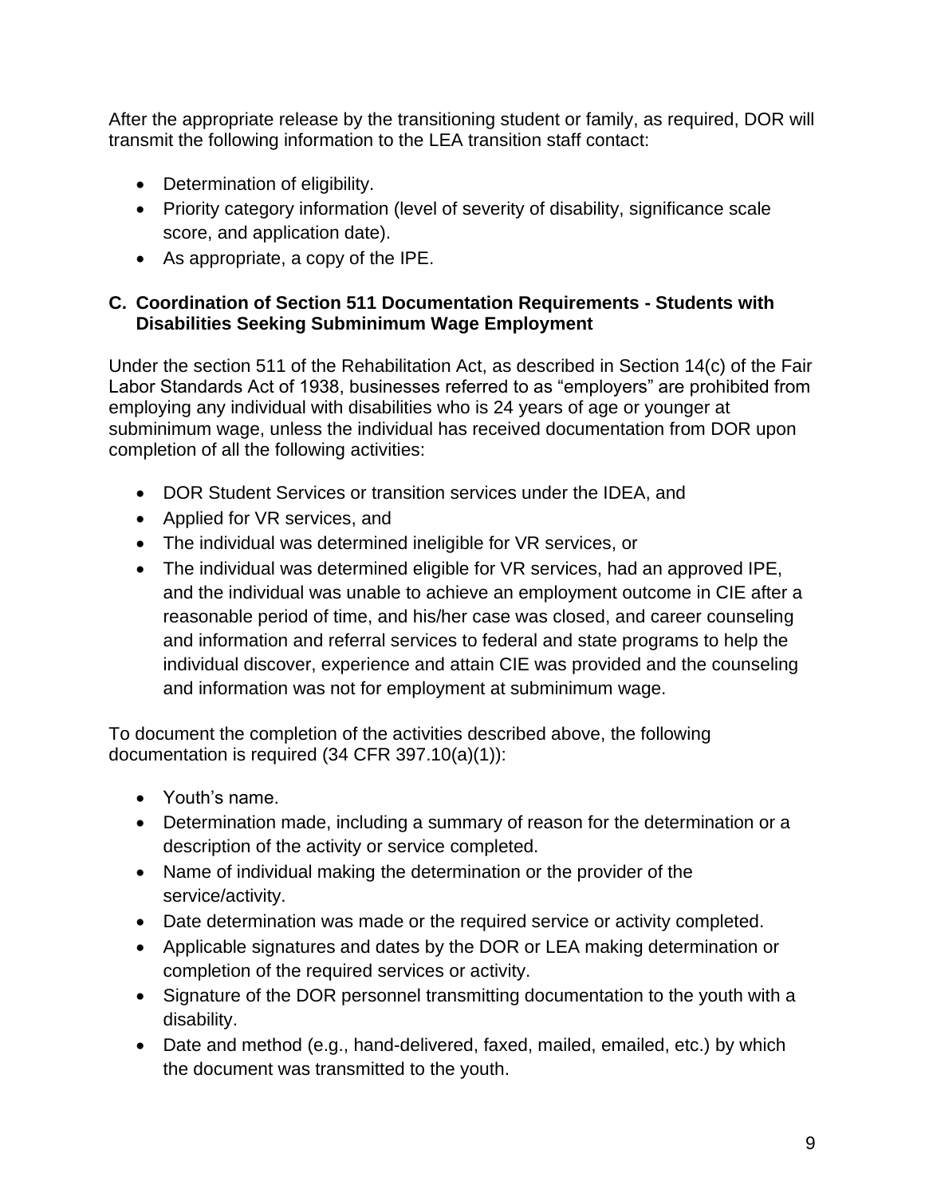After the appropriate release by the transitioning student or family, as required, DOR will transmit the following information to the LEA transition staff contact:

- Determination of eligibility.
- Priority category information (level of severity of disability, significance scale score, and application date).
- As appropriate, a copy of the IPE.

### C. Coordination of Section 511 Documentation Requirements - Students with Disabilities Seeking Subminimum Wage Employment

Under the section 511 of the Rehabilitation Act, as described in Section 14(c) of the Fair Labor Standards Act of 1938, businesses referred to as "employers" are prohibited from employing any individual with disabilities who is 24 years of age or younger at subminimum wage, unless the individual has received documentation from DOR upon completion of all the following activities:

- DOR Student Services or transition services under the IDEA, and
- Applied for VR services, and
- The individual was determined ineligible for VR services, or
- The individual was determined eligible for VR services, had an approved IPE, and the individual was unable to achieve an employment outcome in CIE after a reasonable period of time, and his/her case was closed, and career counseling and information and referral services to federal and state programs to help the individual discover, experience and attain CIE was provided and the counseling and information was not for employment at subminimum wage.

To document the completion of the activities described above, the following documentation is required (34 CFR 397.10(a)(1)):

- Youth's name.
- Determination made, including a summary of reason for the determination or a description of the activity or service completed.
- Name of individual making the determination or the provider of the service/activity.
- Date determination was made or the required service or activity completed.
- Applicable signatures and dates by the DOR or LEA making determination or completion of the required services or activity.
- Signature of the DOR personnel transmitting documentation to the youth with a disability.
- Date and method (e.g., hand-delivered, faxed, mailed, emailed, etc.) by which the document was transmitted to the youth.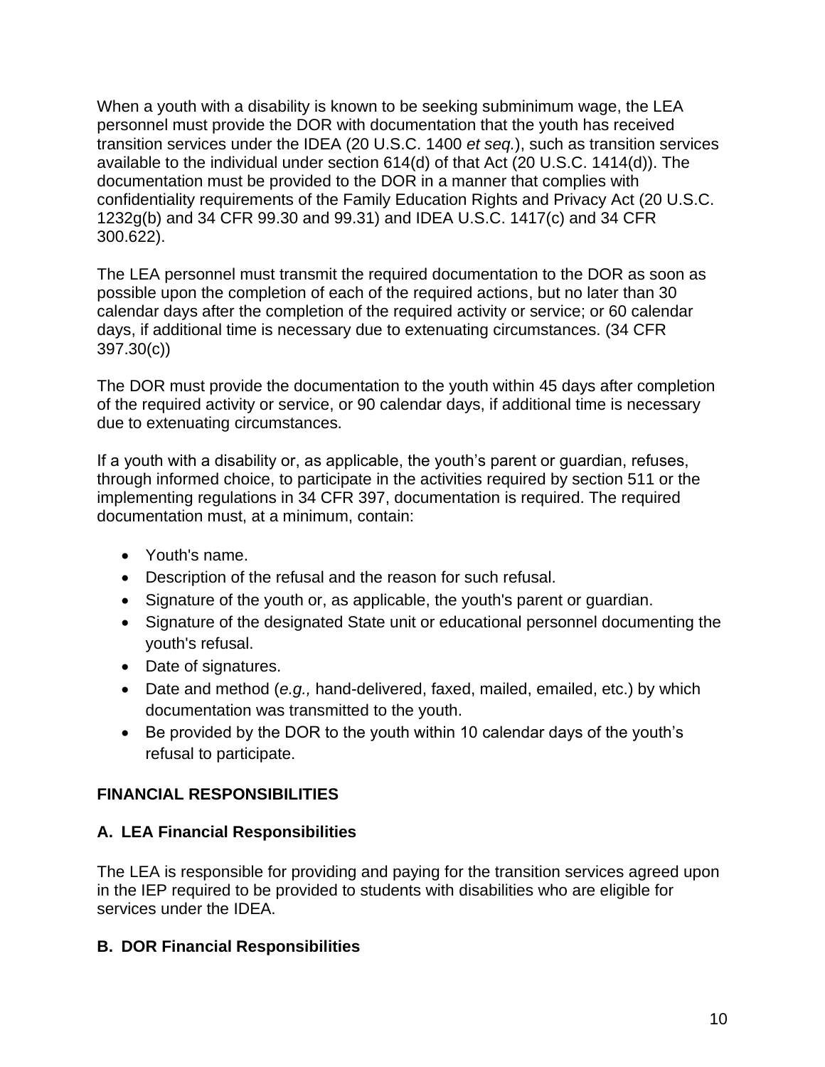When a youth with a disability is known to be seeking subminimum wage, the LEA personnel must provide the DOR with documentation that the youth has received transition services under the IDEA (20 U.S.C. 1400 *et seq.*), such as transition services available to the individual under section 614(d) of that Act (20 U.S.C. 1414(d)). The documentation must be provided to the DOR in a manner that complies with confidentiality requirements of the Family Education Rights and Privacy Act (20 U.S.C. 1232g(b) and 34 CFR 99.30 and 99.31) and IDEA U.S.C. 1417(c) and 34 CFR 300.622).

The LEA personnel must transmit the required documentation to the DOR as soon as possible upon the completion of each of the required actions, but no later than 30 calendar days after the completion of the required activity or service; or 60 calendar days, if additional time is necessary due to extenuating circumstances. (34 CFR 397.30(c))

The DOR must provide the documentation to the youth within 45 days after completion of the required activity or service, or 90 calendar days, if additional time is necessary due to extenuating circumstances.

If a youth with a disability or, as applicable, the youth's parent or guardian, refuses, through informed choice, to participate in the activities required by section 511 or the implementing regulations in 34 CFR 397, documentation is required. The required documentation must, at a minimum, contain:

- Youth's name.
- Description of the refusal and the reason for such refusal.
- Signature of the youth or, as applicable, the youth's parent or guardian.
- Signature of the designated State unit or educational personnel documenting the youth's refusal.
- Date of signatures.
- Date and method (*e.g.,* hand-delivered, faxed, mailed, emailed, etc.) by which documentation was transmitted to the youth.
- Be provided by the DOR to the youth within 10 calendar days of the youth's refusal to participate.

## FINANCIAL RESPONSIBILITIES

### A. LEA Financial Responsibilities

The LEA is responsible for providing and paying for the transition services agreed upon in the IEP required to be provided to students with disabilities who are eligible for services under the IDEA.

### B. DOR Financial Responsibilities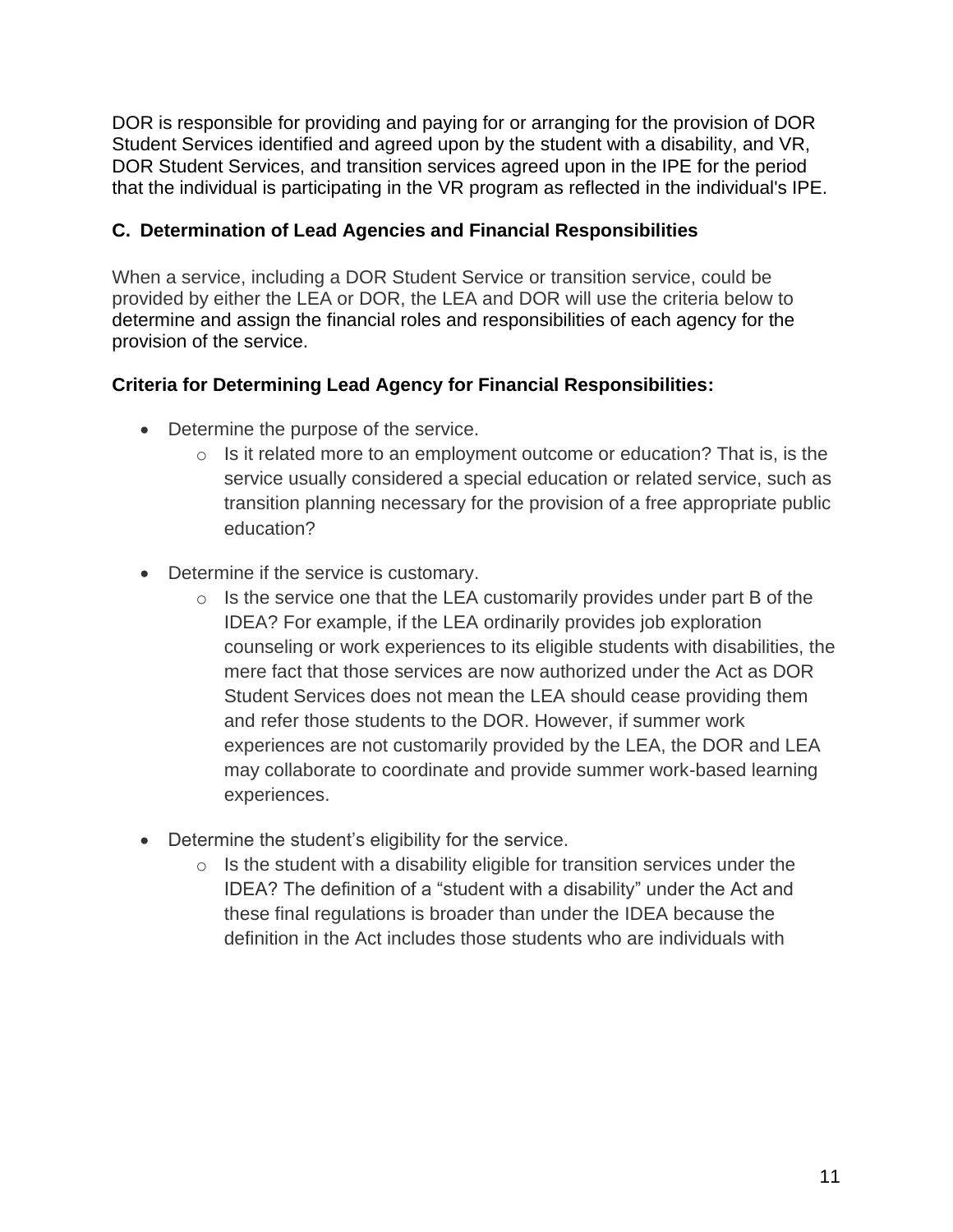DOR is responsible for providing and paying for or arranging for the provision of DOR Student Services identified and agreed upon by the student with a disability, and VR, DOR Student Services, and transition services agreed upon in the IPE for the period that the individual is participating in the VR program as reflected in the individual's IPE.

### C. Determination of Lead Agencies and Financial Responsibilities

When a service, including a DOR Student Service or transition service, could be provided by either the LEA or DOR, the LEA and DOR will use the criteria below to determine and assign the financial roles and responsibilities of each agency for the provision of the service.

**Criteria for Determining Lead Agency for Financial Responsibilities:**

- Determine the purpose of the service.
    - Is it related more to an employment outcome or education? That is, is the service usually considered a special education or related service, such as transition planning necessary for the provision of a free appropriate public education?

- Determine if the service is customary.
    - Is the service one that the LEA customarily provides under part B of the IDEA? For example, if the LEA ordinarily provides job exploration counseling or work experiences to its eligible students with disabilities, the mere fact that those services are now authorized under the Act as DOR Student Services does not mean the LEA should cease providing them and refer those students to the DOR. However, if summer work experiences are not customarily provided by the LEA, the DOR and LEA may collaborate to coordinate and provide summer work-based learning experiences.

- Determine the student's eligibility for the service.
    - Is the student with a disability eligible for transition services under the IDEA? The definition of a "student with a disability" under the Act and these final regulations is broader than under the IDEA because the definition in the Act includes those students who are individuals with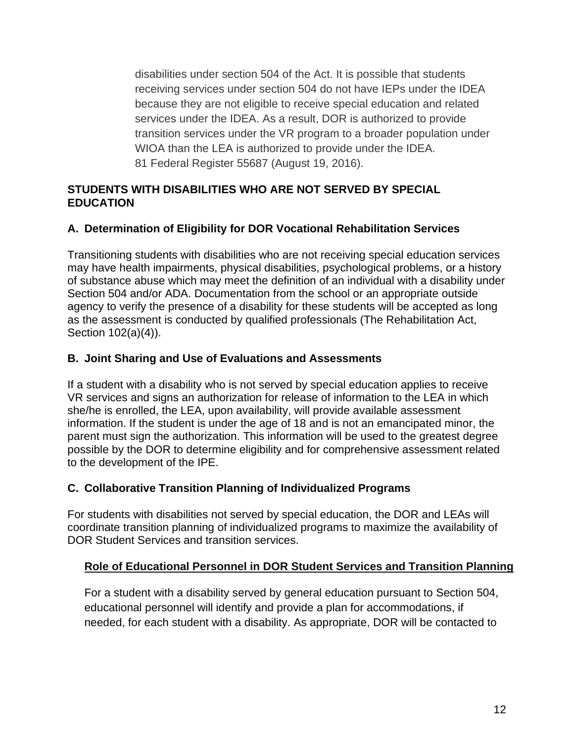> disabilities under section 504 of the Act. It is possible that students receiving services under section 504 do not have IEPs under the IDEA because they are not eligible to receive special education and related services under the IDEA. As a result, DOR is authorized to provide transition services under the VR program to a broader population under WIOA than the LEA is authorized to provide under the IDEA.
> 81 Federal Register 55687 (August 19, 2016).

## STUDENTS WITH DISABILITIES WHO ARE NOT SERVED BY SPECIAL EDUCATION

### A. Determination of Eligibility for DOR Vocational Rehabilitation Services

Transitioning students with disabilities who are not receiving special education services may have health impairments, physical disabilities, psychological problems, or a history of substance abuse which may meet the definition of an individual with a disability under Section 504 and/or ADA. Documentation from the school or an appropriate outside agency to verify the presence of a disability for these students will be accepted as long as the assessment is conducted by qualified professionals (The Rehabilitation Act, Section 102(a)(4)).

### B. Joint Sharing and Use of Evaluations and Assessments

If a student with a disability who is not served by special education applies to receive VR services and signs an authorization for release of information to the LEA in which she/he is enrolled, the LEA, upon availability, will provide available assessment information. If the student is under the age of 18 and is not an emancipated minor, the parent must sign the authorization. This information will be used to the greatest degree possible by the DOR to determine eligibility and for comprehensive assessment related to the development of the IPE.

### C. Collaborative Transition Planning of Individualized Programs

For students with disabilities not served by special education, the DOR and LEAs will coordinate transition planning of individualized programs to maximize the availability of DOR Student Services and transition services.

#### Role of Educational Personnel in DOR Student Services and Transition Planning

For a student with a disability served by general education pursuant to Section 504, educational personnel will identify and provide a plan for accommodations, if needed, for each student with a disability. As appropriate, DOR will be contacted to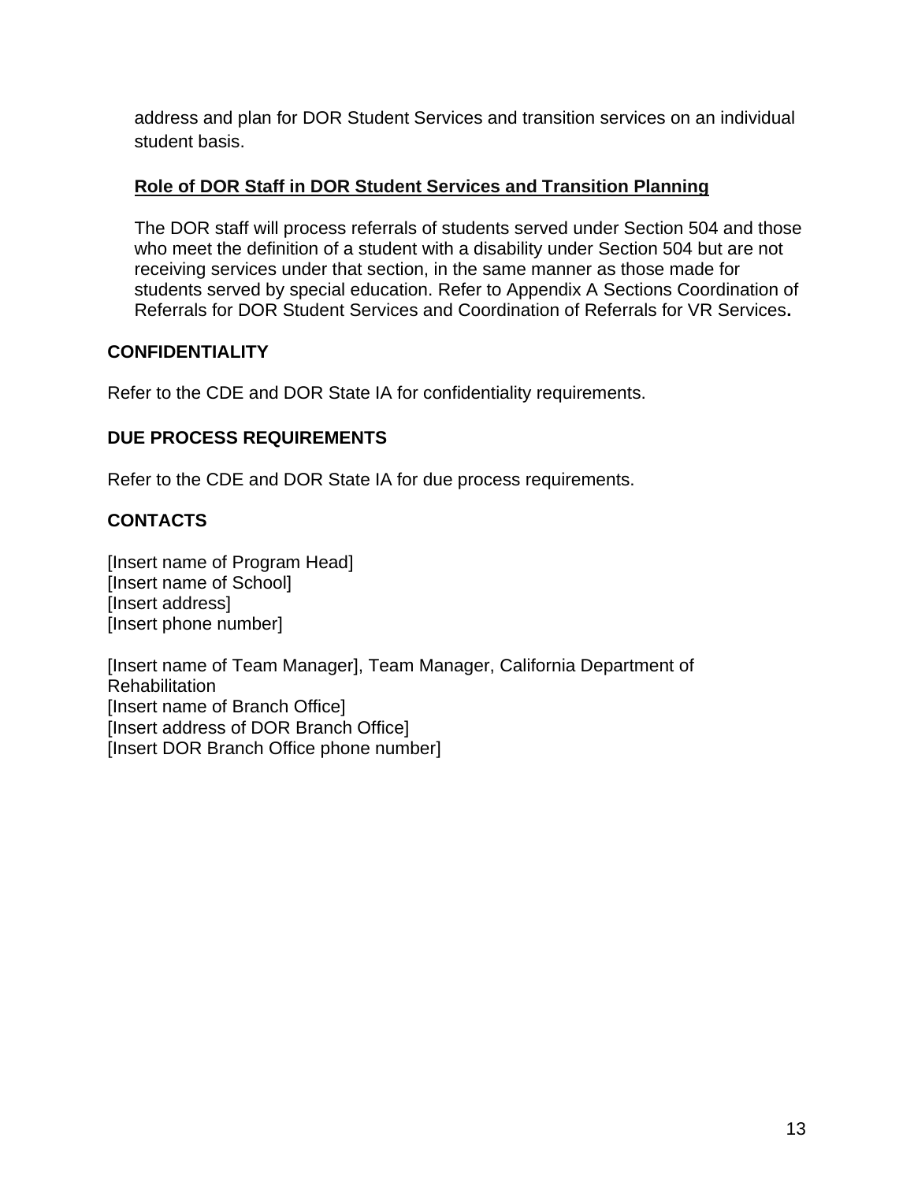address and plan for DOR Student Services and transition services on an individual student basis.

### Role of DOR Staff in DOR Student Services and Transition Planning

The DOR staff will process referrals of students served under Section 504 and those who meet the definition of a student with a disability under Section 504 but are not receiving services under that section, in the same manner as those made for students served by special education. Refer to Appendix A Sections Coordination of Referrals for DOR Student Services and Coordination of Referrals for VR Services**.**

## CONFIDENTIALITY

Refer to the CDE and DOR State IA for confidentiality requirements.

## DUE PROCESS REQUIREMENTS

Refer to the CDE and DOR State IA for due process requirements.

## CONTACTS

[Insert name of Program Head]
[Insert name of School]
[Insert address]
[Insert phone number]

[Insert name of Team Manager], Team Manager, California Department of Rehabilitation
[Insert name of Branch Office]
[Insert address of DOR Branch Office]
[Insert DOR Branch Office phone number]